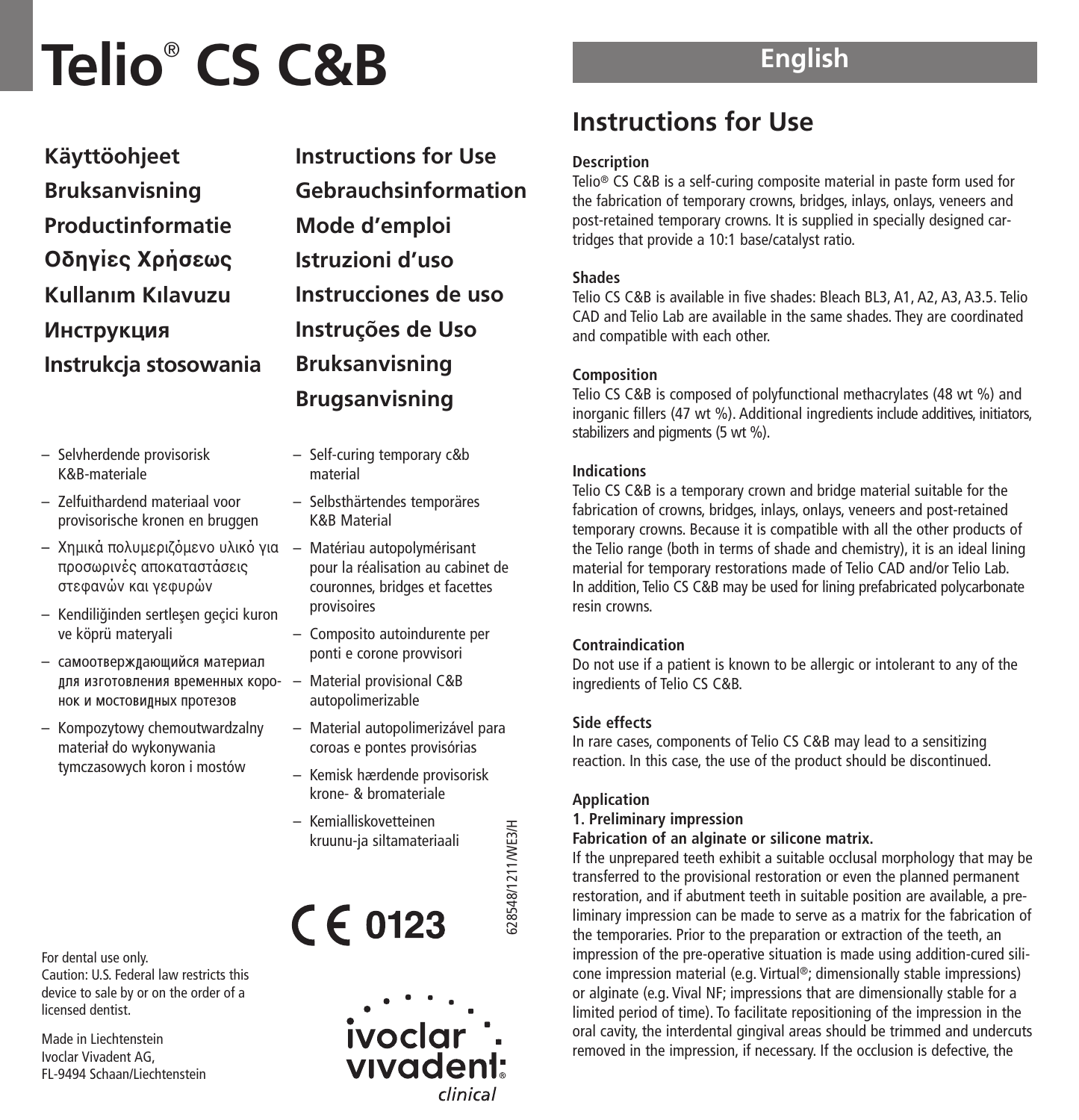# Telio® CS C&B

**Käyttöohjeet**
**Bruksanvisning**
**Productinformatie**
**Οδηγίες Χρήσεως**
**Kullanım Kılavuzu**
**Инструкция**
**Instrukcja stosowania**

**Instructions for Use**
**Gebrauchsinformation**
**Mode d'emploi**
**Istruzioni d'uso**
**Instrucciones de uso**
**Instruções de Uso**
**Bruksanvisning**
**Brugsanvisning**

- Selvherdende provisorisk K&B-materiale
- Zelfuithardend materiaal voor provisorische kronen en bruggen
- Χημικά πολυμεριζόμενο υλικό για προσωρινές αποκαταστάσεις στεφανών και γεφυρών
- Kendiliğinden sertleşen geçici kuron ve köprü materyali
- самоотверждающийся материал для изготовления временных коронок и мостовидных протезов
- Kompozytowy chemoutwardzalny materiał do wykonywania tymczasowych koron i mostów

- Self-curing temporary c&b material
- Selbsthärtendes temporäres K&B Material
- Matériau autopolymérisant pour la réalisation au cabinet de couronnes, bridges et facettes provisoires
- Composito autoindurente per ponti e corone provvisori
- Material provisional C&B autopolimerizable
- Material autopolimerizável para coroas e pontes provisórias
- Kemisk hærdende provisorisk krone- & bromateriale
- Kemialliskovetteinen kruunu-ja siltamateriaali

628548/1211/WE3/H

CE 0123

For dental use only.
Caution: U.S. Federal law restricts this device to sale by or on the order of a licensed dentist.

Made in Liechtenstein
Ivoclar Vivadent AG,
FL-9494 Schaan/Liechtenstein

ivoclar vivadent® clinical

## English

## Instructions for Use

### Description

Telio® CS C&B is a self-curing composite material in paste form used for the fabrication of temporary crowns, bridges, inlays, onlays, veneers and post-retained temporary crowns. It is supplied in specially designed cartridges that provide a 10:1 base/catalyst ratio.

### Shades

Telio CS C&B is available in five shades: Bleach BL3, A1, A2, A3, A3.5. Telio CAD and Telio Lab are available in the same shades. They are coordinated and compatible with each other.

### Composition

Telio CS C&B is composed of polyfunctional methacrylates (48 wt %) and inorganic fillers (47 wt %). Additional ingredients include additives, initiators, stabilizers and pigments (5 wt %).

### Indications

Telio CS C&B is a temporary crown and bridge material suitable for the fabrication of crowns, bridges, inlays, onlays, veneers and post-retained temporary crowns. Because it is compatible with all the other products of the Telio range (both in terms of shade and chemistry), it is an ideal lining material for temporary restorations made of Telio CAD and/or Telio Lab. In addition, Telio CS C&B may be used for lining prefabricated polycarbonate resin crowns.

### Contraindication

Do not use if a patient is known to be allergic or intolerant to any of the ingredients of Telio CS C&B.

### Side effects

In rare cases, components of Telio CS C&B may lead to a sensitizing reaction. In this case, the use of the product should be discontinued.

### Application

**1. Preliminary impression**

**Fabrication of an alginate or silicone matrix.**

If the unprepared teeth exhibit a suitable occlusal morphology that may be transferred to the provisional restoration or even the planned permanent restoration, and if abutment teeth in suitable position are available, a preliminary impression can be made to serve as a matrix for the fabrication of the temporaries. Prior to the preparation or extraction of the teeth, an impression of the pre-operative situation is made using addition-cured silicone impression material (e.g. Virtual®; dimensionally stable impressions) or alginate (e.g. Vival NF; impressions that are dimensionally stable for a limited period of time). To facilitate repositioning of the impression in the oral cavity, the interdental gingival areas should be trimmed and undercuts removed in the impression, if necessary. If the occlusion is defective, the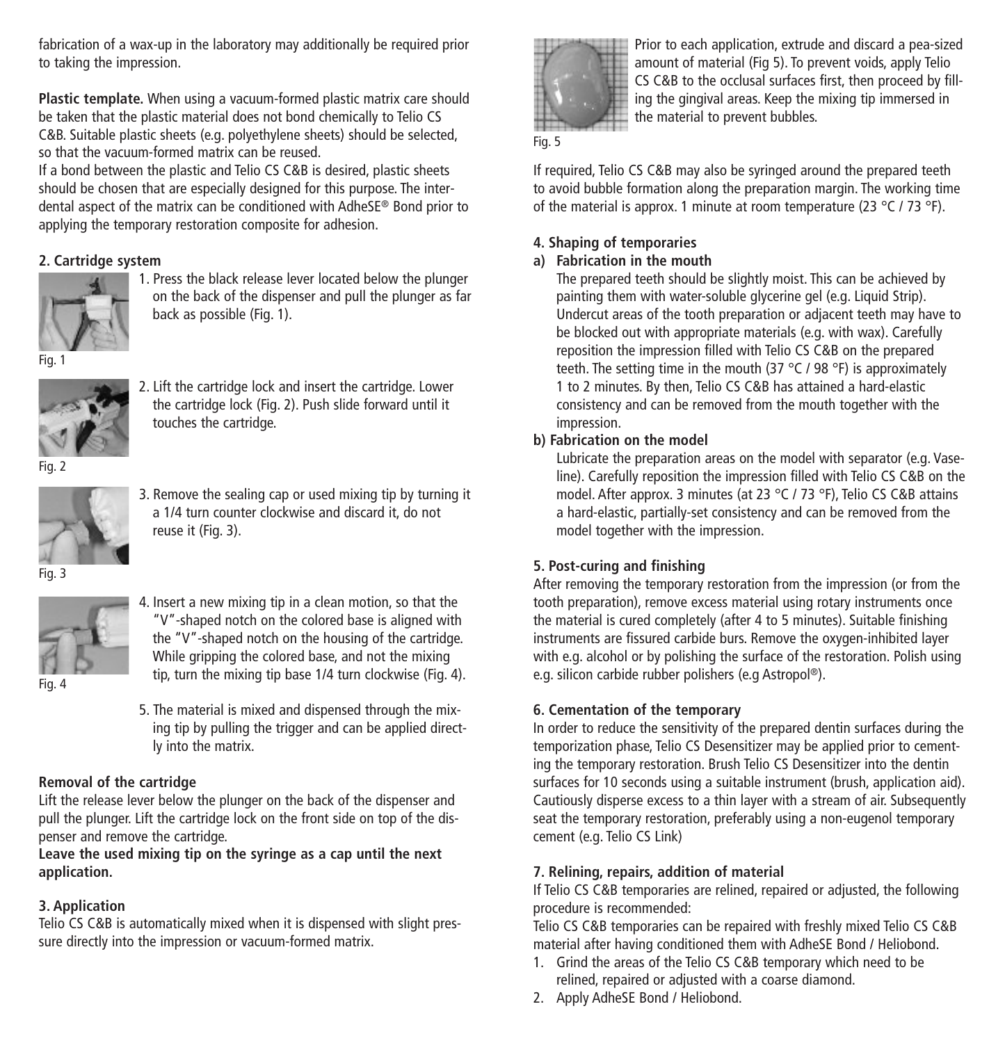fabrication of a wax-up in the laboratory may additionally be required prior to taking the impression.

**Plastic template.** When using a vacuum-formed plastic matrix care should be taken that the plastic material does not bond chemically to Telio CS C&B. Suitable plastic sheets (e.g. polyethylene sheets) should be selected, so that the vacuum-formed matrix can be reused.
If a bond between the plastic and Telio CS C&B is desired, plastic sheets should be chosen that are especially designed for this purpose. The interdental aspect of the matrix can be conditioned with AdheSE® Bond prior to applying the temporary restoration composite for adhesion.

**2. Cartridge system**

1. Press the black release lever located below the plunger on the back of the dispenser and pull the plunger as far back as possible (Fig. 1).

Fig. 1

2. Lift the cartridge lock and insert the cartridge. Lower the cartridge lock (Fig. 2). Push slide forward until it touches the cartridge.

Fig. 2

3. Remove the sealing cap or used mixing tip by turning it a 1/4 turn counter clockwise and discard it, do not reuse it (Fig. 3).

Fig. 3

4. Insert a new mixing tip in a clean motion, so that the "V"-shaped notch on the colored base is aligned with the "V"-shaped notch on the housing of the cartridge. While gripping the colored base, and not the mixing tip, turn the mixing tip base 1/4 turn clockwise (Fig. 4).

Fig. 4

5. The material is mixed and dispensed through the mixing tip by pulling the trigger and can be applied directly into the matrix.

**Removal of the cartridge**

Lift the release lever below the plunger on the back of the dispenser and pull the plunger. Lift the cartridge lock on the front side on top of the dispenser and remove the cartridge.

**Leave the used mixing tip on the syringe as a cap until the next application.**

**3. Application**

Telio CS C&B is automatically mixed when it is dispensed with slight pressure directly into the impression or vacuum-formed matrix.

Prior to each application, extrude and discard a pea-sized amount of material (Fig 5). To prevent voids, apply Telio CS C&B to the occlusal surfaces first, then proceed by filling the gingival areas. Keep the mixing tip immersed in the material to prevent bubbles.

Fig. 5

If required, Telio CS C&B may also be syringed around the prepared teeth to avoid bubble formation along the preparation margin. The working time of the material is approx. 1 minute at room temperature (23 °C / 73 °F).

**4. Shaping of temporaries**

**a) Fabrication in the mouth**

The prepared teeth should be slightly moist. This can be achieved by painting them with water-soluble glycerine gel (e.g. Liquid Strip). Undercut areas of the tooth preparation or adjacent teeth may have to be blocked out with appropriate materials (e.g. with wax). Carefully reposition the impression filled with Telio CS C&B on the prepared teeth. The setting time in the mouth (37 °C / 98 °F) is approximately 1 to 2 minutes. By then, Telio CS C&B has attained a hard-elastic consistency and can be removed from the mouth together with the impression.

**b) Fabrication on the model**

Lubricate the preparation areas on the model with separator (e.g. Vaseline). Carefully reposition the impression filled with Telio CS C&B on the model. After approx. 3 minutes (at 23 °C / 73 °F), Telio CS C&B attains a hard-elastic, partially-set consistency and can be removed from the model together with the impression.

**5. Post-curing and finishing**

After removing the temporary restoration from the impression (or from the tooth preparation), remove excess material using rotary instruments once the material is cured completely (after 4 to 5 minutes). Suitable finishing instruments are fissured carbide burs. Remove the oxygen-inhibited layer with e.g. alcohol or by polishing the surface of the restoration. Polish using e.g. silicon carbide rubber polishers (e.g Astropol®).

**6. Cementation of the temporary**

In order to reduce the sensitivity of the prepared dentin surfaces during the temporization phase, Telio CS Desensitizer may be applied prior to cementing the temporary restoration. Brush Telio CS Desensitizer into the dentin surfaces for 10 seconds using a suitable instrument (brush, application aid). Cautiously disperse excess to a thin layer with a stream of air. Subsequently seat the temporary restoration, preferably using a non-eugenol temporary cement (e.g. Telio CS Link)

**7. Relining, repairs, addition of material**

If Telio CS C&B temporaries are relined, repaired or adjusted, the following procedure is recommended:

Telio CS C&B temporaries can be repaired with freshly mixed Telio CS C&B material after having conditioned them with AdheSE Bond / Heliobond.

1. Grind the areas of the Telio CS C&B temporary which need to be relined, repaired or adjusted with a coarse diamond.
2. Apply AdheSE Bond / Heliobond.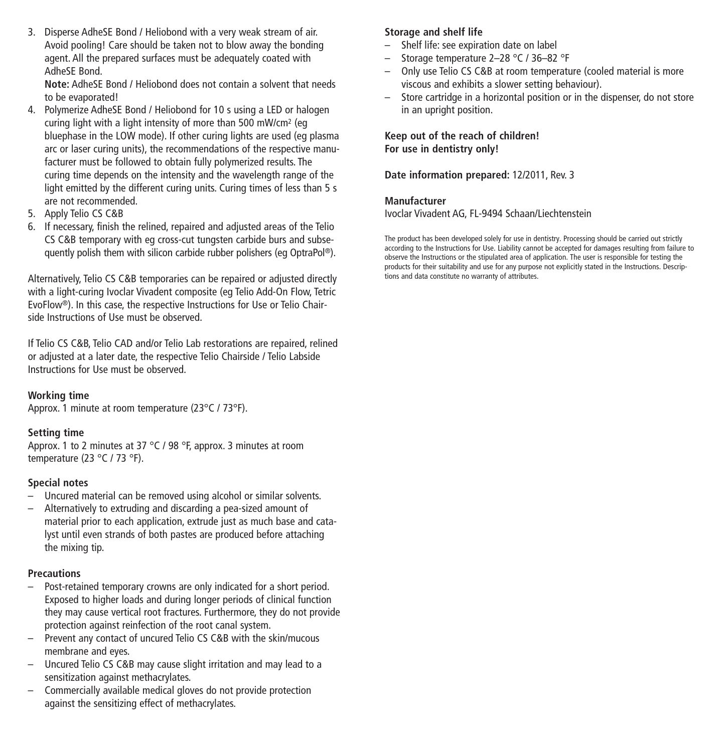3. Disperse AdheSE Bond / Heliobond with a very weak stream of air. Avoid pooling! Care should be taken not to blow away the bonding agent. All the prepared surfaces must be adequately coated with AdheSE Bond.
   **Note:** AdheSE Bond / Heliobond does not contain a solvent that needs to be evaporated!
4. Polymerize AdheSE Bond / Heliobond for 10 s using a LED or halogen curing light with a light intensity of more than 500 mW/cm² (eg bluephase in the LOW mode). If other curing lights are used (eg plasma arc or laser curing units), the recommendations of the respective manufacturer must be followed to obtain fully polymerized results. The curing time depends on the intensity and the wavelength range of the light emitted by the different curing units. Curing times of less than 5 s are not recommended.
5. Apply Telio CS C&B
6. If necessary, finish the relined, repaired and adjusted areas of the Telio CS C&B temporary with eg cross-cut tungsten carbide burs and subsequently polish them with silicon carbide rubber polishers (eg OptraPol®).

Alternatively, Telio CS C&B temporaries can be repaired or adjusted directly with a light-curing Ivoclar Vivadent composite (eg Telio Add-On Flow, Tetric EvoFlow®). In this case, the respective Instructions for Use or Telio Chairside Instructions of Use must be observed.

If Telio CS C&B, Telio CAD and/or Telio Lab restorations are repaired, relined or adjusted at a later date, the respective Telio Chairside / Telio Labside Instructions for Use must be observed.

### Working time

Approx. 1 minute at room temperature (23°C / 73°F).

### Setting time

Approx. 1 to 2 minutes at 37 °C / 98 °F, approx. 3 minutes at room temperature (23 °C / 73 °F).

### Special notes

- Uncured material can be removed using alcohol or similar solvents.
- Alternatively to extruding and discarding a pea-sized amount of material prior to each application, extrude just as much base and catalyst until even strands of both pastes are produced before attaching the mixing tip.

### Precautions

- Post-retained temporary crowns are only indicated for a short period. Exposed to higher loads and during longer periods of clinical function they may cause vertical root fractures. Furthermore, they do not provide protection against reinfection of the root canal system.
- Prevent any contact of uncured Telio CS C&B with the skin/mucous membrane and eyes.
- Uncured Telio CS C&B may cause slight irritation and may lead to a sensitization against methacrylates.
- Commercially available medical gloves do not provide protection against the sensitizing effect of methacrylates.

### Storage and shelf life

- Shelf life: see expiration date on label
- Storage temperature 2–28 °C / 36–82 °F
- Only use Telio CS C&B at room temperature (cooled material is more viscous and exhibits a slower setting behaviour).
- Store cartridge in a horizontal position or in the dispenser, do not store in an upright position.

**Keep out of the reach of children!**
**For use in dentistry only!**

**Date information prepared:** 12/2011, Rev. 3

**Manufacturer**
Ivoclar Vivadent AG, FL-9494 Schaan/Liechtenstein

The product has been developed solely for use in dentistry. Processing should be carried out strictly according to the Instructions for Use. Liability cannot be accepted for damages resulting from failure to observe the Instructions or the stipulated area of application. The user is responsible for testing the products for their suitability and use for any purpose not explicitly stated in the Instructions. Descriptions and data constitute no warranty of attributes.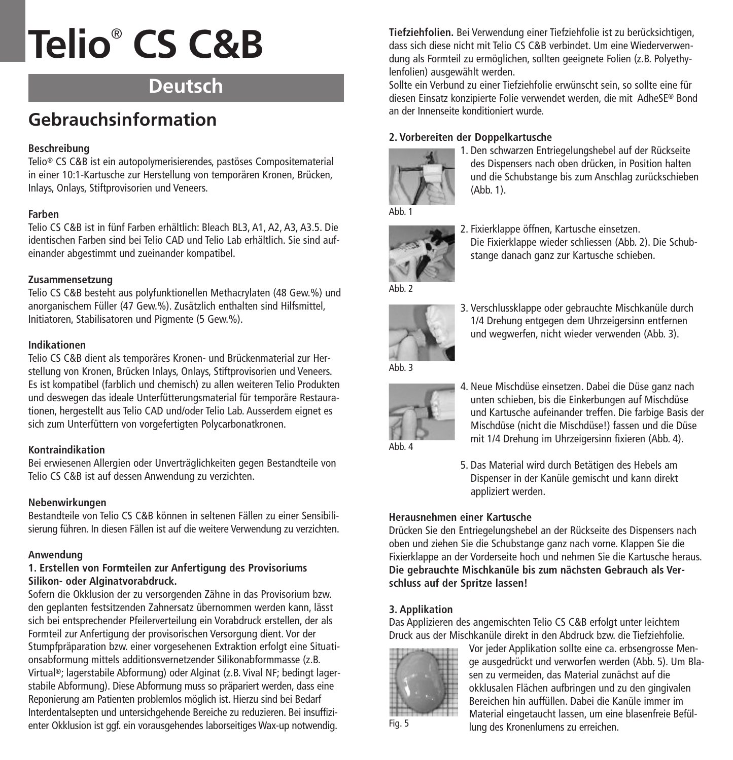# Telio® CS C&B

## Deutsch

## Gebrauchsinformation

**Beschreibung**
Telio® CS C&B ist ein autopolymerisierendes, pastöses Compositematerial in einer 10:1-Kartusche zur Herstellung von temporären Kronen, Brücken, Inlays, Onlays, Stiftprovisorien und Veneers.

**Farben**
Telio CS C&B ist in fünf Farben erhältlich: Bleach BL3, A1, A2, A3, A3.5. Die identischen Farben sind bei Telio CAD und Telio Lab erhältlich. Sie sind aufeinander abgestimmt und zueinander kompatibel.

**Zusammensetzung**
Telio CS C&B besteht aus polyfunktionellen Methacrylaten (48 Gew.%) und anorganischem Füller (47 Gew.%). Zusätzlich enthalten sind Hilfsmittel, Initiatoren, Stabilisatoren und Pigmente (5 Gew.%).

**Indikationen**
Telio CS C&B dient als temporäres Kronen- und Brückenmaterial zur Herstellung von Kronen, Brücken Inlays, Onlays, Stiftprovisorien und Veneers. Es ist kompatibel (farblich und chemisch) zu allen weiteren Telio Produkten und deswegen das ideale Unterfütterungsmaterial für temporäre Restaurationen, hergestellt aus Telio CAD und/oder Telio Lab. Ausserdem eignet es sich zum Unterfüttern von vorgefertigten Polycarbonatkronen.

**Kontraindikation**
Bei erwiesenen Allergien oder Unverträglichkeiten gegen Bestandteile von Telio CS C&B ist auf dessen Anwendung zu verzichten.

**Nebenwirkungen**
Bestandteile von Telio CS C&B können in seltenen Fällen zu einer Sensibilisierung führen. In diesen Fällen ist auf die weitere Verwendung zu verzichten.

**Anwendung**

**1. Erstellen von Formteilen zur Anfertigung des Provisoriums Silikon- oder Alginatvorabdruck.**
Sofern die Okklusion der zu versorgenden Zähne in das Provisorium bzw. den geplanten festsitzenden Zahnersatz übernommen werden kann, lässt sich bei entsprechender Pfeilerverteilung ein Vorabdruck erstellen, der als Formteil zur Anfertigung der provisorischen Versorgung dient. Vor der Stumpfpräparation bzw. einer vorgesehenen Extraktion erfolgt eine Situationsabformung mittels additionsvernetzender Silikonabformmasse (z.B. Virtual®; lagerstabile Abformung) oder Alginat (z.B. Vival NF; bedingt lagerstabile Abformung). Diese Abformung muss so präpariert werden, dass eine Reponierung am Patienten problemlos möglich ist. Hierzu sind bei Bedarf Interdentalsepten und untersichgehende Bereiche zu reduzieren. Bei insuffizienter Okklusion ist ggf. ein vorausgehendes laborseitiges Wax-up notwendig.

**Tiefziehfolien.** Bei Verwendung einer Tiefziehfolie ist zu berücksichtigen, dass sich diese nicht mit Telio CS C&B verbindet. Um eine Wiederverwendung als Formteil zu ermöglichen, sollten geeignete Folien (z.B. Polyethylenfolien) ausgewählt werden.
Sollte ein Verbund zu einer Tiefziehfolie erwünscht sein, so sollte eine für diesen Einsatz konzipierte Folie verwendet werden, die mit AdheSE® Bond an der Innenseite konditioniert wurde.

**2. Vorbereiten der Doppelkartusche**

1. Den schwarzen Entriegelungshebel auf der Rückseite des Dispensers nach oben drücken, in Position halten und die Schubstange bis zum Anschlag zurückschieben (Abb. 1).

Abb. 1

2. Fixierklappe öffnen, Kartusche einsetzen. Die Fixierklappe wieder schliessen (Abb. 2). Die Schubstange danach ganz zur Kartusche schieben.

Abb. 2

3. Verschlussklappe oder gebrauchte Mischkanüle durch 1/4 Drehung entgegen dem Uhrzeigersinn entfernen und wegwerfen, nicht wieder verwenden (Abb. 3).

Abb. 3

4. Neue Mischdüse einsetzen. Dabei die Düse ganz nach unten schieben, bis die Einkerbungen auf Mischdüse und Kartusche aufeinander treffen. Die farbige Basis der Mischdüse (nicht die Mischdüse!) fassen und die Düse mit 1/4 Drehung im Uhrzeigersinn fixieren (Abb. 4).

Abb. 4

5. Das Material wird durch Betätigen des Hebels am Dispenser in der Kanüle gemischt und kann direkt appliziert werden.

**Herausnehmen einer Kartusche**
Drücken Sie den Entriegelungshebel an der Rückseite des Dispensers nach oben und ziehen Sie die Schubstange ganz nach vorne. Klappen Sie die Fixierklappe an der Vorderseite hoch und nehmen Sie die Kartusche heraus. **Die gebrauchte Mischkanüle bis zum nächsten Gebrauch als Verschluss auf der Spritze lassen!**

**3. Applikation**
Das Applizieren des angemischten Telio CS C&B erfolgt unter leichtem Druck aus der Mischkanüle direkt in den Abdruck bzw. die Tiefziehfolie. Vor jeder Applikation sollte eine ca. erbsengrosse Menge ausgedrückt und verworfen werden (Abb. 5). Um Blasen zu vermeiden, das Material zunächst auf die okklusalen Flächen aufbringen und zu den gingivalen Bereichen hin auffüllen. Dabei die Kanüle immer im Material eingetaucht lassen, um eine blasenfreie Befüllung des Kronenlumens zu erreichen.

Fig. 5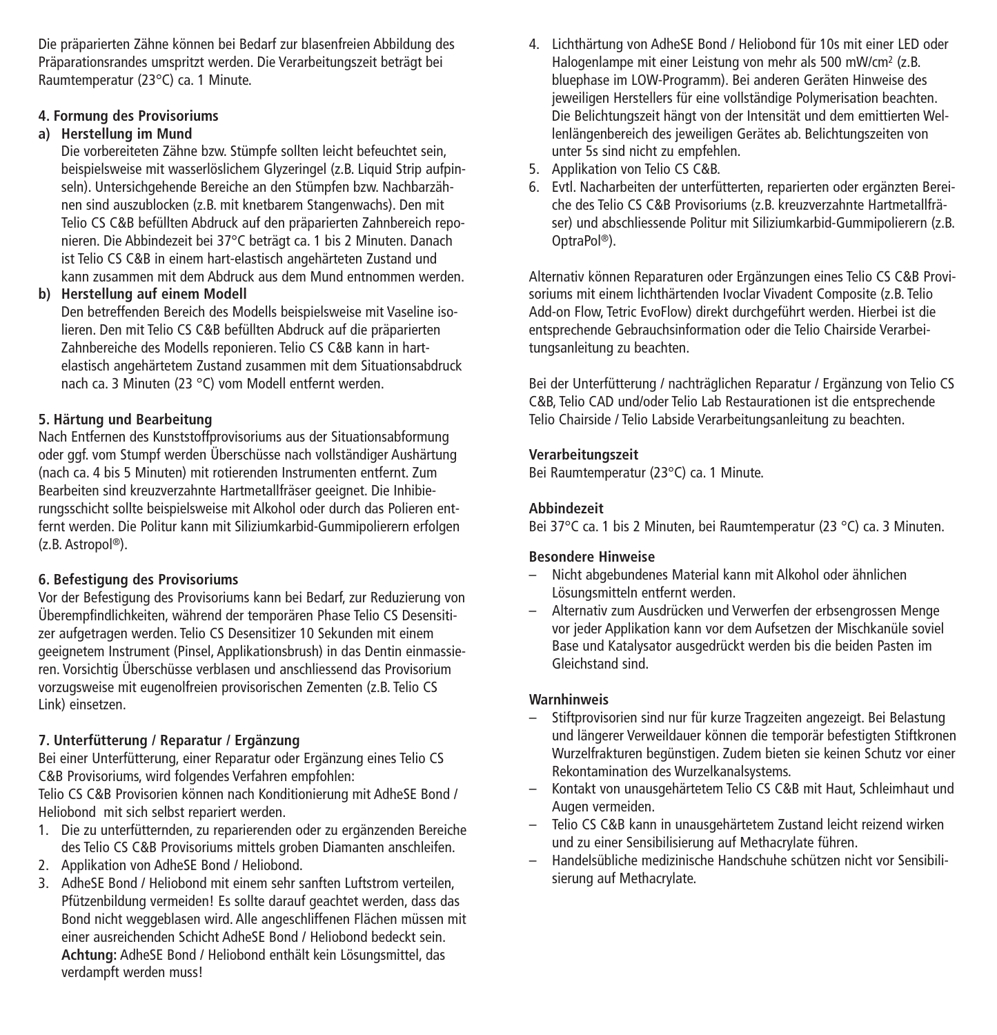Die präparierten Zähne können bei Bedarf zur blasenfreien Abbildung des Präparationsrandes umspritzt werden. Die Verarbeitungszeit beträgt bei Raumtemperatur (23°C) ca. 1 Minute.

**4. Formung des Provisoriums**

**a) Herstellung im Mund**

Die vorbereiteten Zähne bzw. Stümpfe sollten leicht befeuchtet sein, beispielsweise mit wasserlöslichem Glyzeringel (z.B. Liquid Strip aufpinseln). Untersichgehende Bereiche an den Stümpfen bzw. Nachbarzähnen sind auszublocken (z.B. mit knetbarem Stangenwachs). Den mit Telio CS C&B befüllten Abdruck auf den präparierten Zahnbereich reponieren. Die Abbindezeit bei 37°C beträgt ca. 1 bis 2 Minuten. Danach ist Telio CS C&B in einem hart-elastisch angehärteten Zustand und kann zusammen mit dem Abdruck aus dem Mund entnommen werden.

**b) Herstellung auf einem Modell**

Den betreffenden Bereich des Modells beispielsweise mit Vaseline isolieren. Den mit Telio CS C&B befüllten Abdruck auf die präparierten Zahnbereiche des Modells reponieren. Telio CS C&B kann in hart-elastisch angehärtetem Zustand zusammen mit dem Situationsabdruck nach ca. 3 Minuten (23 °C) vom Modell entfernt werden.

**5. Härtung und Bearbeitung**

Nach Entfernen des Kunststoffprovisoriums aus der Situationsabformung oder ggf. vom Stumpf werden Überschüsse nach vollständiger Aushärtung (nach ca. 4 bis 5 Minuten) mit rotierenden Instrumenten entfernt. Zum Bearbeiten sind kreuzverzahnte Hartmetallfräser geeignet. Die Inhibierungsschicht sollte beispielsweise mit Alkohol oder durch das Polieren entfernt werden. Die Politur kann mit Siliziumkarbid-Gummipolierern erfolgen (z.B. Astropol®).

**6. Befestigung des Provisoriums**

Vor der Befestigung des Provisoriums kann bei Bedarf, zur Reduzierung von Überempfindlichkeiten, während der temporären Phase Telio CS Desensitizer aufgetragen werden. Telio CS Desensitizer 10 Sekunden mit einem geeignetem Instrument (Pinsel, Applikationsbrush) in das Dentin einmassieren. Vorsichtig Überschüsse verblasen und anschliessend das Provisorium vorzugsweise mit eugenolfreien provisorischen Zementen (z.B. Telio CS Link) einsetzen.

**7. Unterfütterung / Reparatur / Ergänzung**

Bei einer Unterfütterung, einer Reparatur oder Ergänzung eines Telio CS C&B Provisoriums, wird folgendes Verfahren empfohlen:
Telio CS C&B Provisorien können nach Konditionierung mit AdheSE Bond / Heliobond mit sich selbst repariert werden.

1. Die zu unterfütternden, zu reparierenden oder zu ergänzenden Bereiche des Telio CS C&B Provisoriums mittels groben Diamanten anschleifen.
2. Applikation von AdheSE Bond / Heliobond.
3. AdheSE Bond / Heliobond mit einem sehr sanften Luftstrom verteilen, Pfützenbildung vermeiden! Es sollte darauf geachtet werden, dass das Bond nicht weggeblasen wird. Alle angeschliffenen Flächen müssen mit einer ausreichenden Schicht AdheSE Bond / Heliobond bedeckt sein. **Achtung:** AdheSE Bond / Heliobond enthält kein Lösungsmittel, das verdampft werden muss!
4. Lichthärtung von AdheSE Bond / Heliobond für 10s mit einer LED oder Halogenlampe mit einer Leistung von mehr als 500 mW/cm² (z.B. bluephase im LOW-Programm). Bei anderen Geräten Hinweise des jeweiligen Herstellers für eine vollständige Polymerisation beachten. Die Belichtungszeit hängt von der Intensität und dem emittierten Wellenlängenbereich des jeweiligen Gerätes ab. Belichtungszeiten von unter 5s sind nicht zu empfehlen.
5. Applikation von Telio CS C&B.
6. Evtl. Nacharbeiten der unterfütterten, reparierten oder ergänzten Bereiche des Telio CS C&B Provisoriums (z.B. kreuzverzahnte Hartmetallfräser) und abschliessende Politur mit Siliziumkarbid-Gummipolierern (z.B. OptraPol®).

Alternativ können Reparaturen oder Ergänzungen eines Telio CS C&B Provisoriums mit einem lichthärtenden Ivoclar Vivadent Composite (z.B. Telio Add-on Flow, Tetric EvoFlow) direkt durchgeführt werden. Hierbei ist die entsprechende Gebrauchsinformation oder die Telio Chairside Verarbeitungsanleitung zu beachten.

Bei der Unterfütterung / nachträglichen Reparatur / Ergänzung von Telio CS C&B, Telio CAD und/oder Telio Lab Restaurationen ist die entsprechende Telio Chairside / Telio Labside Verarbeitungsanleitung zu beachten.

**Verarbeitungszeit**

Bei Raumtemperatur (23°C) ca. 1 Minute.

**Abbindezeit**

Bei 37°C ca. 1 bis 2 Minuten, bei Raumtemperatur (23 °C) ca. 3 Minuten.

**Besondere Hinweise**

- Nicht abgebundenes Material kann mit Alkohol oder ähnlichen Lösungsmitteln entfernt werden.
- Alternativ zum Ausdrücken und Verwerfen der erbsengrossen Menge vor jeder Applikation kann vor dem Aufsetzen der Mischkanüle soviel Base und Katalysator ausgedrückt werden bis die beiden Pasten im Gleichstand sind.

**Warnhinweis**

- Stiftprovisorien sind nur für kurze Tragzeiten angezeigt. Bei Belastung und längerer Verweildauer können die temporär befestigten Stiftkronen Wurzelfrakturen begünstigen. Zudem bieten sie keinen Schutz vor einer Rekontamination des Wurzelkanalsystems.
- Kontakt von unausgehärtetem Telio CS C&B mit Haut, Schleimhaut und Augen vermeiden.
- Telio CS C&B kann in unausgehärtetem Zustand leicht reizend wirken und zu einer Sensibilisierung auf Methacrylate führen.
- Handelsübliche medizinische Handschuhe schützen nicht vor Sensibilisierung auf Methacrylate.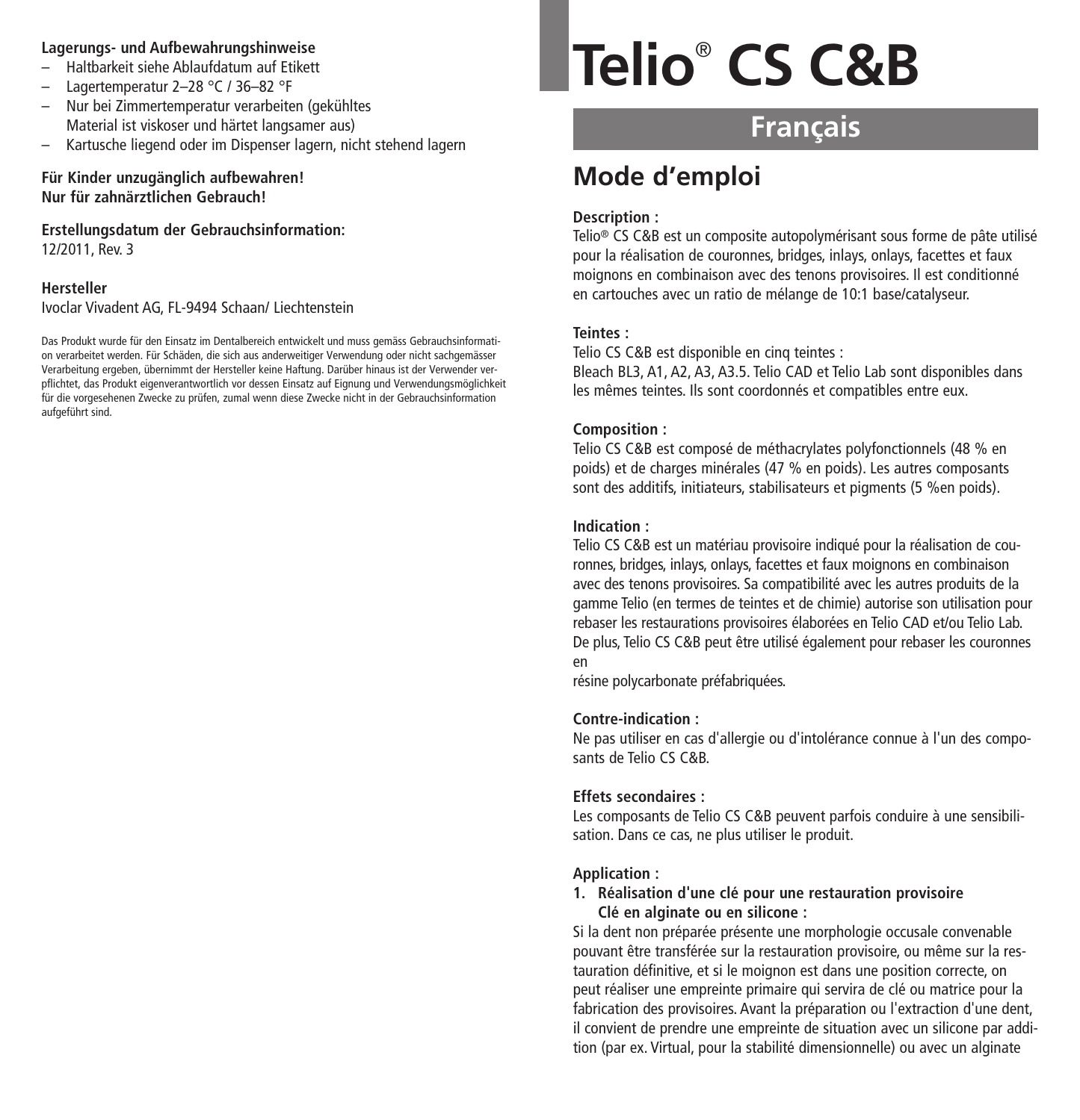**Lagerungs- und Aufbewahrungshinweise**

- Haltbarkeit siehe Ablaufdatum auf Etikett
- Lagertemperatur 2–28 °C / 36–82 °F
- Nur bei Zimmertemperatur verarbeiten (gekühltes Material ist viskoser und härtet langsamer aus)
- Kartusche liegend oder im Dispenser lagern, nicht stehend lagern

**Für Kinder unzugänglich aufbewahren!**
**Nur für zahnärztlichen Gebrauch!**

**Erstellungsdatum der Gebrauchsinformation:**
12/2011, Rev. 3

**Hersteller**
Ivoclar Vivadent AG, FL-9494 Schaan/ Liechtenstein

Das Produkt wurde für den Einsatz im Dentalbereich entwickelt und muss gemäss Gebrauchsinformation verarbeitet werden. Für Schäden, die sich aus anderweitiger Verwendung oder nicht sachgemässer Verarbeitung ergeben, übernimmt der Hersteller keine Haftung. Darüber hinaus ist der Verwender verpflichtet, das Produkt eigenverantwortlich vor dessen Einsatz auf Eignung und Verwendungsmöglichkeit für die vorgesehenen Zwecke zu prüfen, zumal wenn diese Zwecke nicht in der Gebrauchsinformation aufgeführt sind.

# Telio® CS C&B

## Français

## Mode d'emploi

**Description :**
Telio® CS C&B est un composite autopolymérisant sous forme de pâte utilisé pour la réalisation de couronnes, bridges, inlays, onlays, facettes et faux moignons en combinaison avec des tenons provisoires. Il est conditionné en cartouches avec un ratio de mélange de 10:1 base/catalyseur.

**Teintes :**
Telio CS C&B est disponible en cinq teintes :
Bleach BL3, A1, A2, A3, A3.5. Telio CAD et Telio Lab sont disponibles dans les mêmes teintes. Ils sont coordonnés et compatibles entre eux.

**Composition :**
Telio CS C&B est composé de méthacrylates polyfonctionnels (48 % en poids) et de charges minérales (47 % en poids). Les autres composants sont des additifs, initiateurs, stabilisateurs et pigments (5 %en poids).

**Indication :**
Telio CS C&B est un matériau provisoire indiqué pour la réalisation de couronnes, bridges, inlays, onlays, facettes et faux moignons en combinaison avec des tenons provisoires. Sa compatibilité avec les autres produits de la gamme Telio (en termes de teintes et de chimie) autorise son utilisation pour rebaser les restaurations provisoires élaborées en Telio CAD et/ou Telio Lab. De plus, Telio CS C&B peut être utilisé également pour rebaser les couronnes en

résine polycarbonate préfabriquées.

**Contre-indication :**
Ne pas utiliser en cas d'allergie ou d'intolérance connue à l'un des composants de Telio CS C&B.

**Effets secondaires :**
Les composants de Telio CS C&B peuvent parfois conduire à une sensibilisation. Dans ce cas, ne plus utiliser le produit.

**Application :**

1. **Réalisation d'une clé pour une restauration provisoire**
   **Clé en alginate ou en silicone :**

Si la dent non préparée présente une morphologie occusale convenable pouvant être transférée sur la restauration provisoire, ou même sur la restauration définitive, et si le moignon est dans une position correcte, on peut réaliser une empreinte primaire qui servira de clé ou matrice pour la fabrication des provisoires. Avant la préparation ou l'extraction d'une dent, il convient de prendre une empreinte de situation avec un silicone par addition (par ex. Virtual, pour la stabilité dimensionnelle) ou avec un alginate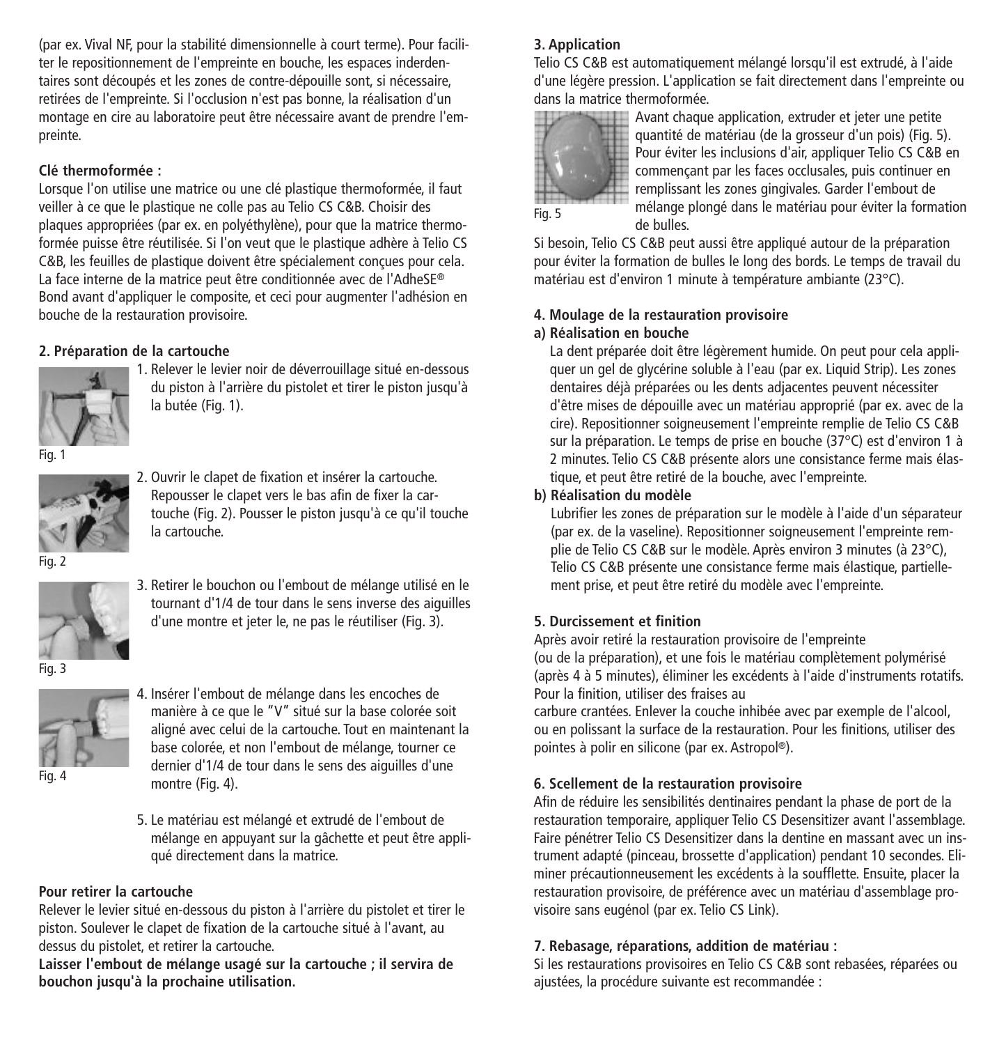(par ex. Vival NF, pour la stabilité dimensionnelle à court terme). Pour faciliter le repositionnement de l'empreinte en bouche, les espaces inderdentaires sont découpés et les zones de contre-dépouille sont, si nécessaire, retirées de l'empreinte. Si l'occlusion n'est pas bonne, la réalisation d'un montage en cire au laboratoire peut être nécessaire avant de prendre l'empreinte.

**Clé thermoformée :**

Lorsque l'on utilise une matrice ou une clé plastique thermoformée, il faut veiller à ce que le plastique ne colle pas au Telio CS C&B. Choisir des plaques appropriées (par ex. en polyéthylène), pour que la matrice thermoformée puisse être réutilisée. Si l'on veut que le plastique adhère à Telio CS C&B, les feuilles de plastique doivent être spécialement conçues pour cela. La face interne de la matrice peut être conditionnée avec de l'AdheSE® Bond avant d'appliquer le composite, et ceci pour augmenter l'adhésion en bouche de la restauration provisoire.

**2. Préparation de la cartouche**

1. Relever le levier noir de déverrouillage situé en-dessous du piston à l'arrière du pistolet et tirer le piston jusqu'à la butée (Fig. 1).

Fig. 1

2. Ouvrir le clapet de fixation et insérer la cartouche. Repousser le clapet vers le bas afin de fixer la cartouche (Fig. 2). Pousser le piston jusqu'à ce qu'il touche la cartouche.

Fig. 2

3. Retirer le bouchon ou l'embout de mélange utilisé en le tournant d'1/4 de tour dans le sens inverse des aiguilles d'une montre et jeter le, ne pas le réutiliser (Fig. 3).

Fig. 3

4. Insérer l'embout de mélange dans les encoches de manière à ce que le "V" situé sur la base colorée soit aligné avec celui de la cartouche. Tout en maintenant la base colorée, et non l'embout de mélange, tourner ce dernier d'1/4 de tour dans le sens des aiguilles d'une montre (Fig. 4).

Fig. 4

5. Le matériau est mélangé et extrudé de l'embout de mélange en appuyant sur la gâchette et peut être appliqué directement dans la matrice.

**Pour retirer la cartouche**

Relever le levier situé en-dessous du piston à l'arrière du pistolet et tirer le piston. Soulever le clapet de fixation de la cartouche situé à l'avant, au dessus du pistolet, et retirer la cartouche.

**Laisser l'embout de mélange usagé sur la cartouche ; il servira de bouchon jusqu'à la prochaine utilisation.**

**3. Application**

Telio CS C&B est automatiquement mélangé lorsqu'il est extrudé, à l'aide d'une légère pression. L'application se fait directement dans l'empreinte ou dans la matrice thermoformée.

Avant chaque application, extruder et jeter une petite quantité de matériau (de la grosseur d'un pois) (Fig. 5). Pour éviter les inclusions d'air, appliquer Telio CS C&B en commençant par les faces occlusales, puis continuer en remplissant les zones gingivales. Garder l'embout de mélange plongé dans le matériau pour éviter la formation de bulles.

Fig. 5

Si besoin, Telio CS C&B peut aussi être appliqué autour de la préparation pour éviter la formation de bulles le long des bords. Le temps de travail du matériau est d'environ 1 minute à température ambiante (23°C).

**4. Moulage de la restauration provisoire**

**a) Réalisation en bouche**

La dent préparée doit être légèrement humide. On peut pour cela appliquer un gel de glycérine soluble à l'eau (par ex. Liquid Strip). Les zones dentaires déjà préparées ou les dents adjacentes peuvent nécessiter d'être mises de dépouille avec un matériau approprié (par ex. avec de la cire). Repositionner soigneusement l'empreinte remplie de Telio CS C&B sur la préparation. Le temps de prise en bouche (37°C) est d'environ 1 à 2 minutes. Telio CS C&B présente alors une consistance ferme mais élastique, et peut être retiré de la bouche, avec l'empreinte.

**b) Réalisation du modèle**

Lubrifier les zones de préparation sur le modèle à l'aide d'un séparateur (par ex. de la vaseline). Repositionner soigneusement l'empreinte remplie de Telio CS C&B sur le modèle. Après environ 3 minutes (à 23°C), Telio CS C&B présente une consistance ferme mais élastique, partiellement prise, et peut être retiré du modèle avec l'empreinte.

**5. Durcissement et finition**

Après avoir retiré la restauration provisoire de l'empreinte (ou de la préparation), et une fois le matériau complètement polymérisé (après 4 à 5 minutes), éliminer les excédents à l'aide d'instruments rotatifs. Pour la finition, utiliser des fraises au carbure crantées. Enlever la couche inhibée avec par exemple de l'alcool, ou en polissant la surface de la restauration. Pour les finitions, utiliser des pointes à polir en silicone (par ex. Astropol®).

**6. Scellement de la restauration provisoire**

Afin de réduire les sensibilités dentinaires pendant la phase de port de la restauration temporaire, appliquer Telio CS Desensitizer avant l'assemblage. Faire pénétrer Telio CS Desensitizer dans la dentine en massant avec un instrument adapté (pinceau, brossette d'application) pendant 10 secondes. Eliminer précautionneusement les excédents à la soufflette. Ensuite, placer la restauration provisoire, de préférence avec un matériau d'assemblage provisoire sans eugénol (par ex. Telio CS Link).

**7. Rebasage, réparations, addition de matériau :**

Si les restaurations provisoires en Telio CS C&B sont rebasées, réparées ou ajustées, la procédure suivante est recommandée :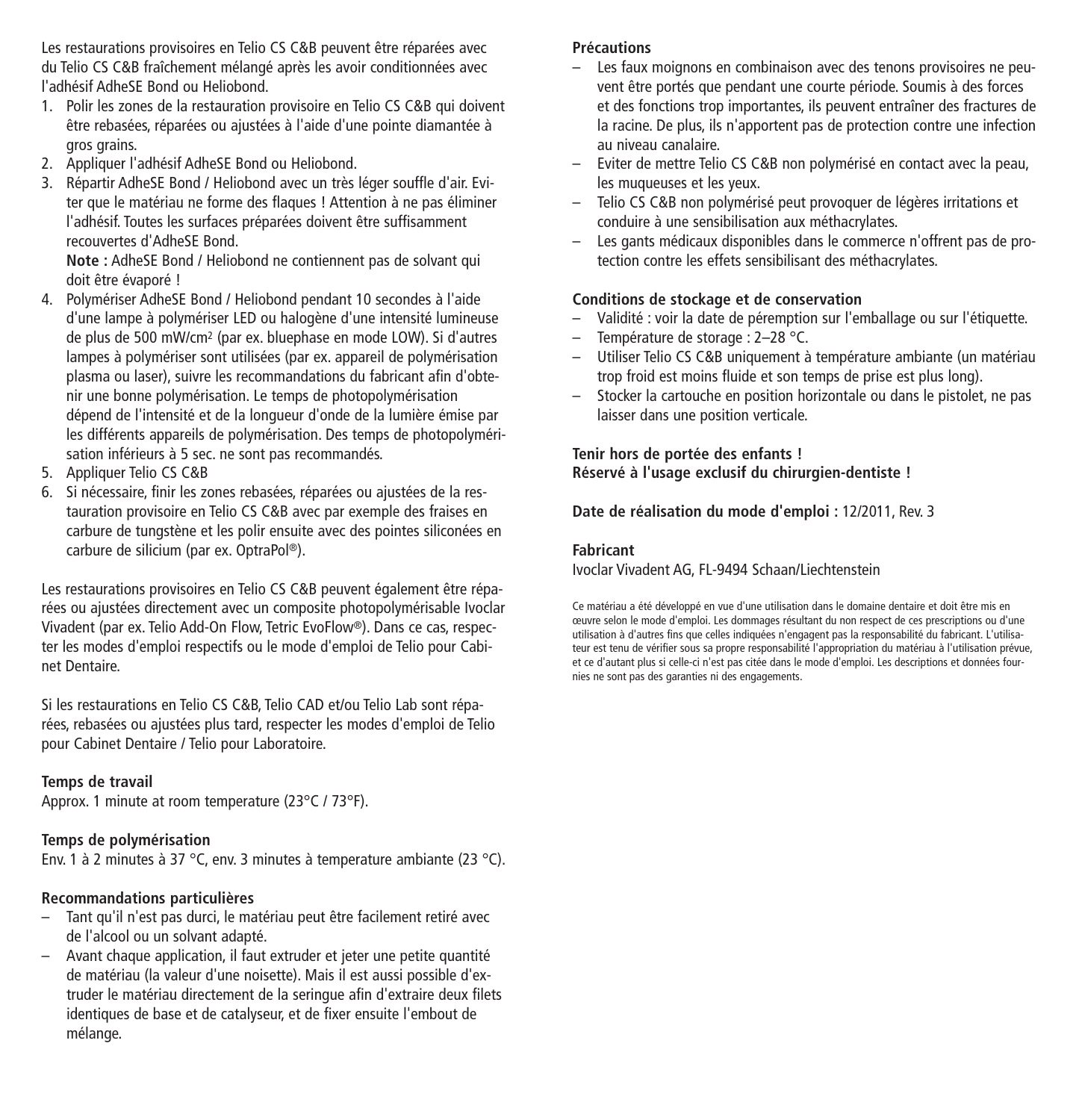Les restaurations provisoires en Telio CS C&B peuvent être réparées avec du Telio CS C&B fraîchement mélangé après les avoir conditionnées avec l'adhésif AdheSE Bond ou Heliobond.

1. Polir les zones de la restauration provisoire en Telio CS C&B qui doivent être rebasées, réparées ou ajustées à l'aide d'une pointe diamantée à gros grains.
2. Appliquer l'adhésif AdheSE Bond ou Heliobond.
3. Répartir AdheSE Bond / Heliobond avec un très léger souffle d'air. Eviter que le matériau ne forme des flaques ! Attention à ne pas éliminer l'adhésif. Toutes les surfaces préparées doivent être suffisamment recouvertes d'AdheSE Bond.
   **Note :** AdheSE Bond / Heliobond ne contiennent pas de solvant qui doit être évaporé !
4. Polymériser AdheSE Bond / Heliobond pendant 10 secondes à l'aide d'une lampe à polymériser LED ou halogène d'une intensité lumineuse de plus de 500 mW/cm² (par ex. bluephase en mode LOW). Si d'autres lampes à polymériser sont utilisées (par ex. appareil de polymérisation plasma ou laser), suivre les recommandations du fabricant afin d'obtenir une bonne polymérisation. Le temps de photopolymérisation dépend de l'intensité et de la longueur d'onde de la lumière émise par les différents appareils de polymérisation. Des temps de photopolymérisation inférieurs à 5 sec. ne sont pas recommandés.
5. Appliquer Telio CS C&B
6. Si nécessaire, finir les zones rebasées, réparées ou ajustées de la restauration provisoire en Telio CS C&B avec par exemple des fraises en carbure de tungstène et les polir ensuite avec des pointes siliconées en carbure de silicium (par ex. OptraPol®).

Les restaurations provisoires en Telio CS C&B peuvent également être réparées ou ajustées directement avec un composite photopolymérisable Ivoclar Vivadent (par ex. Telio Add-On Flow, Tetric EvoFlow®). Dans ce cas, respecter les modes d'emploi respectifs ou le mode d'emploi de Telio pour Cabinet Dentaire.

Si les restaurations en Telio CS C&B, Telio CAD et/ou Telio Lab sont réparées, rebasées ou ajustées plus tard, respecter les modes d'emploi de Telio pour Cabinet Dentaire / Telio pour Laboratoire.

**Temps de travail**
Approx. 1 minute at room temperature (23°C / 73°F).

**Temps de polymérisation**
Env. 1 à 2 minutes à 37 °C, env. 3 minutes à temperature ambiante (23 °C).

**Recommandations particulières**

- Tant qu'il n'est pas durci, le matériau peut être facilement retiré avec de l'alcool ou un solvant adapté.
- Avant chaque application, il faut extruder et jeter une petite quantité de matériau (la valeur d'une noisette). Mais il est aussi possible d'extruder le matériau directement de la seringue afin d'extraire deux filets identiques de base et de catalyseur, et de fixer ensuite l'embout de mélange.

**Précautions**

- Les faux moignons en combinaison avec des tenons provisoires ne peuvent être portés que pendant une courte période. Soumis à des forces et des fonctions trop importantes, ils peuvent entraîner des fractures de la racine. De plus, ils n'apportent pas de protection contre une infection au niveau canalaire.
- Eviter de mettre Telio CS C&B non polymérisé en contact avec la peau, les muqueuses et les yeux.
- Telio CS C&B non polymérisé peut provoquer de légères irritations et conduire à une sensibilisation aux méthacrylates.
- Les gants médicaux disponibles dans le commerce n'offrent pas de protection contre les effets sensibilisant des méthacrylates.

**Conditions de stockage et de conservation**

- Validité : voir la date de péremption sur l'emballage ou sur l'étiquette.
- Température de storage : 2–28 °C.
- Utiliser Telio CS C&B uniquement à température ambiante (un matériau trop froid est moins fluide et son temps de prise est plus long).
- Stocker la cartouche en position horizontale ou dans le pistolet, ne pas laisser dans une position verticale.

**Tenir hors de portée des enfants !**
**Réservé à l'usage exclusif du chirurgien-dentiste !**

**Date de réalisation du mode d'emploi :** 12/2011, Rev. 3

**Fabricant**
Ivoclar Vivadent AG, FL-9494 Schaan/Liechtenstein

Ce matériau a été développé en vue d'une utilisation dans le domaine dentaire et doit être mis en œuvre selon le mode d'emploi. Les dommages résultant du non respect de ces prescriptions ou d'une utilisation à d'autres fins que celles indiquées n'engagent pas la responsabilité du fabricant. L'utilisateur est tenu de vérifier sous sa propre responsabilité l'appropriation du matériau à l'utilisation prévue, et ce d'autant plus si celle-ci n'est pas citée dans le mode d'emploi. Les descriptions et données fournies ne sont pas des garanties ni des engagements.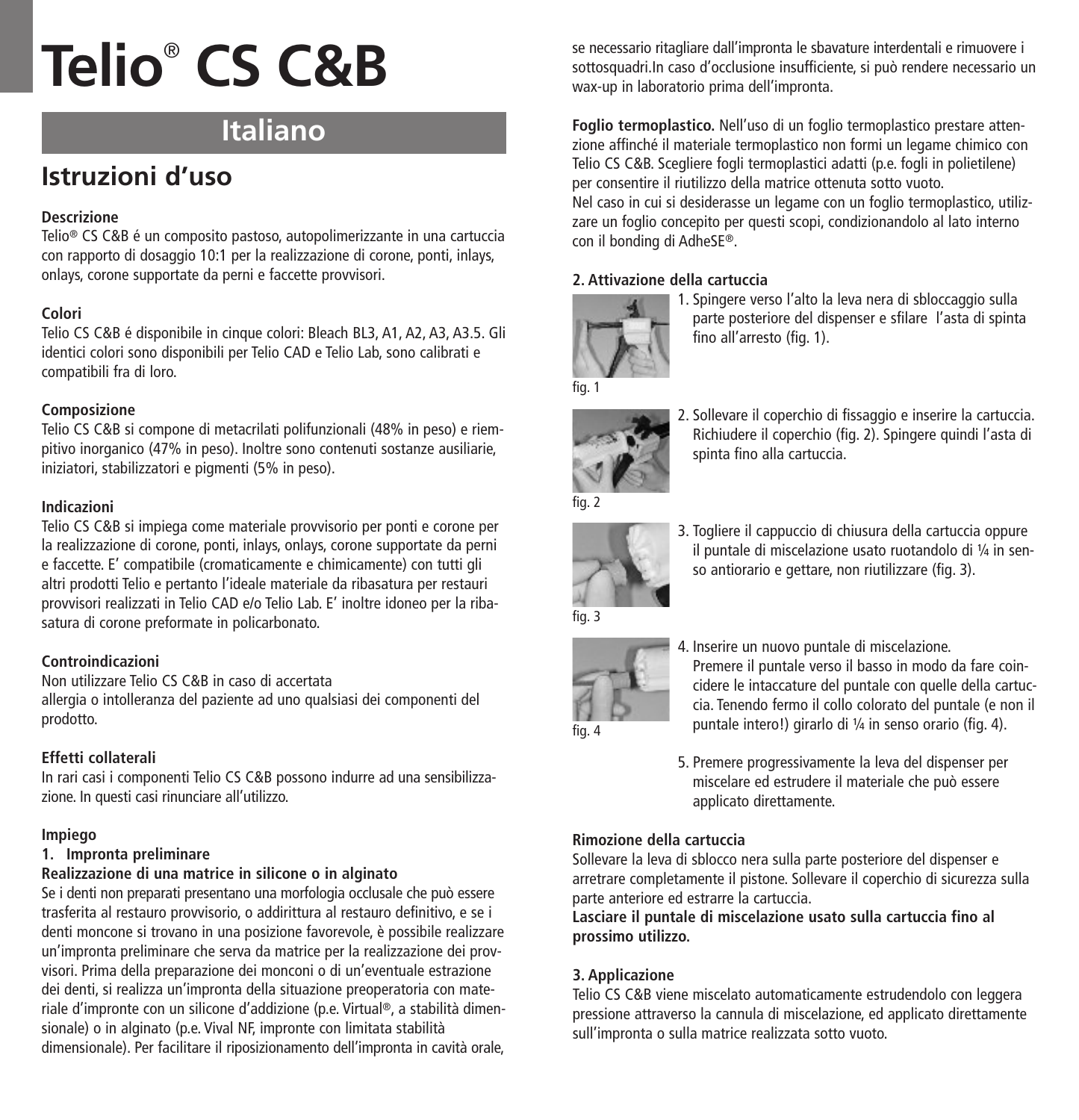# Telio® CS C&B

## Italiano

## Istruzioni d'uso

**Descrizione**

Telio® CS C&B é un composito pastoso, autopolimerizzante in una cartuccia con rapporto di dosaggio 10:1 per la realizzazione di corone, ponti, inlays, onlays, corone supportate da perni e faccette provvisori.

**Colori**

Telio CS C&B é disponibile in cinque colori: Bleach BL3, A1, A2, A3, A3.5. Gli identici colori sono disponibili per Telio CAD e Telio Lab, sono calibrati e compatibili fra di loro.

**Composizione**

Telio CS C&B si compone di metacrilati polifunzionali (48% in peso) e riempitivo inorganico (47% in peso). Inoltre sono contenuti sostanze ausiliarie, iniziatori, stabilizzatori e pigmenti (5% in peso).

**Indicazioni**

Telio CS C&B si impiega come materiale provvisorio per ponti e corone per la realizzazione di corone, ponti, inlays, onlays, corone supportate da perni e faccette. E' compatibile (cromaticamente e chimicamente) con tutti gli altri prodotti Telio e pertanto l'ideale materiale da ribasatura per restauri provvisori realizzati in Telio CAD e/o Telio Lab. E' inoltre idoneo per la ribasatura di corone preformate in policarbonato.

**Controindicazioni**

Non utilizzare Telio CS C&B in caso di accertata allergia o intolleranza del paziente ad uno qualsiasi dei componenti del prodotto.

**Effetti collaterali**

In rari casi i componenti Telio CS C&B possono indurre ad una sensibilizzazione. In questi casi rinunciare all'utilizzo.

**Impiego**

**1. Impronta preliminare**

**Realizzazione di una matrice in silicone o in alginato**

Se i denti non preparati presentano una morfologia occlusale che può essere trasferita al restauro provvisorio, o addirittura al restauro definitivo, e se i denti moncone si trovano in una posizione favorevole, è possibile realizzare un'impronta preliminare che serva da matrice per la realizzazione dei provvisori. Prima della preparazione dei monconi o di un'eventuale estrazione dei denti, si realizza un'impronta della situazione preoperatoria con materiale d'impronte con un silicone d'addizione (p.e. Virtual®, a stabilità dimensionale) o in alginato (p.e. Vival NF, impronte con limitata stabilità dimensionale). Per facilitare il riposizionamento dell'impronta in cavità orale, se necessario ritagliare dall'impronta le sbavature interdentali e rimuovere i sottosquadri.In caso d'occlusione insufficiente, si può rendere necessario un wax-up in laboratorio prima dell'impronta.

**Foglio termoplastico.** Nell'uso di un foglio termoplastico prestare attenzione affinché il materiale termoplastico non formi un legame chimico con Telio CS C&B. Scegliere fogli termoplastici adatti (p.e. fogli in polietilene) per consentire il riutilizzo della matrice ottenuta sotto vuoto.
Nel caso in cui si desiderasse un legame con un foglio termoplastico, utilizzare un foglio concepito per questi scopi, condizionandolo al lato interno con il bonding di AdheSE®.

**2. Attivazione della cartuccia**

1. Spingere verso l'alto la leva nera di sbloccaggio sulla parte posteriore del dispenser e sfilare l'asta di spinta fino all'arresto (fig. 1).

fig. 1

2. Sollevare il coperchio di fissaggio e inserire la cartuccia. Richiudere il coperchio (fig. 2). Spingere quindi l'asta di spinta fino alla cartuccia.

fig. 2

3. Togliere il cappuccio di chiusura della cartuccia oppure il puntale di miscelazione usato ruotandolo di ¼ in senso antiorario e gettare, non riutilizzare (fig. 3).

fig. 3

4. Inserire un nuovo puntale di miscelazione. Premere il puntale verso il basso in modo da fare coincidere le intaccature del puntale con quelle della cartuccia. Tenendo fermo il collo colorato del puntale (e non il puntale intero!) girarlo di ¼ in senso orario (fig. 4).

fig. 4

5. Premere progressivamente la leva del dispenser per miscelare ed estrudere il materiale che può essere applicato direttamente.

**Rimozione della cartuccia**

Sollevare la leva di sblocco nera sulla parte posteriore del dispenser e arretrare completamente il pistone. Sollevare il coperchio di sicurezza sulla parte anteriore ed estrarre la cartuccia.

**Lasciare il puntale di miscelazione usato sulla cartuccia fino al prossimo utilizzo.**

**3. Applicazione**

Telio CS C&B viene miscelato automaticamente estrudendolo con leggera pressione attraverso la cannula di miscelazione, ed applicato direttamente sull'impronta o sulla matrice realizzata sotto vuoto.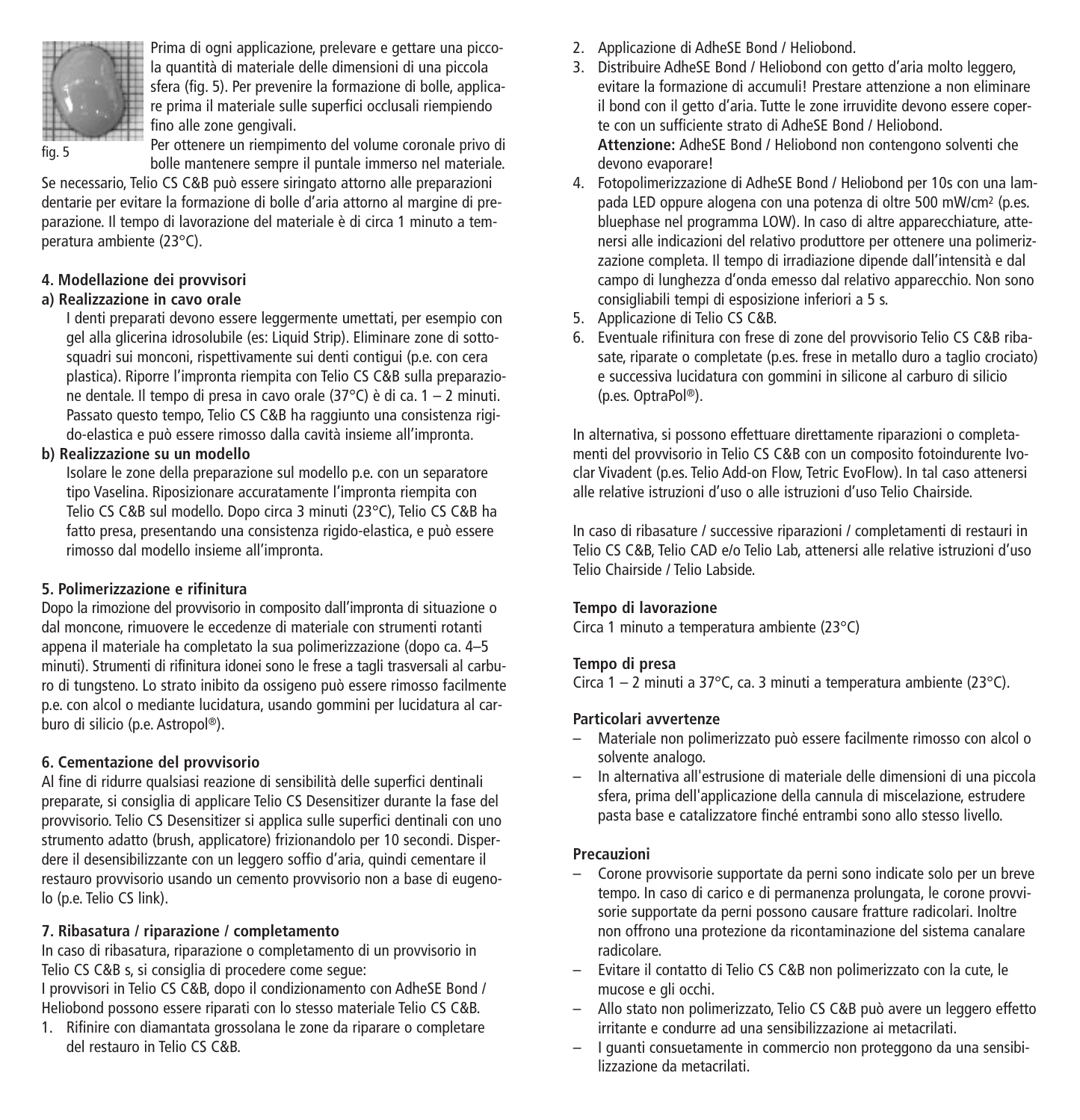Prima di ogni applicazione, prelevare e gettare una piccola quantità di materiale delle dimensioni di una piccola sfera (fig. 5). Per prevenire la formazione di bolle, applicare prima il materiale sulle superfici occlusali riempiendo fino alle zone gengivali.

fig. 5

Per ottenere un riempimento del volume coronale privo di bolle mantenere sempre il puntale immerso nel materiale.

Se necessario, Telio CS C&B può essere siringato attorno alle preparazioni dentarie per evitare la formazione di bolle d'aria attorno al margine di preparazione. Il tempo di lavorazione del materiale è di circa 1 minuto a temperatura ambiente (23°C).

**4. Modellazione dei provvisori**

**a) Realizzazione in cavo orale**

I denti preparati devono essere leggermente umettati, per esempio con gel alla glicerina idrosolubile (es: Liquid Strip). Eliminare zone di sottosquadri sui monconi, rispettivamente sui denti contigui (p.e. con cera plastica). Riporre l'impronta riempita con Telio CS C&B sulla preparazione dentale. Il tempo di presa in cavo orale (37°C) è di ca. 1 – 2 minuti. Passato questo tempo, Telio CS C&B ha raggiunto una consistenza rigido-elastica e può essere rimosso dalla cavità insieme all'impronta.

**b) Realizzazione su un modello**

Isolare le zone della preparazione sul modello p.e. con un separatore tipo Vaselina. Riposizionare accuratamente l'impronta riempita con Telio CS C&B sul modello. Dopo circa 3 minuti (23°C), Telio CS C&B ha fatto presa, presentando una consistenza rigido-elastica, e può essere rimosso dal modello insieme all'impronta.

**5. Polimerizzazione e rifinitura**

Dopo la rimozione del provvisorio in composito dall'impronta di situazione o dal moncone, rimuovere le eccedenze di materiale con strumenti rotanti appena il materiale ha completato la sua polimerizzazione (dopo ca. 4–5 minuti). Strumenti di rifinitura idonei sono le frese a tagli trasversali al carburo di tungsteno. Lo strato inibito da ossigeno può essere rimosso facilmente p.e. con alcol o mediante lucidatura, usando gommini per lucidatura al carburo di silicio (p.e. Astropol®).

**6. Cementazione del provvisorio**

Al fine di ridurre qualsiasi reazione di sensibilità delle superfici dentinali preparate, si consiglia di applicare Telio CS Desensitizer durante la fase del provvisorio. Telio CS Desensitizer si applica sulle superfici dentinali con uno strumento adatto (brush, applicatore) frizionandolo per 10 secondi. Disperdere il desensibilizzante con un leggero soffio d'aria, quindi cementare il restauro provvisorio usando un cemento provvisorio non a base di eugenolo (p.e. Telio CS link).

**7. Ribasatura / riparazione / completamento**

In caso di ribasatura, riparazione o completamento di un provvisorio in Telio CS C&B s, si consiglia di procedere come segue:

I provvisori in Telio CS C&B, dopo il condizionamento con AdheSE Bond / Heliobond possono essere riparati con lo stesso materiale Telio CS C&B.

1. Rifinire con diamantata grossolana le zone da riparare o completare del restauro in Telio CS C&B.
2. Applicazione di AdheSE Bond / Heliobond.
3. Distribuire AdheSE Bond / Heliobond con getto d'aria molto leggero, evitare la formazione di accumuli! Prestare attenzione a non eliminare il bond con il getto d'aria. Tutte le zone irruvidite devono essere coperte con un sufficiente strato di AdheSE Bond / Heliobond.
   **Attenzione:** AdheSE Bond / Heliobond non contengono solventi che devono evaporare!
4. Fotopolimerizzazione di AdheSE Bond / Heliobond per 10s con una lampada LED oppure alogena con una potenza di oltre 500 mW/cm² (p.es. bluephase nel programma LOW). In caso di altre apparecchiature, attenersi alle indicazioni del relativo produttore per ottenere una polimerizzazione completa. Il tempo di irradiazione dipende dall'intensità e dal campo di lunghezza d'onda emesso dal relativo apparecchio. Non sono consigliabili tempi di esposizione inferiori a 5 s.
5. Applicazione di Telio CS C&B.
6. Eventuale rifinitura con frese di zone del provvisorio Telio CS C&B ribasate, riparate o completate (p.es. frese in metallo duro a taglio crociato) e successiva lucidatura con gommini in silicone al carburo di silicio (p.es. OptraPol®).

In alternativa, si possono effettuare direttamente riparazioni o completamenti del provvisorio in Telio CS C&B con un composito fotoindurente Ivoclar Vivadent (p.es. Telio Add-on Flow, Tetric EvoFlow). In tal caso attenersi alle relative istruzioni d'uso o alle istruzioni d'uso Telio Chairside.

In caso di ribasature / successive riparazioni / completamenti di restauri in Telio CS C&B, Telio CAD e/o Telio Lab, attenersi alle relative istruzioni d'uso Telio Chairside / Telio Labside.

**Tempo di lavorazione**

Circa 1 minuto a temperatura ambiente (23°C)

**Tempo di presa**

Circa 1 – 2 minuti a 37°C, ca. 3 minuti a temperatura ambiente (23°C).

**Particolari avvertenze**

- Materiale non polimerizzato può essere facilmente rimosso con alcol o solvente analogo.
- In alternativa all'estrusione di materiale delle dimensioni di una piccola sfera, prima dell'applicazione della cannula di miscelazione, estrudere pasta base e catalizzatore finché entrambi sono allo stesso livello.

**Precauzioni**

- Corone provvisorie supportate da perni sono indicate solo per un breve tempo. In caso di carico e di permanenza prolungata, le corone provvisorie supportate da perni possono causare fratture radicolari. Inoltre non offrono una protezione da ricontaminazione del sistema canalare radicolare.
- Evitare il contatto di Telio CS C&B non polimerizzato con la cute, le mucose e gli occhi.
- Allo stato non polimerizzato, Telio CS C&B può avere un leggero effetto irritante e condurre ad una sensibilizzazione ai metacrilati.
- I guanti consuetamente in commercio non proteggono da una sensibilizzazione da metacrilati.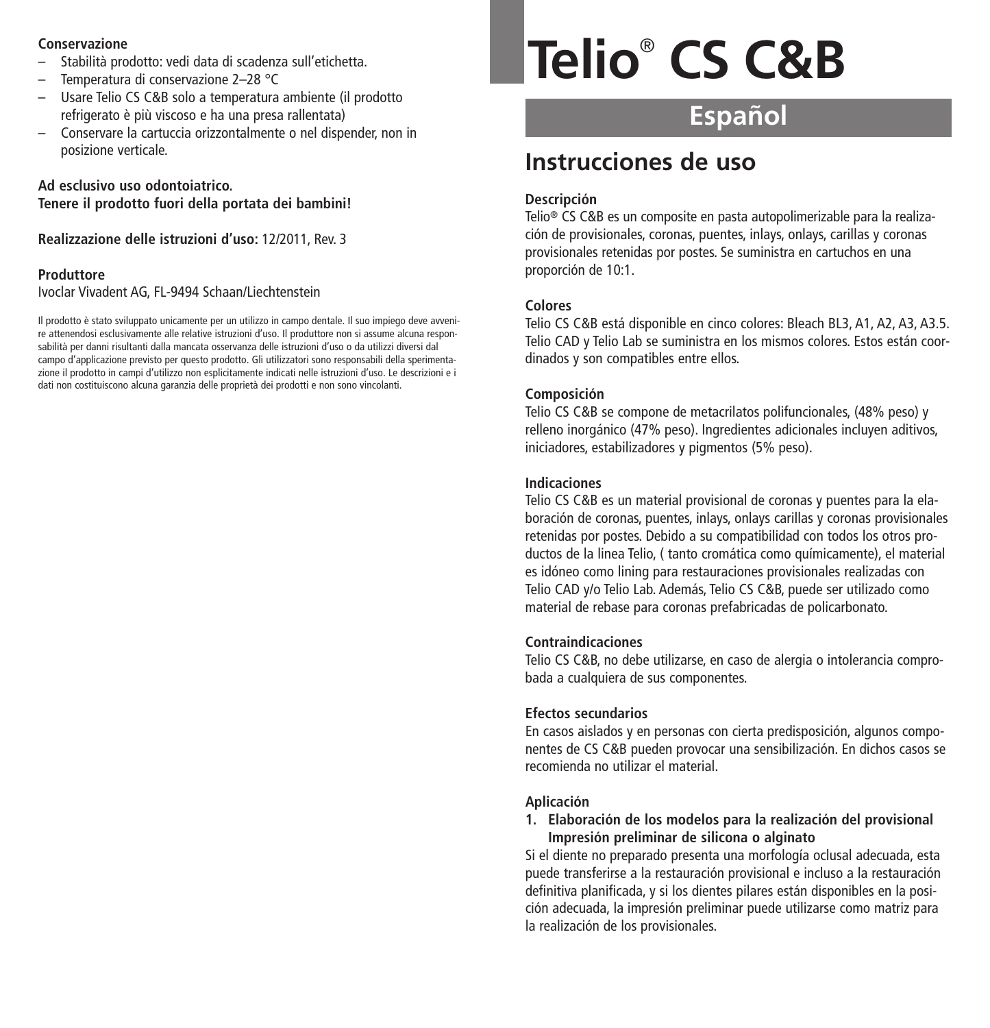**Conservazione**

- Stabilità prodotto: vedi data di scadenza sull'etichetta.
- Temperatura di conservazione 2–28 °C
- Usare Telio CS C&B solo a temperatura ambiente (il prodotto refrigerato è più viscoso e ha una presa rallentata)
- Conservare la cartuccia orizzontalmente o nel dispender, non in posizione verticale.

**Ad esclusivo uso odontoiatrico.**
**Tenere il prodotto fuori della portata dei bambini!**

**Realizzazione delle istruzioni d'uso:** 12/2011, Rev. 3

**Produttore**
Ivoclar Vivadent AG, FL-9494 Schaan/Liechtenstein

Il prodotto è stato sviluppato unicamente per un utilizzo in campo dentale. Il suo impiego deve avvenire attenendosi esclusivamente alle relative istruzioni d'uso. Il produttore non si assume alcuna responsabilità per danni risultanti dalla mancata osservanza delle istruzioni d'uso o da utilizzi diversi dal campo d'applicazione previsto per questo prodotto. Gli utilizzatori sono responsabili della sperimentazione il prodotto in campi d'utilizzo non esplicitamente indicati nelle istruzioni d'uso. Le descrizioni e i dati non costituiscono alcuna garanzia delle proprietà dei prodotti e non sono vincolanti.

# Telio® CS C&B

## Español

## Instrucciones de uso

**Descripción**
Telio® CS C&B es un composite en pasta autopolimerizable para la realización de provisionales, coronas, puentes, inlays, onlays, carillas y coronas provisionales retenidas por postes. Se suministra en cartuchos en una proporción de 10:1.

**Colores**
Telio CS C&B está disponible en cinco colores: Bleach BL3, A1, A2, A3, A3.5. Telio CAD y Telio Lab se suministra en los mismos colores. Estos están coordinados y son compatibles entre ellos.

**Composición**
Telio CS C&B se compone de metacrilatos polifuncionales, (48% peso) y relleno inorgánico (47% peso). Ingredientes adicionales incluyen aditivos, iniciadores, estabilizadores y pigmentos (5% peso).

**Indicaciones**
Telio CS C&B es un material provisional de coronas y puentes para la elaboración de coronas, puentes, inlays, onlays carillas y coronas provisionales retenidas por postes. Debido a su compatibilidad con todos los otros productos de la linea Telio, ( tanto cromática como químicamente), el material es idóneo como lining para restauraciones provisionales realizadas con Telio CAD y/o Telio Lab. Además, Telio CS C&B, puede ser utilizado como material de rebase para coronas prefabricadas de policarbonato.

**Contraindicaciones**
Telio CS C&B, no debe utilizarse, en caso de alergia o intolerancia comprobada a cualquiera de sus componentes.

**Efectos secundarios**
En casos aislados y en personas con cierta predisposición, algunos componentes de CS C&B pueden provocar una sensibilización. En dichos casos se recomienda no utilizar el material.

**Aplicación**

**1. Elaboración de los modelos para la realización del provisional Impresión preliminar de silicona o alginato**

Si el diente no preparado presenta una morfología oclusal adecuada, esta puede transferirse a la restauración provisional e incluso a la restauración definitiva planificada, y si los dientes pilares están disponibles en la posición adecuada, la impresión preliminar puede utilizarse como matriz para la realización de los provisionales.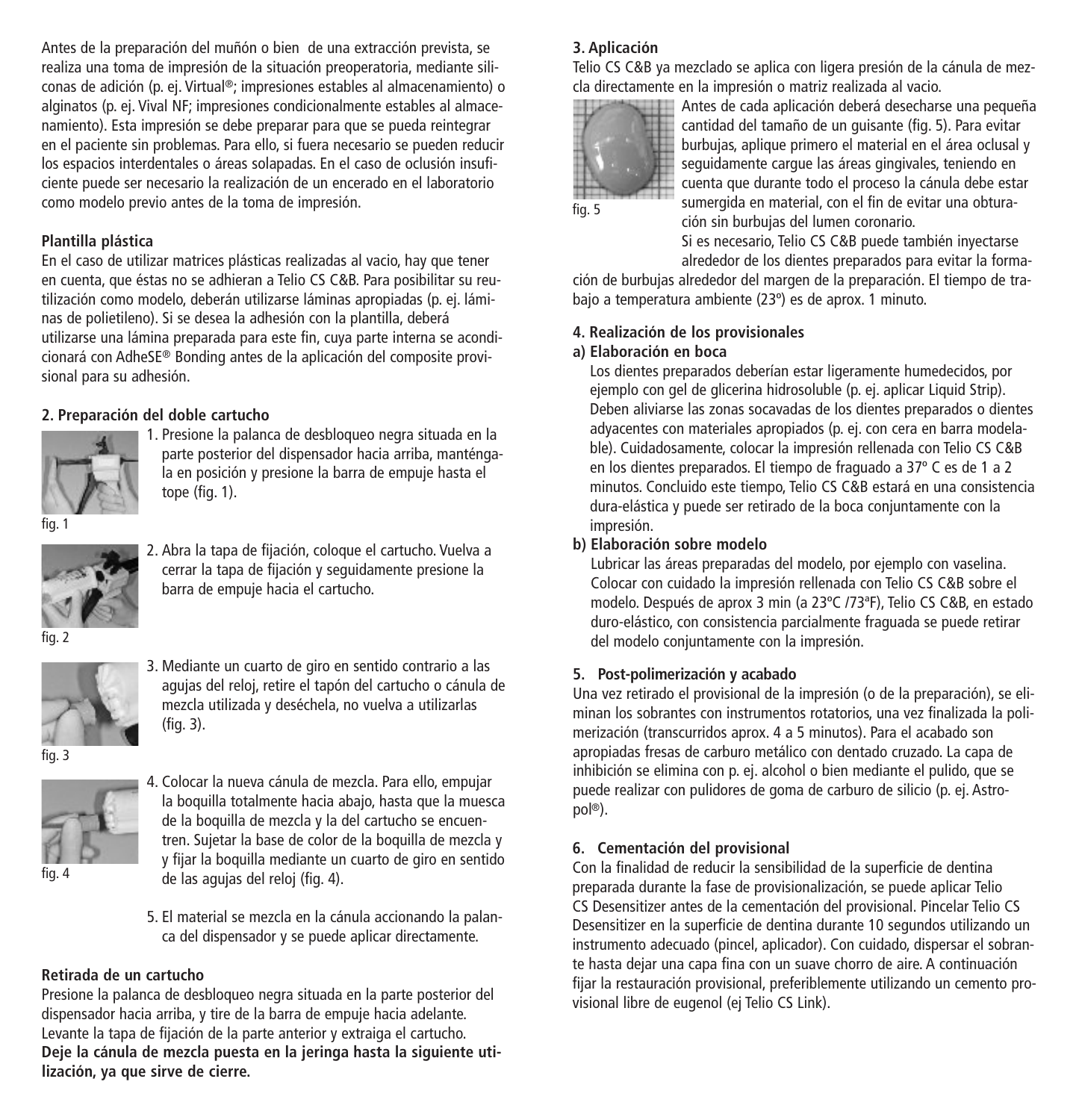Antes de la preparación del muñón o bien de una extracción prevista, se realiza una toma de impresión de la situación preoperatoria, mediante siliconas de adición (p. ej. Virtual®; impresiones estables al almacenamiento) o alginatos (p. ej. Vival NF; impresiones condicionalmente estables al almacenamiento). Esta impresión se debe preparar para que se pueda reintegrar en el paciente sin problemas. Para ello, si fuera necesario se pueden reducir los espacios interdentales o áreas solapadas. En el caso de oclusión insuficiente puede ser necesario la realización de un encerado en el laboratorio como modelo previo antes de la toma de impresión.

**Plantilla plástica**

En el caso de utilizar matrices plásticas realizadas al vacio, hay que tener en cuenta, que éstas no se adhieran a Telio CS C&B. Para posibilitar su reutilización como modelo, deberán utilizarse láminas apropiadas (p. ej. láminas de polietileno). Si se desea la adhesión con la plantilla, deberá utilizarse una lámina preparada para este fin, cuya parte interna se acondicionará con AdheSE® Bonding antes de la aplicación del composite provisional para su adhesión.

**2. Preparación del doble cartucho**

1. Presione la palanca de desbloqueo negra situada en la parte posterior del dispensador hacia arriba, manténgala en posición y presione la barra de empuje hasta el tope (fig. 1).

fig. 1

2. Abra la tapa de fijación, coloque el cartucho. Vuelva a cerrar la tapa de fijación y seguidamente presione la barra de empuje hacia el cartucho.

fig. 2

3. Mediante un cuarto de giro en sentido contrario a las agujas del reloj, retire el tapón del cartucho o cánula de mezcla utilizada y deséchela, no vuelva a utilizarlas (fig. 3).

fig. 3

4. Colocar la nueva cánula de mezcla. Para ello, empujar la boquilla totalmente hacia abajo, hasta que la muesca de la boquilla de mezcla y la del cartucho se encuentren. Sujetar la base de color de la boquilla de mezcla y y fijar la boquilla mediante un cuarto de giro en sentido de las agujas del reloj (fig. 4).

fig. 4

5. El material se mezcla en la cánula accionando la palanca del dispensador y se puede aplicar directamente.

**Retirada de un cartucho**

Presione la palanca de desbloqueo negra situada en la parte posterior del dispensador hacia arriba, y tire de la barra de empuje hacia adelante. Levante la tapa de fijación de la parte anterior y extraiga el cartucho. **Deje la cánula de mezcla puesta en la jeringa hasta la siguiente utilización, ya que sirve de cierre.**

**3. Aplicación**

Telio CS C&B ya mezclado se aplica con ligera presión de la cánula de mezcla directamente en la impresión o matriz realizada al vacio.

Antes de cada aplicación deberá desecharse una pequeña cantidad del tamaño de un guisante (fig. 5). Para evitar burbujas, aplique primero el material en el área oclusal y seguidamente cargue las áreas gingivales, teniendo en cuenta que durante todo el proceso la cánula debe estar sumergida en material, con el fin de evitar una obturación sin burbujas del lumen coronario.

fig. 5

Si es necesario, Telio CS C&B puede también inyectarse alrededor de los dientes preparados para evitar la formación de burbujas alrededor del margen de la preparación. El tiempo de trabajo a temperatura ambiente (23º) es de aprox. 1 minuto.

**4. Realización de los provisionales**

**a) Elaboración en boca**

Los dientes preparados deberían estar ligeramente humedecidos, por ejemplo con gel de glicerina hidrosoluble (p. ej. aplicar Liquid Strip). Deben aliviarse las zonas socavadas de los dientes preparados o dientes adyacentes con materiales apropiados (p. ej. con cera en barra modelable). Cuidadosamente, colocar la impresión rellenada con Telio CS C&B en los dientes preparados. El tiempo de fraguado a 37º C es de 1 a 2 minutos. Concluido este tiempo, Telio CS C&B estará en una consistencia dura-elástica y puede ser retirado de la boca conjuntamente con la impresión.

**b) Elaboración sobre modelo**

Lubricar las áreas preparadas del modelo, por ejemplo con vaselina. Colocar con cuidado la impresión rellenada con Telio CS C&B sobre el modelo. Después de aprox 3 min (a 23ºC /73ªF), Telio CS C&B, en estado duro-elástico, con consistencia parcialmente fraguada se puede retirar del modelo conjuntamente con la impresión.

**5. Post-polimerización y acabado**

Una vez retirado el provisional de la impresión (o de la preparación), se eliminan los sobrantes con instrumentos rotatorios, una vez finalizada la polimerización (transcurridos aprox. 4 a 5 minutos). Para el acabado son apropiadas fresas de carburo metálico con dentado cruzado. La capa de inhibición se elimina con p. ej. alcohol o bien mediante el pulido, que se puede realizar con pulidores de goma de carburo de silicio (p. ej. Astropol®).

**6. Cementación del provisional**

Con la finalidad de reducir la sensibilidad de la superficie de dentina preparada durante la fase de provisionalización, se puede aplicar Telio CS Desensitizer antes de la cementación del provisional. Pincelar Telio CS Desensitizer en la superficie de dentina durante 10 segundos utilizando un instrumento adecuado (pincel, aplicador). Con cuidado, dispersar el sobrante hasta dejar una capa fina con un suave chorro de aire. A continuación fijar la restauración provisional, preferiblemente utilizando un cemento provisional libre de eugenol (ej Telio CS Link).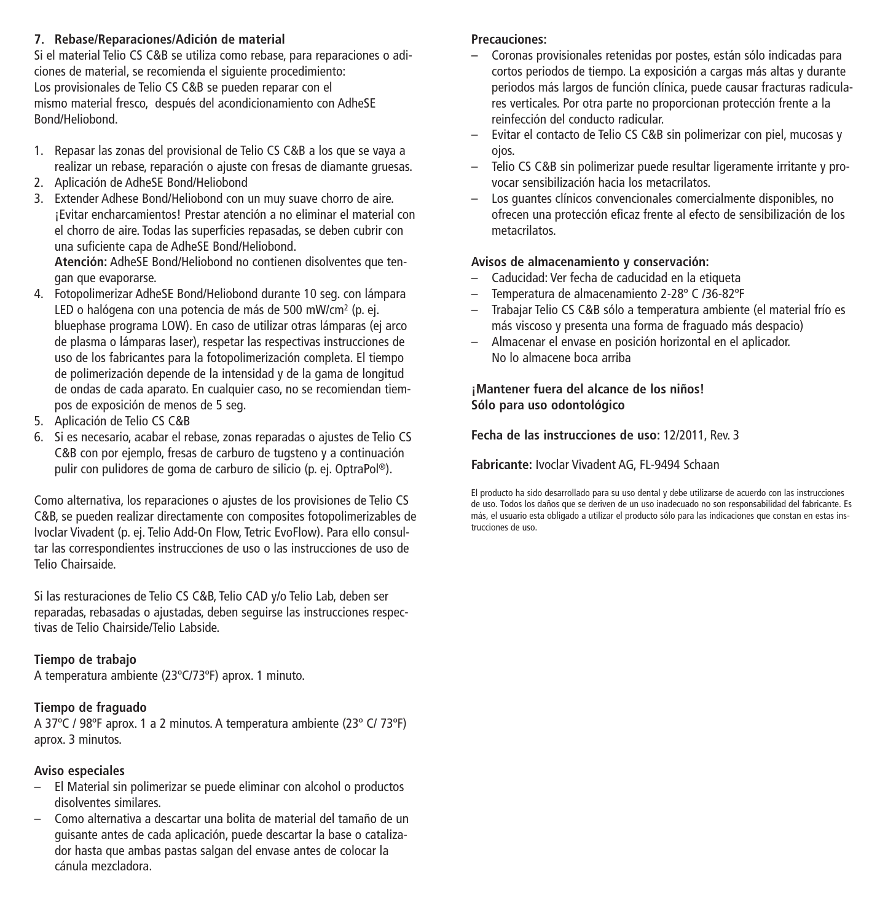## 7. Rebase/Reparaciones/Adición de material

Si el material Telio CS C&B se utiliza como rebase, para reparaciones o adiciones de material, se recomienda el siguiente procedimiento:
Los provisionales de Telio CS C&B se pueden reparar con el mismo material fresco, después del acondicionamiento con AdheSE Bond/Heliobond.

1. Repasar las zonas del provisional de Telio CS C&B a los que se vaya a realizar un rebase, reparación o ajuste con fresas de diamante gruesas.
2. Aplicación de AdheSE Bond/Heliobond
3. Extender Adhese Bond/Heliobond con un muy suave chorro de aire. ¡Evitar encharcamientos! Prestar atención a no eliminar el material con el chorro de aire. Todas las superficies repasadas, se deben cubrir con una suficiente capa de AdheSE Bond/Heliobond.
   **Atención:** AdheSE Bond/Heliobond no contienen disolventes que tengan que evaporarse.
4. Fotopolimerizar AdheSE Bond/Heliobond durante 10 seg. con lámpara LED o halógena con una potencia de más de 500 mW/cm² (p. ej. bluephase programa LOW). En caso de utilizar otras lámparas (ej arco de plasma o lámparas laser), respetar las respectivas instrucciones de uso de los fabricantes para la fotopolimerización completa. El tiempo de polimerización depende de la intensidad y de la gama de longitud de ondas de cada aparato. En cualquier caso, no se recomiendan tiempos de exposición de menos de 5 seg.
5. Aplicación de Telio CS C&B
6. Si es necesario, acabar el rebase, zonas reparadas o ajustes de Telio CS C&B con por ejemplo, fresas de carburo de tugsteno y a continuación pulir con pulidores de goma de carburo de silicio (p. ej. OptraPol®).

Como alternativa, los reparaciones o ajustes de los provisiones de Telio CS C&B, se pueden realizar directamente con composites fotopolimerizables de Ivoclar Vivadent (p. ej. Telio Add-On Flow, Tetric EvoFlow). Para ello consultar las correspondientes instrucciones de uso o las instrucciones de uso de Telio Chairsaide.

Si las resturaciones de Telio CS C&B, Telio CAD y/o Telio Lab, deben ser reparadas, rebasadas o ajustadas, deben seguirse las instrucciones respectivas de Telio Chairside/Telio Labside.

**Tiempo de trabajo**
A temperatura ambiente (23ºC/73ºF) aprox. 1 minuto.

**Tiempo de fraguado**
A 37ºC / 98ºF aprox. 1 a 2 minutos. A temperatura ambiente (23º C/ 73ºF) aprox. 3 minutos.

**Aviso especiales**
- El Material sin polimerizar se puede eliminar con alcohol o productos disolventes similares.
- Como alternativa a descartar una bolita de material del tamaño de un guisante antes de cada aplicación, puede descartar la base o catalizador hasta que ambas pastas salgan del envase antes de colocar la cánula mezcladora.

**Precauciones:**
- Coronas provisionales retenidas por postes, están sólo indicadas para cortos periodos de tiempo. La exposición a cargas más altas y durante periodos más largos de función clínica, puede causar fracturas radiculares verticales. Por otra parte no proporcionan protección frente a la reinfección del conducto radicular.
- Evitar el contacto de Telio CS C&B sin polimerizar con piel, mucosas y ojos.
- Telio CS C&B sin polimerizar puede resultar ligeramente irritante y provocar sensibilización hacia los metacrilatos.
- Los guantes clínicos convencionales comercialmente disponibles, no ofrecen una protección eficaz frente al efecto de sensibilización de los metacrilatos.

**Avisos de almacenamiento y conservación:**
- Caducidad: Ver fecha de caducidad en la etiqueta
- Temperatura de almacenamiento 2-28º C /36-82ºF
- Trabajar Telio CS C&B sólo a temperatura ambiente (el material frío es más viscoso y presenta una forma de fraguado más despacio)
- Almacenar el envase en posición horizontal en el aplicador. No lo almacene boca arriba

**¡Mantener fuera del alcance de los niños!**
**Sólo para uso odontológico**

**Fecha de las instrucciones de uso:** 12/2011, Rev. 3

**Fabricante:** Ivoclar Vivadent AG, FL-9494 Schaan

El producto ha sido desarrollado para su uso dental y debe utilizarse de acuerdo con las instrucciones de uso. Todos los daños que se deriven de un uso inadecuado no son responsabilidad del fabricante. Es más, el usuario esta obligado a utilizar el producto sólo para las indicaciones que constan en estas instrucciones de uso.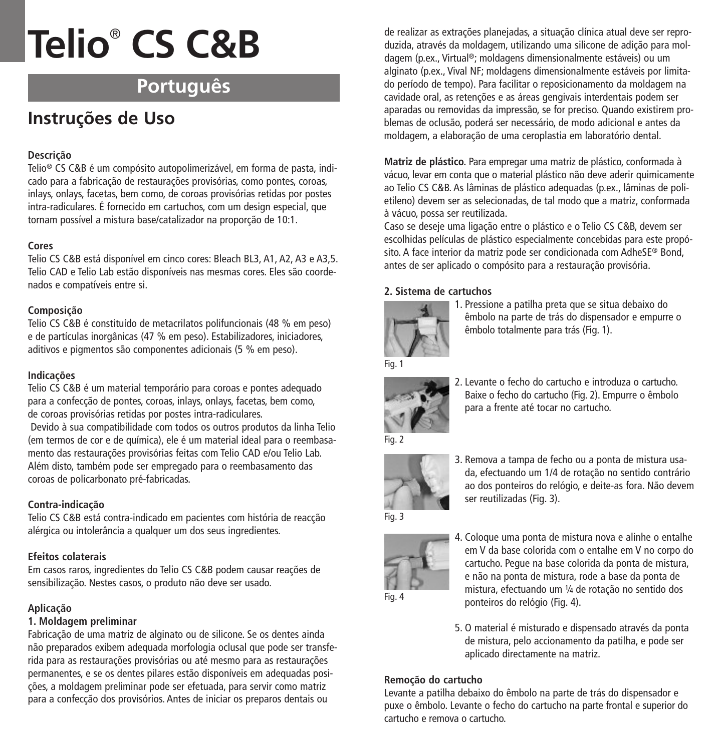# Telio® CS C&B

## Português

## Instruções de Uso

**Descrição**

Telio® CS C&B é um compósito autopolimerizável, em forma de pasta, indicado para a fabricação de restaurações provisórias, como pontes, coroas, inlays, onlays, facetas, bem como, de coroas provisórias retidas por postes intra-radiculares. É fornecido em cartuchos, com um design especial, que tornam possível a mistura base/catalizador na proporção de 10:1.

**Cores**

Telio CS C&B está disponível em cinco cores: Bleach BL3, A1, A2, A3 e A3,5. Telio CAD e Telio Lab estão disponíveis nas mesmas cores. Eles são coordenados e compatíveis entre si.

**Composição**

Telio CS C&B é constituído de metacrilatos polifuncionais (48 % em peso) e de partículas inorgânicas (47 % em peso). Estabilizadores, iniciadores, aditivos e pigmentos são componentes adicionais (5 % em peso).

**Indicações**

Telio CS C&B é um material temporário para coroas e pontes adequado para a confecção de pontes, coroas, inlays, onlays, facetas, bem como, de coroas provisórias retidas por postes intra-radiculares.

Devido à sua compatibilidade com todos os outros produtos da linha Telio (em termos de cor e de química), ele é um material ideal para o reembasamento das restaurações provisórias feitas com Telio CAD e/ou Telio Lab. Além disto, também pode ser empregado para o reembasamento das coroas de policarbonato pré-fabricadas.

**Contra-indicação**

Telio CS C&B está contra-indicado em pacientes com história de reacção alérgica ou intolerância a qualquer um dos seus ingredientes.

**Efeitos colaterais**

Em casos raros, ingredientes do Telio CS C&B podem causar reações de sensibilização. Nestes casos, o produto não deve ser usado.

**Aplicação**

**1. Moldagem preliminar**

Fabricação de uma matriz de alginato ou de silicone. Se os dentes ainda não preparados exibem adequada morfologia oclusal que pode ser transferida para as restaurações provisórias ou até mesmo para as restaurações permanentes, e se os dentes pilares estão disponíveis em adequadas posições, a moldagem preliminar pode ser efetuada, para servir como matriz para a confecção dos provisórios. Antes de iniciar os preparos dentais ou de realizar as extrações planejadas, a situação clínica atual deve ser reproduzida, através da moldagem, utilizando uma silicone de adição para moldagem (p.ex., Virtual®; moldagens dimensionalmente estáveis) ou um alginato (p.ex., Vival NF; moldagens dimensionalmente estáveis por limitado período de tempo). Para facilitar o reposicionamento da moldagem na cavidade oral, as retenções e as áreas gengivais interdentais podem ser aparadas ou removidas da impressão, se for preciso. Quando existirem problemas de oclusão, poderá ser necessário, de modo adicional e antes da moldagem, a elaboração de uma ceroplastia em laboratório dental.

**Matriz de plástico.** Para empregar uma matriz de plástico, conformada à vácuo, levar em conta que o material plástico não deve aderir quimicamente ao Telio CS C&B. As lâminas de plástico adequadas (p.ex., lâminas de polietileno) devem ser as selecionadas, de tal modo que a matriz, conformada à vácuo, possa ser reutilizada.

Caso se deseje uma ligação entre o plástico e o Telio CS C&B, devem ser escolhidas películas de plástico especialmente concebidas para este propósito. A face interior da matriz pode ser condicionada com AdheSE® Bond, antes de ser aplicado o compósito para a restauração provisória.

**2. Sistema de cartuchos**

1. Pressione a patilha preta que se situa debaixo do êmbolo na parte de trás do dispensador e empurre o êmbolo totalmente para trás (Fig. 1).

Fig. 1

2. Levante o fecho do cartucho e introduza o cartucho. Baixe o fecho do cartucho (Fig. 2). Empurre o êmbolo para a frente até tocar no cartucho.

Fig. 2

3. Remova a tampa de fecho ou a ponta de mistura usada, efectuando um 1/4 de rotação no sentido contrário ao dos ponteiros do relógio, e deite-as fora. Não devem ser reutilizadas (Fig. 3).

Fig. 3

4. Coloque uma ponta de mistura nova e alinhe o entalhe em V da base colorida com o entalhe em V no corpo do cartucho. Pegue na base colorida da ponta de mistura, e não na ponta de mistura, rode a base da ponta de mistura, efectuando um ¼ de rotação no sentido dos ponteiros do relógio (Fig. 4).

Fig. 4

5. O material é misturado e dispensado através da ponta de mistura, pelo accionamento da patilha, e pode ser aplicado directamente na matriz.

**Remoção do cartucho**

Levante a patilha debaixo do êmbolo na parte de trás do dispensador e puxe o êmbolo. Levante o fecho do cartucho na parte frontal e superior do cartucho e remova o cartucho.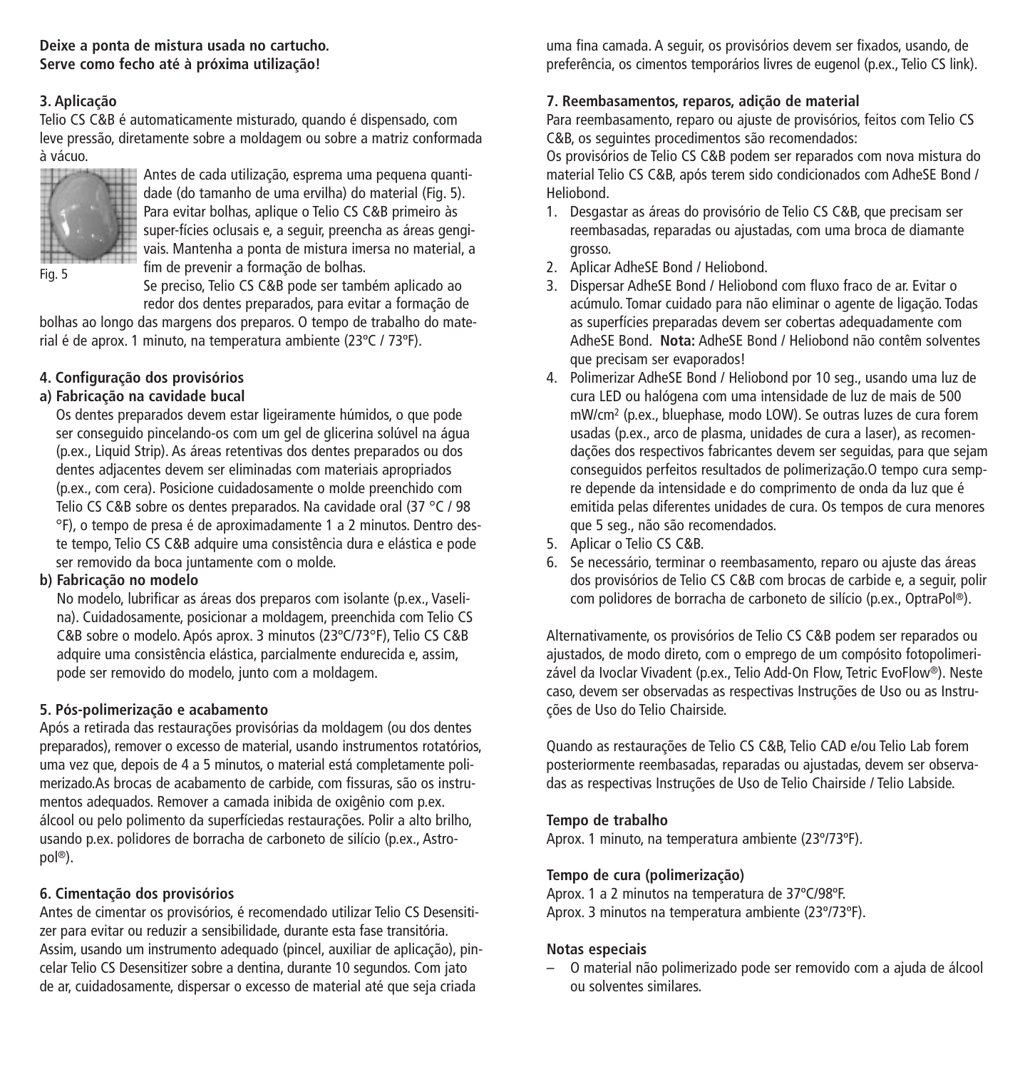**Deixe a ponta de mistura usada no cartucho.**
**Serve como fecho até à próxima utilização!**

### 3. Aplicação

Telio CS C&B é automaticamente misturado, quando é dispensado, com leve pressão, diretamente sobre a moldagem ou sobre a matriz conformada à vácuo.

Fig. 5

Antes de cada utilização, esprema uma pequena quantidade (do tamanho de uma ervilha) do material (Fig. 5). Para evitar bolhas, aplique o Telio CS C&B primeiro às super-fícies oclusais e, a seguir, preencha as áreas gengivais. Mantenha a ponta de mistura imersa no material, a fim de prevenir a formação de bolhas.

Se preciso, Telio CS C&B pode ser também aplicado ao redor dos dentes preparados, para evitar a formação de bolhas ao longo das margens dos preparos. O tempo de trabalho do material é de aprox. 1 minuto, na temperatura ambiente (23ºC / 73ºF).

### 4. Configuração dos provisórios

**a) Fabricação na cavidade bucal**

Os dentes preparados devem estar ligeiramente húmidos, o que pode ser conseguido pincelando-os com um gel de glicerina solúvel na água (p.ex., Liquid Strip). As áreas retentivas dos dentes preparados ou dos dentes adjacentes devem ser eliminadas com materiais apropriados (p.ex., com cera). Posicione cuidadosamente o molde preenchido com Telio CS C&B sobre os dentes preparados. Na cavidade oral (37 °C / 98 °F), o tempo de presa é de aproximadamente 1 a 2 minutos. Dentro deste tempo, Telio CS C&B adquire uma consistência dura e elástica e pode ser removido da boca juntamente com o molde.

**b) Fabricação no modelo**

No modelo, lubrificar as áreas dos preparos com isolante (p.ex., Vaselina). Cuidadosamente, posicionar a moldagem, preenchida com Telio CS C&B sobre o modelo. Após aprox. 3 minutos (23ºC/73°F), Telio CS C&B adquire uma consistência elástica, parcialmente endurecida e, assim, pode ser removido do modelo, junto com a moldagem.

### 5. Pós-polimerização e acabamento

Após a retirada das restaurações provisórias da moldagem (ou dos dentes preparados), remover o excesso de material, usando instrumentos rotatórios, uma vez que, depois de 4 a 5 minutos, o material está completamente polimerizado.As brocas de acabamento de carbide, com fissuras, são os instrumentos adequados. Remover a camada inibida de oxigênio com p.ex. álcool ou pelo polimento da superfíciedas restaurações. Polir a alto brilho, usando p.ex. polidores de borracha de carboneto de silício (p.ex., Astropol®).

### 6. Cimentação dos provisórios

Antes de cimentar os provisórios, é recomendado utilizar Telio CS Desensitizer para evitar ou reduzir a sensibilidade, durante esta fase transitória. Assim, usando um instrumento adequado (pincel, auxiliar de aplicação), pincelar Telio CS Desensitizer sobre a dentina, durante 10 segundos. Com jato de ar, cuidadosamente, dispersar o excesso de material até que seja criada uma fina camada. A seguir, os provisórios devem ser fixados, usando, de preferência, os cimentos temporários livres de eugenol (p.ex., Telio CS link).

### 7. Reembasamentos, reparos, adição de material

Para reembasamento, reparo ou ajuste de provisórios, feitos com Telio CS C&B, os seguintes procedimentos são recomendados:
Os provisórios de Telio CS C&B podem ser reparados com nova mistura do material Telio CS C&B, após terem sido condicionados com AdheSE Bond / Heliobond.

1. Desgastar as áreas do provisório de Telio CS C&B, que precisam ser reembasadas, reparadas ou ajustadas, com uma broca de diamante grosso.
2. Aplicar AdheSE Bond / Heliobond.
3. Dispersar AdheSE Bond / Heliobond com fluxo fraco de ar. Evitar o acúmulo. Tomar cuidado para não eliminar o agente de ligação. Todas as superfícies preparadas devem ser cobertas adequadamente com AdheSE Bond. **Nota:** AdheSE Bond / Heliobond não contêm solventes que precisam ser evaporados!
4. Polimerizar AdheSE Bond / Heliobond por 10 seg., usando uma luz de cura LED ou halógena com uma intensidade de luz de mais de 500 mW/cm² (p.ex., bluephase, modo LOW). Se outras luzes de cura forem usadas (p.ex., arco de plasma, unidades de cura a laser), as recomendações dos respectivos fabricantes devem ser seguidas, para que sejam conseguidos perfeitos resultados de polimerização.O tempo cura sempre depende da intensidade e do comprimento de onda da luz que é emitida pelas diferentes unidades de cura. Os tempos de cura menores que 5 seg., não são recomendados.
5. Aplicar o Telio CS C&B.
6. Se necessário, terminar o reembasamento, reparo ou ajuste das áreas dos provisórios de Telio CS C&B com brocas de carbide e, a seguir, polir com polidores de borracha de carboneto de silício (p.ex., OptraPol®).

Alternativamente, os provisórios de Telio CS C&B podem ser reparados ou ajustados, de modo direto, com o emprego de um compósito fotopolimerizável da Ivoclar Vivadent (p.ex., Telio Add-On Flow, Tetric EvoFlow®). Neste caso, devem ser observadas as respectivas Instruções de Uso ou as Instruções de Uso do Telio Chairside.

Quando as restaurações de Telio CS C&B, Telio CAD e/ou Telio Lab forem posteriormente reembasadas, reparadas ou ajustadas, devem ser observadas as respectivas Instruções de Uso de Telio Chairside / Telio Labside.

**Tempo de trabalho**

Aprox. 1 minuto, na temperatura ambiente (23º/73ºF).

**Tempo de cura (polimerização)**

Aprox. 1 a 2 minutos na temperatura de 37ºC/98ºF.
Aprox. 3 minutos na temperatura ambiente (23º/73ºF).

**Notas especiais**

– O material não polimerizado pode ser removido com a ajuda de álcool ou solventes similares.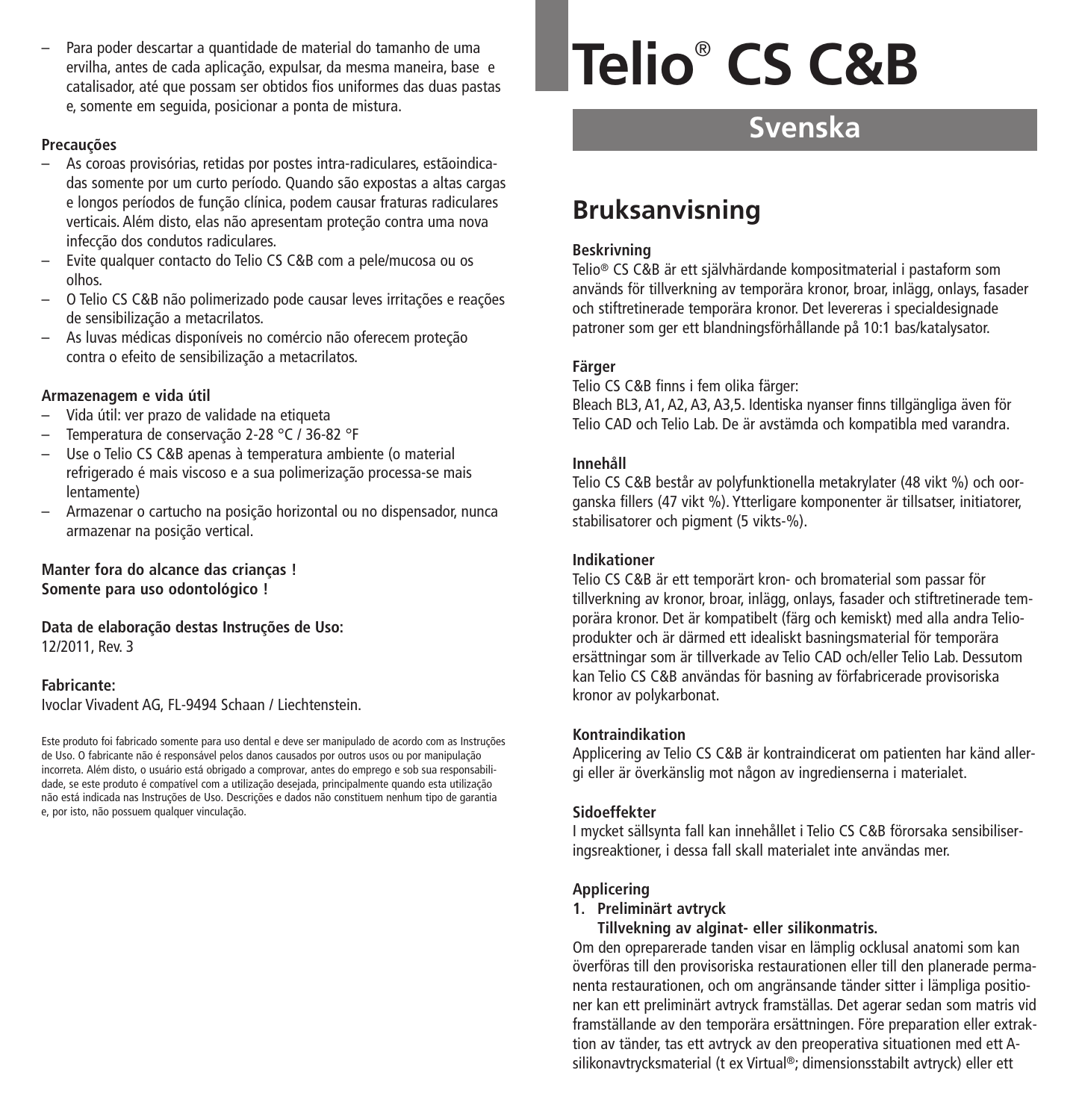– Para poder descartar a quantidade de material do tamanho de uma ervilha, antes de cada aplicação, expulsar, da mesma maneira, base e catalisador, até que possam ser obtidos fios uniformes das duas pastas e, somente em seguida, posicionar a ponta de mistura.

**Precauções**

– As coroas provisórias, retidas por postes intra-radiculares, estãoindicadas somente por um curto período. Quando são expostas a altas cargas e longos períodos de função clínica, podem causar fraturas radiculares verticais. Além disto, elas não apresentam proteção contra uma nova infecção dos condutos radiculares.
– Evite qualquer contacto do Telio CS C&B com a pele/mucosa ou os olhos.
– O Telio CS C&B não polimerizado pode causar leves irritações e reações de sensibilização a metacrilatos.
– As luvas médicas disponíveis no comércio não oferecem proteção contra o efeito de sensibilização a metacrilatos.

**Armazenagem e vida útil**

– Vida útil: ver prazo de validade na etiqueta
– Temperatura de conservação 2-28 °C / 36-82 °F
– Use o Telio CS C&B apenas à temperatura ambiente (o material refrigerado é mais viscoso e a sua polimerização processa-se mais lentamente)
– Armazenar o cartucho na posição horizontal ou no dispensador, nunca armazenar na posição vertical.

**Manter fora do alcance das crianças !**
**Somente para uso odontológico !**

**Data de elaboração destas Instruções de Uso:**
12/2011, Rev. 3

**Fabricante:**
Ivoclar Vivadent AG, FL-9494 Schaan / Liechtenstein.

Este produto foi fabricado somente para uso dental e deve ser manipulado de acordo com as Instruções de Uso. O fabricante não é responsável pelos danos causados por outros usos ou por manipulação incorreta. Além disto, o usuário está obrigado a comprovar, antes do emprego e sob sua responsabilidade, se este produto é compatível com a utilização desejada, principalmente quando esta utilização não está indicada nas Instruções de Uso. Descrições e dados não constituem nenhum tipo de garantia e, por isto, não possuem qualquer vinculação.

# Telio® CS C&B

## Svenska

## Bruksanvisning

**Beskrivning**

Telio® CS C&B är ett självhärdande kompositmaterial i pastaform som används för tillverkning av temporära kronor, broar, inlägg, onlays, fasader och stiftretinerade temporära kronor. Det levereras i specialdesignade patroner som ger ett blandningsförhållande på 10:1 bas/katalysator.

**Färger**

Telio CS C&B finns i fem olika färger:
Bleach BL3, A1, A2, A3, A3,5. Identiska nyanser finns tillgängliga även för Telio CAD och Telio Lab. De är avstämda och kompatibla med varandra.

**Innehåll**

Telio CS C&B består av polyfunktionella metakrylater (48 vikt %) och oorganska fillers (47 vikt %). Ytterligare komponenter är tillsatser, initiatorer, stabilisatorer och pigment (5 vikts-%).

**Indikationer**

Telio CS C&B är ett temporärt kron- och bromaterial som passar för tillverkning av kronor, broar, inlägg, onlays, fasader och stiftretinerade temporära kronor. Det är kompatibelt (färg och kemiskt) med alla andra Telioprodukter och är därmed ett idealiskt basningsmaterial för temporära ersättningar som är tillverkade av Telio CAD och/eller Telio Lab. Dessutom kan Telio CS C&B användas för basning av förfabricerade provisoriska kronor av polykarbonat.

**Kontraindikation**

Applicering av Telio CS C&B är kontraindicerat om patienten har känd allergi eller är överkänslig mot någon av ingredienserna i materialet.

**Sidoeffekter**

I mycket sällsynta fall kan innehållet i Telio CS C&B förorsaka sensibiliseringsreaktioner, i dessa fall skall materialet inte användas mer.

**Applicering**

1. **Preliminärt avtryck**
   **Tillvekning av alginat- eller silikonmatris.**

Om den opreparerade tanden visar en lämplig ocklusal anatomi som kan överföras till den provisoriska restaurationen eller till den planerade permanenta restaurationen, och om angränsande tänder sitter i lämpliga positioner kan ett preliminärt avtryck framställas. Det agerar sedan som matris vid framställande av den temporära ersättningen. Före preparation eller extraktion av tänder, tas ett avtryck av den preoperativa situationen med ett A-silikonavtrycksmaterial (t ex Virtual®; dimensionsstabilt avtryck) eller ett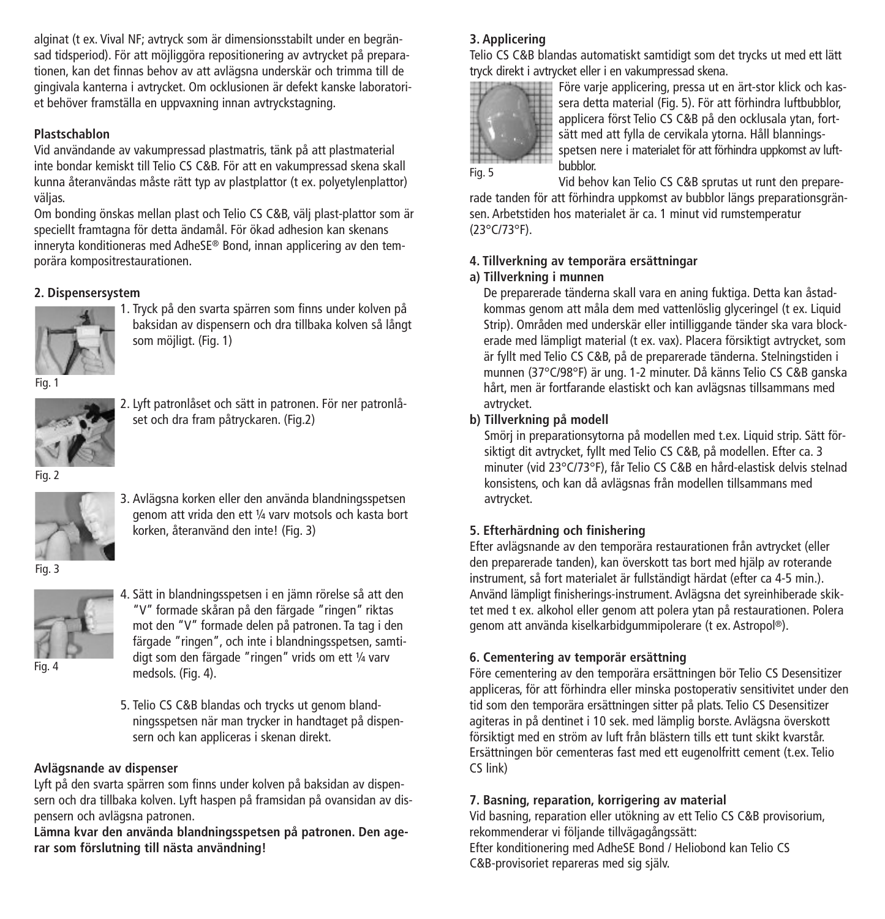alginat (t ex. Vival NF; avtryck som är dimensionsstabilt under en begränsad tidsperiod). För att möjliggöra repositionering av avtrycket på preparationen, kan det finnas behov av att avlägsna underskär och trimma till de gingivala kanterna i avtrycket. Om ocklusionen är defekt kanske laboratoriet behöver framställa en uppvaxning innan avtryckstagning.

**Plastschablon**

Vid användande av vakumpressad plastmatris, tänk på att plastmaterial inte bondar kemiskt till Telio CS C&B. För att en vakumpressad skena skall kunna återanvändas måste rätt typ av plastplattor (t ex. polyetylenplattor) väljas.

Om bonding önskas mellan plast och Telio CS C&B, välj plast-plattor som är speciellt framtagna för detta ändamål. För ökad adhesion kan skenans inneryta konditioneras med AdheSE® Bond, innan applicering av den temporära kompositrestaurationen.

**2. Dispensersystem**

1. Tryck på den svarta spärren som finns under kolven på baksidan av dispensern och dra tillbaka kolven så långt som möjligt. (Fig. 1)

Fig. 1

2. Lyft patronlåset och sätt in patronen. För ner patronlåset och dra fram påtryckaren. (Fig.2)

Fig. 2

3. Avlägsna korken eller den använda blandningsspetsen genom att vrida den ett ¼ varv motsols och kasta bort korken, återanvänd den inte! (Fig. 3)

Fig. 3

4. Sätt in blandningsspetsen i en jämn rörelse så att den "V" formade skåran på den färgade "ringen" riktas mot den "V" formade delen på patronen. Ta tag i den färgade "ringen", och inte i blandningsspetsen, samtidigt som den färgade "ringen" vrids om ett ¼ varv medsols. (Fig. 4).

Fig. 4

5. Telio CS C&B blandas och trycks ut genom blandningsspetsen när man trycker in handtaget på dispensern och kan appliceras i skenan direkt.

**Avlägsnande av dispenser**

Lyft på den svarta spärren som finns under kolven på baksidan av dispensern och dra tillbaka kolven. Lyft haspen på framsidan på ovansidan av dispensern och avlägsna patronen.

**Lämna kvar den använda blandningsspetsen på patronen. Den agerar som förslutning till nästa användning!**

**3. Applicering**

Telio CS C&B blandas automatiskt samtidigt som det trycks ut med ett lätt tryck direkt i avtrycket eller i en vakumpressad skena.

Före varje applicering, pressa ut en ärt-stor klick och kassera detta material (Fig. 5). För att förhindra luftbubblor, applicera först Telio CS C&B på den ocklusala ytan, fortsätt med att fylla de cervikala ytorna. Håll blanningsspetsen nere i materialet för att förhindra uppkomst av luftbubblor.

Fig. 5

Vid behov kan Telio CS C&B sprutas ut runt den preparerade tanden för att förhindra uppkomst av bubblor längs preparationsgränsen. Arbetstiden hos materialet är ca. 1 minut vid rumstemperatur (23°C/73°F).

**4. Tillverkning av temporära ersättningar**

**a) Tillverkning i munnen**

De preparerade tänderna skall vara en aning fuktiga. Detta kan åstadkommas genom att måla dem med vattenlöslig glyceringel (t ex. Liquid Strip). Områden med underskär eller intilliggande tänder ska vara blockerade med lämpligt material (t ex. vax). Placera försiktigt avtrycket, som är fyllt med Telio CS C&B, på de preparerade tänderna. Stelningstiden i munnen (37°C/98°F) är ung. 1-2 minuter. Då känns Telio CS C&B ganska hårt, men är fortfarande elastiskt och kan avlägsnas tillsammans med avtrycket.

**b) Tillverkning på modell**

Smörj in preparationsytorna på modellen med t.ex. Liquid strip. Sätt försiktigt dit avtrycket, fyllt med Telio CS C&B, på modellen. Efter ca. 3 minuter (vid 23°C/73°F), får Telio CS C&B en hård-elastisk delvis stelnad konsistens, och kan då avlägsnas från modellen tillsammans med avtrycket.

**5. Efterhärdning och finishering**

Efter avlägsnande av den temporära restaurationen från avtrycket (eller den preparerade tanden), kan överskott tas bort med hjälp av roterande instrument, så fort materialet är fullständigt härdat (efter ca 4-5 min.). Använd lämpligt finisherings-instrument. Avlägsna det syreinhiberade skiktet med t ex. alkohol eller genom att polera ytan på restaurationen. Polera genom att använda kiselkarbidgummipolerare (t ex. Astropol®).

**6. Cementering av temporär ersättning**

Före cementering av den temporära ersättningen bör Telio CS Desensitizer appliceras, för att förhindra eller minska postoperativ sensitivitet under den tid som den temporära ersättningen sitter på plats. Telio CS Desensitizer agiteras in på dentinet i 10 sek. med lämplig borste. Avlägsna överskott försiktigt med en ström av luft från blästern tills ett tunt skikt kvarstår. Ersättningen bör cementeras fast med ett eugenolfritt cement (t.ex. Telio CS link)

**7. Basning, reparation, korrigering av material**

Vid basning, reparation eller utökning av ett Telio CS C&B provisorium, rekommenderar vi följande tillvägagångssätt:
Efter konditionering med AdheSE Bond / Heliobond kan Telio CS C&B-provisoriet repareras med sig själv.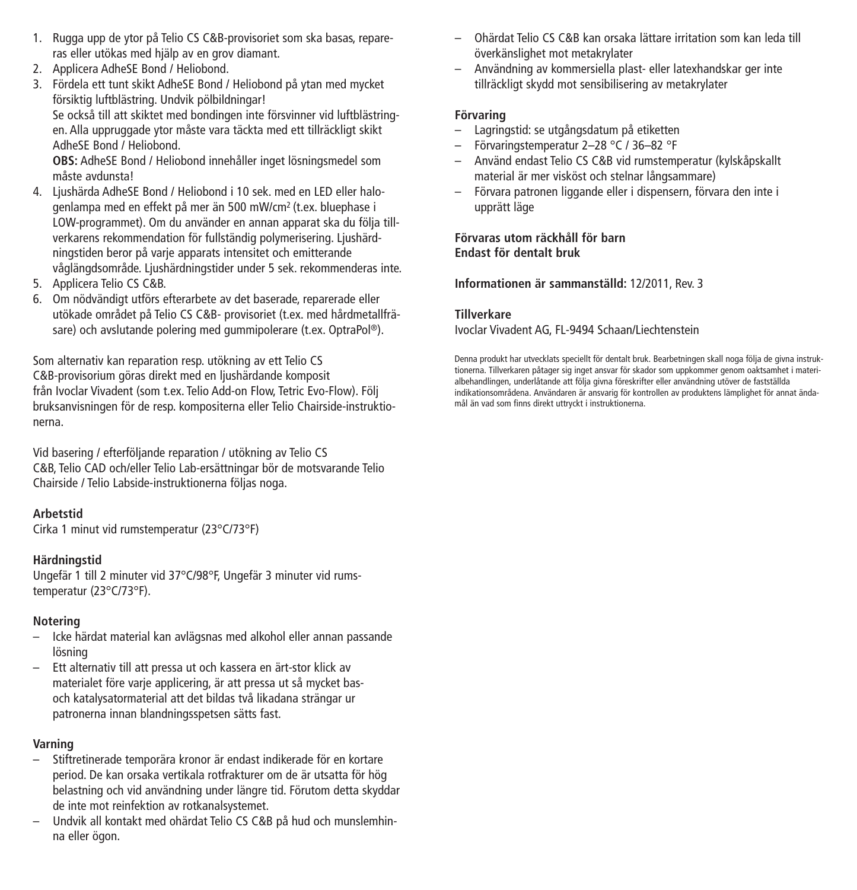1. Rugga upp de ytor på Telio CS C&B-provisoriet som ska basas, repareras eller utökas med hjälp av en grov diamant.
2. Applicera AdheSE Bond / Heliobond.
3. Fördela ett tunt skikt AdheSE Bond / Heliobond på ytan med mycket försiktig luftblästring. Undvik pölbildningar!
   Se också till att skiktet med bondingen inte försvinner vid luftblästringen. Alla uppruggade ytor måste vara täckta med ett tillräckligt skikt AdheSE Bond / Heliobond.
   **OBS:** AdheSE Bond / Heliobond innehåller inget lösningsmedel som måste avdunsta!
4. Ljushärda AdheSE Bond / Heliobond i 10 sek. med en LED eller halogenlampa med en effekt på mer än 500 mW/cm² (t.ex. bluephase i LOW-programmet). Om du använder en annan apparat ska du följa tillverkarens rekommendation för fullständig polymerisering. Ljushärdningstiden beror på varje apparats intensitet och emitterande våglängdsområde. Ljushärdningstider under 5 sek. rekommenderas inte.
5. Applicera Telio CS C&B.
6. Om nödvändigt utförs efterarbete av det baserade, reparerade eller utökade området på Telio CS C&B- provisoriet (t.ex. med hårdmetallfräsare) och avslutande polering med gummipolerare (t.ex. OptraPol®).

Som alternativ kan reparation resp. utökning av ett Telio CS C&B-provisorium göras direkt med en ljushärdande komposit från Ivoclar Vivadent (som t.ex. Telio Add-on Flow, Tetric Evo-Flow). Följ bruksanvisningen för de resp. kompositerna eller Telio Chairside-instruktionerna.

Vid basering / efterföljande reparation / utökning av Telio CS C&B, Telio CAD och/eller Telio Lab-ersättningar bör de motsvarande Telio Chairside / Telio Labside-instruktionerna följas noga.

**Arbetstid**
Cirka 1 minut vid rumstemperatur (23°C/73°F)

**Härdningstid**
Ungefär 1 till 2 minuter vid 37°C/98°F, Ungefär 3 minuter vid rumstemperatur (23°C/73°F).

**Notering**
- Icke härdat material kan avlägsnas med alkohol eller annan passande lösning
- Ett alternativ till att pressa ut och kassera en ärt-stor klick av materialet före varje applicering, är att pressa ut så mycket bas- och katalysatormaterial att det bildas två likadana strängar ur patronerna innan blandningsspetsen sätts fast.

**Varning**
- Stiftretinerade temporära kronor är endast indikerade för en kortare period. De kan orsaka vertikala rotfrakturer om de är utsatta för hög belastning och vid användning under längre tid. Förutom detta skyddar de inte mot reinfektion av rotkanalsystemet.
- Undvik all kontakt med ohärdat Telio CS C&B på hud och munslemhinna eller ögon.
- Ohärdat Telio CS C&B kan orsaka lättare irritation som kan leda till överkänslighet mot metakrylater
- Användning av kommersiella plast- eller latexhandskar ger inte tillräckligt skydd mot sensibilisering av metakrylater

**Förvaring**
- Lagringstid: se utgångsdatum på etiketten
- Förvaringstemperatur 2–28 °C / 36–82 °F
- Använd endast Telio CS C&B vid rumstemperatur (kylskåpskallt material är mer visköst och stelnar långsammare)
- Förvara patronen liggande eller i dispensern, förvara den inte i upprätt läge

**Förvaras utom räckhåll för barn**
**Endast för dentalt bruk**

**Informationen är sammanställd:** 12/2011, Rev. 3

**Tillverkare**
Ivoclar Vivadent AG, FL-9494 Schaan/Liechtenstein

Denna produkt har utvecklats speciellt för dentalt bruk. Bearbetningen skall noga följa de givna instruktionerna. Tillverkaren påtager sig inget ansvar för skador som uppkommer genom oaktsamhet i materialbehandlingen, underlåtande att följa givna föreskrifter eller användning utöver de fastställda indikationsområdena. Användaren är ansvarig för kontrollen av produktens lämplighet för annat ändamål än vad som finns direkt uttryckt i instruktionerna.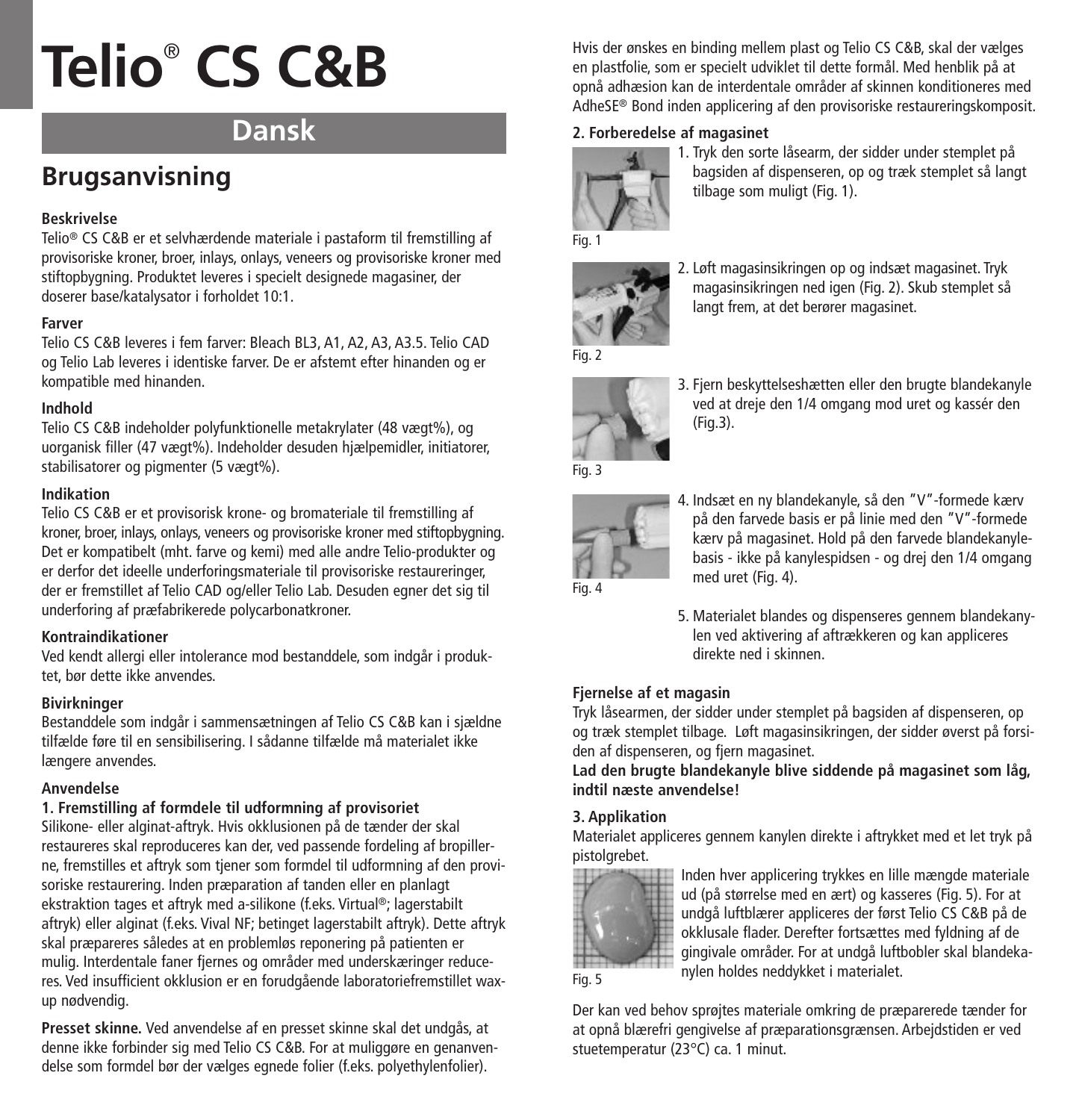# Telio® CS C&B

## Dansk

## Brugsanvisning

**Beskrivelse**

Telio® CS C&B er et selvhærdende materiale i pastaform til fremstilling af provisoriske kroner, broer, inlays, onlays, veneers og provisoriske kroner med stiftopbygning. Produktet leveres i specielt designede magasiner, der doserer base/katalysator i forholdet 10:1.

**Farver**

Telio CS C&B leveres i fem farver: Bleach BL3, A1, A2, A3, A3.5. Telio CAD og Telio Lab leveres i identiske farver. De er afstemt efter hinanden og er kompatible med hinanden.

**Indhold**

Telio CS C&B indeholder polyfunktionelle metakrylater (48 vægt%), og uorganisk filler (47 vægt%). Indeholder desuden hjælpemidler, initiatorer, stabilisatorer og pigmenter (5 vægt%).

**Indikation**

Telio CS C&B er et provisorisk krone- og bromateriale til fremstilling af kroner, broer, inlays, onlays, veneers og provisoriske kroner med stiftopbygning. Det er kompatibelt (mht. farve og kemi) med alle andre Telio-produkter og er derfor det ideelle underforingsmateriale til provisoriske restaureringer, der er fremstillet af Telio CAD og/eller Telio Lab. Desuden egner det sig til underforing af præfabrikerede polycarbonatkroner.

**Kontraindikationer**

Ved kendt allergi eller intolerance mod bestanddele, som indgår i produktet, bør dette ikke anvendes.

**Bivirkninger**

Bestanddele som indgår i sammensætningen af Telio CS C&B kan i sjældne tilfælde føre til en sensibilisering. I sådanne tilfælde må materialet ikke længere anvendes.

**Anvendelse**

**1. Fremstilling af formdele til udformning af provisoriet**

Silikone- eller alginat-aftryk. Hvis okklusionen på de tænder der skal restaureres skal reproduceres kan der, ved passende fordeling af bropillerne, fremstilles et aftryk som tjener som formdel til udformning af den provisoriske restaurering. Inden præparation af tanden eller en planlagt ekstraktion tages et aftryk med a-silikone (f.eks. Virtual®; lagerstabilt aftryk) eller alginat (f.eks. Vival NF; betinget lagerstabilt aftryk). Dette aftryk skal præpareres således at en problemløs reponering på patienten er mulig. Interdentale faner fjernes og områder med underskæringer reduceres. Ved insufficient okklusion er en forudgående laboratoriefremstillet wax-up nødvendig.

**Presset skinne.** Ved anvendelse af en presset skinne skal det undgås, at denne ikke forbinder sig med Telio CS C&B. For at muliggøre en genanvendelse som formdel bør der vælges egnede folier (f.eks. polyethylenfolier).

Hvis der ønskes en binding mellem plast og Telio CS C&B, skal der vælges en plastfolie, som er specielt udviklet til dette formål. Med henblik på at opnå adhæsion kan de interdentale områder af skinnen konditioneres med AdheSE® Bond inden applicering af den provisoriske restaureringskomposit.

**2. Forberedelse af magasinet**

1. Tryk den sorte låsearm, der sidder under stemplet på bagsiden af dispenseren, op og træk stemplet så langt tilbage som muligt (Fig. 1).

Fig. 1

2. Løft magasinsikringen op og indsæt magasinet. Tryk magasinsikringen ned igen (Fig. 2). Skub stemplet så langt frem, at det berører magasinet.

Fig. 2

3. Fjern beskyttelseshætten eller den brugte blandekanyle ved at dreje den 1/4 omgang mod uret og kassér den (Fig.3).

Fig. 3

4. Indsæt en ny blandekanyle, så den "V"-formede kærv på den farvede basis er på linie med den "V"-formede kærv på magasinet. Hold på den farvede blandekanylebasis - ikke på kanylespidsen - og drej den 1/4 omgang med uret (Fig. 4).

Fig. 4

5. Materialet blandes og dispenseres gennem blandekanylen ved aktivering af aftrækkeren og kan appliceres direkte ned i skinnen.

**Fjernelse af et magasin**

Tryk låsearmen, der sidder under stemplet på bagsiden af dispenseren, op og træk stemplet tilbage. Løft magasinsikringen, der sidder øverst på forsiden af dispenseren, og fjern magasinet.

**Lad den brugte blandekanyle blive siddende på magasinet som låg, indtil næste anvendelse!**

**3. Applikation**

Materialet appliceres gennem kanylen direkte i aftrykket med et let tryk på pistolgrebet.

Inden hver applicering trykkes en lille mængde materiale ud (på størrelse med en ært) og kasseres (Fig. 5). For at undgå luftblærer appliceres der først Telio CS C&B på de okklusale flader. Derefter fortsættes med fyldning af de gingivale områder. For at undgå luftbobler skal blandekanylen holdes neddykket i materialet.

Fig. 5

Der kan ved behov sprøjtes materiale omkring de præparerede tænder for at opnå blærefri gengivelse af præparationsgrænsen. Arbejdstiden er ved stuetemperatur (23°C) ca. 1 minut.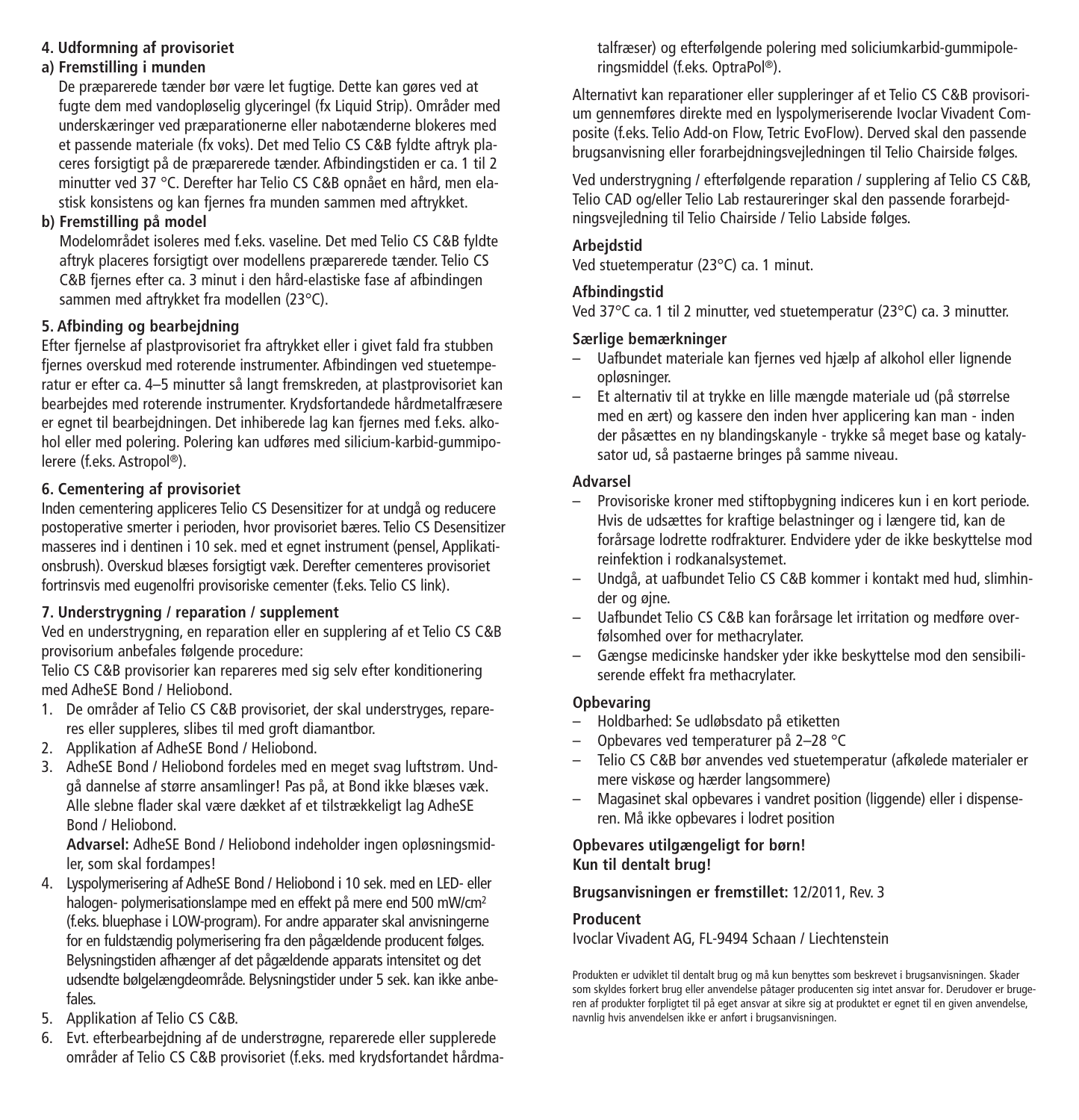**4. Udformning af provisoriet**

**a) Fremstilling i munden**

De præparerede tænder bør være let fugtige. Dette kan gøres ved at fugte dem med vandopløselig glyceringel (fx Liquid Strip). Områder med underskæringer ved præparationerne eller nabotænderne blokeres med et passende materiale (fx voks). Det med Telio CS C&B fyldte aftryk placeres forsigtigt på de præparerede tænder. Afbindingstiden er ca. 1 til 2 minutter ved 37 °C. Derefter har Telio CS C&B opnået en hård, men elastisk konsistens og kan fjernes fra munden sammen med aftrykket.

**b) Fremstilling på model**

Modelområdet isoleres med f.eks. vaseline. Det med Telio CS C&B fyldte aftryk placeres forsigtigt over modellens præparerede tænder. Telio CS C&B fjernes efter ca. 3 minut i den hård-elastiske fase af afbindingen sammen med aftrykket fra modellen (23°C).

**5. Afbinding og bearbejdning**

Efter fjernelse af plastprovisoriet fra aftrykket eller i givet fald fra stubben fjernes overskud med roterende instrumenter. Afbindingen ved stuetemperatur er efter ca. 4–5 minutter så langt fremskreden, at plastprovisoriet kan bearbejdes med roterende instrumenter. Krydsfortandede hårdmetalfræsere er egnet til bearbejdningen. Det inhiberede lag kan fjernes med f.eks. alkohol eller med polering. Polering kan udføres med silicium-karbid-gummipolerere (f.eks. Astropol®).

**6. Cementering af provisoriet**

Inden cementering appliceres Telio CS Desensitizer for at undgå og reducere postoperative smerter i perioden, hvor provisoriet bæres. Telio CS Desensitizer masseres ind i dentinen i 10 sek. med et egnet instrument (pensel, Applikationsbrush). Overskud blæses forsigtigt væk. Derefter cementeres provisoriet fortrinsvis med eugenolfri provisoriske cementer (f.eks. Telio CS link).

**7. Understrygning / reparation / supplement**

Ved en understrygning, en reparation eller en supplering af et Telio CS C&B provisorium anbefales følgende procedure:

Telio CS C&B provisorier kan repareres med sig selv efter konditionering med AdheSE Bond / Heliobond.

1. De områder af Telio CS C&B provisoriet, der skal understryges, repareres eller suppleres, slibes til med groft diamantbor.
2. Applikation af AdheSE Bond / Heliobond.
3. AdheSE Bond / Heliobond fordeles med en meget svag luftstrøm. Undgå dannelse af større ansamlinger! Pas på, at Bond ikke blæses væk. Alle slebne flader skal være dækket af et tilstrækkeligt lag AdheSE Bond / Heliobond.

   **Advarsel:** AdheSE Bond / Heliobond indeholder ingen opløsningsmidler, som skal fordampes!
4. Lyspolymerisering af AdheSE Bond / Heliobond i 10 sek. med en LED- eller halogen- polymerisationslampe med en effekt på mere end 500 mW/cm² (f.eks. bluephase i LOW-program). For andre apparater skal anvisningerne for en fuldstændig polymerisering fra den pågældende producent følges. Belysningstiden afhænger af det pågældende apparats intensitet og det udsendte bølgelængdeområde. Belysningstider under 5 sek. kan ikke anbefales.
5. Applikation af Telio CS C&B.
6. Evt. efterbearbejdning af de understrøgne, reparerede eller supplerede områder af Telio CS C&B provisoriet (f.eks. med krydsfortandet hårdmetalfræser) og efterfølgende polering med soliciumkarbid-gummipoleringsmiddel (f.eks. OptraPol®).

Alternativt kan reparationer eller suppleringer af et Telio CS C&B provisorium gennemføres direkte med en lyspolymeriserende Ivoclar Vivadent Composite (f.eks. Telio Add-on Flow, Tetric EvoFlow). Derved skal den passende brugsanvisning eller forarbejdningsvejledningen til Telio Chairside følges.

Ved understrygning / efterfølgende reparation / supplering af Telio CS C&B, Telio CAD og/eller Telio Lab restaureringer skal den passende forarbejdningsvejledning til Telio Chairside / Telio Labside følges.

**Arbejdstid**

Ved stuetemperatur (23°C) ca. 1 minut.

**Afbindingstid**

Ved 37°C ca. 1 til 2 minutter, ved stuetemperatur (23°C) ca. 3 minutter.

**Særlige bemærkninger**

- Uafbundet materiale kan fjernes ved hjælp af alkohol eller lignende opløsninger.
- Et alternativ til at trykke en lille mængde materiale ud (på størrelse med en ært) og kassere den inden hver applicering kan man - inden der påsættes en ny blandingskanyle - trykke så meget base og katalysator ud, så pastaerne bringes på samme niveau.

**Advarsel**

- Provisoriske kroner med stiftopbygning indiceres kun i en kort periode. Hvis de udsættes for kraftige belastninger og i længere tid, kan de forårsage lodrette rodfrakturer. Endvidere yder de ikke beskyttelse mod reinfektion i rodkanalsystemet.
- Undgå, at uafbundet Telio CS C&B kommer i kontakt med hud, slimhinder og øjne.
- Uafbundet Telio CS C&B kan forårsage let irritation og medføre overfølsomhed over for methacrylater.
- Gængse medicinske handsker yder ikke beskyttelse mod den sensibiliserende effekt fra methacrylater.

**Opbevaring**

- Holdbarhed: Se udløbsdato på etiketten
- Opbevares ved temperaturer på 2–28 °C
- Telio CS C&B bør anvendes ved stuetemperatur (afkølede materialer er mere viskøse og hærder langsommere)
- Magasinet skal opbevares i vandret position (liggende) eller i dispenseren. Må ikke opbevares i lodret position

**Opbevares utilgængeligt for børn!**
**Kun til dentalt brug!**

**Brugsanvisningen er fremstillet:** 12/2011, Rev. 3

**Producent**

Ivoclar Vivadent AG, FL-9494 Schaan / Liechtenstein

Produkten er udviklet til dentalt brug og må kun benyttes som beskrevet i brugsanvisningen. Skader som skyldes forkert brug eller anvendelse påtager producenten sig intet ansvar for. Derudover er brugeren af produkter forpligtet til på eget ansvar at sikre sig at produktet er egnet til en given anvendelse, navnlig hvis anvendelsen ikke er anført i brugsanvisningen.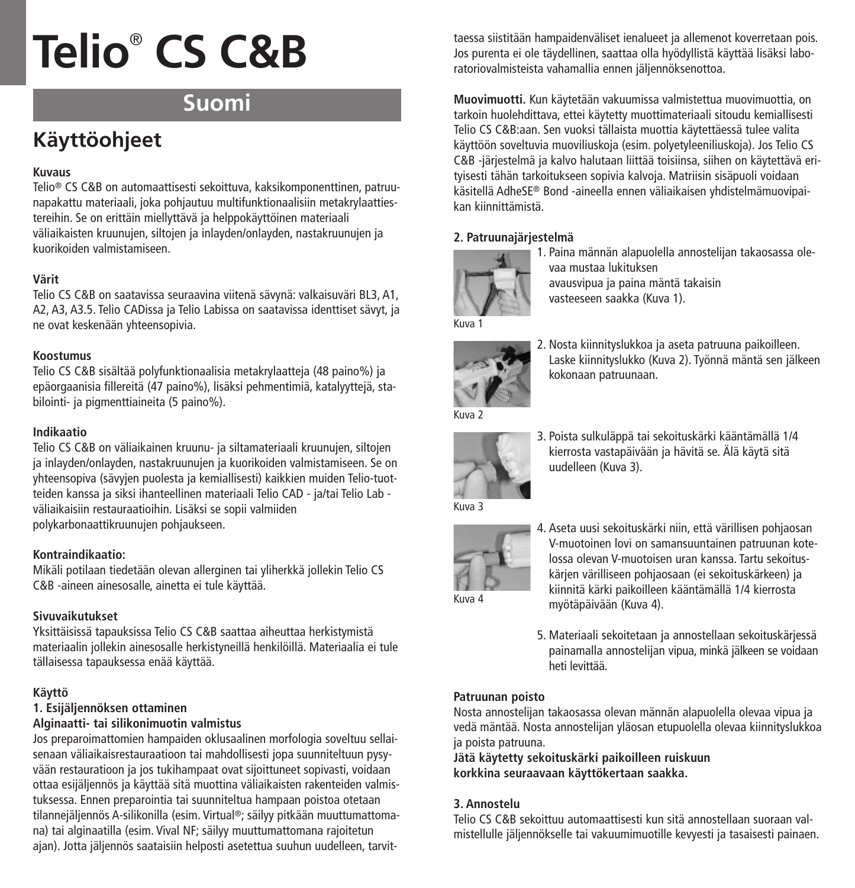# Telio® CS C&B

## Suomi

## Käyttöohjeet

**Kuvaus**
Telio® CS C&B on automaattisesti sekoittuva, kaksikomponenttinen, patruunapakattu materiaali, joka pohjautuu multifunktionaalisiin metakrylaattiestereihin. Se on erittäin miellyttävä ja helppokäyttöinen materiaali väliaikaisten kruunujen, siltojen ja inlayden/onlayden, nastakruunujen ja kuorikoiden valmistamiseen.

**Värit**
Telio CS C&B on saatavissa seuraavina viitenä sävynä: valkaisuväri BL3, A1, A2, A3, A3.5. Telio CADissa ja Telio Labissa on saatavissa identtiset sävyt, ja ne ovat keskenään yhteensopivia.

**Koostumus**
Telio CS C&B sisältää polyfunktionaalisia metakrylaatteja (48 paino%) ja epäorgaanisia fillereitä (47 paino%), lisäksi pehmentimiä, katalyyttejä, stabilointi- ja pigmenttiaineita (5 paino%).

**Indikaatio**
Telio CS C&B on väliaikainen kruunu- ja siltamateriaali kruunujen, siltojen ja inlayden/onlayden, nastakruunujen ja kuorikoiden valmistamiseen. Se on yhteensopiva (sävyjen puolesta ja kemiallisesti) kaikkien muiden Telio-tuotteiden kanssa ja siksi ihanteellinen materiaali Telio CAD - ja/tai Telio Lab -väliaikaisiin restauraatioihin. Lisäksi se sopii valmiiden polykarbonaattikruunujen pohjaukseen.

**Kontraindikaatio:**
Mikäli potilaan tiedetään olevan allerginen tai yliherkkä jollekin Telio CS C&B -aineen ainesosalle, ainetta ei tule käyttää.

**Sivuvaikutukset**
Yksittäisissä tapauksissa Telio CS C&B saattaa aiheuttaa herkistymistä materiaalin jollekin ainesosalle herkistyneillä henkilöillä. Materiaalia ei tule tällaisessa tapauksessa enää käyttää.

**Käyttö**

**1. Esijäljennöksen ottaminen**

**Alginaatti- tai silikonimuotin valmistus**
Jos preparoimattomien hampaiden oklusaalinen morfologia soveltuu sellaisenaan väliaikaisrestauraatioon tai mahdollisesti jopa suunniteltuun pysyvään restauratioon ja jos tukihampaat ovat sijoittuneet sopivasti, voidaan ottaa esijäljennös ja käyttää sitä muottina väliaikaisten rakenteiden valmistuksessa. Ennen preparointia tai suunniteltua hampaan poistoa otetaan tilannejäljennös A-silikonilla (esim. Virtual®; säilyy pitkään muuttumattomana) tai alginaatilla (esim. Vival NF; säilyy muuttumattomana rajoitetun ajan). Jotta jäljennös saataisiin helposti asetettua suuhun uudelleen, tarvittaessa siistitään hampaidenväliset ienalueet ja allemenot koverretaan pois. Jos purenta ei ole täydellinen, saattaa olla hyödyllistä käyttää lisäksi laboratoriovalmisteista vahamallia ennen jäljennöksenottoa.

**Muovimuotti.** Kun käytetään vakuumissa valmistettua muovimuottia, on tarkoin huolehdittava, ettei käytetty muottimateriaali sitoudu kemiallisesti Telio CS C&B:aan. Sen vuoksi tällaista muottia käytettäessä tulee valita käyttöön soveltuvia muoviliuskoja (esim. polyetyleeniliuskoja). Jos Telio CS C&B -järjestelmä ja kalvo halutaan liittää toisiinsa, siihen on käytettävä erityisesti tähän tarkoitukseen sopivia kalvoja. Matriisin sisäpuoli voidaan käsitellä AdheSE® Bond -aineella ennen väliaikaisen yhdistelmämuovipaikan kiinnittämistä.

**2. Patruunajärjestelmä**

1. Paina männän alapuolella annostelijan takaosassa olevaa mustaa lukituksen avausvipua ja paina mäntä takaisin vasteeseen saakka (Kuva 1).

Kuva 1

2. Nosta kiinnityslukkoa ja aseta patruuna paikoilleen. Laske kiinnityslukko (Kuva 2). Työnnä mäntä sen jälkeen kokonaan patruunaan.

Kuva 2

3. Poista sulkuläppä tai sekoituskärki kääntämällä 1/4 kierrosta vastapäivään ja hävitä se. Älä käytä sitä uudelleen (Kuva 3).

Kuva 3

4. Aseta uusi sekoituskärki niin, että värillisen pohjaosan V-muotoinen lovi on samansuuntainen patruunan kotelossa olevan V-muotoisen uran kanssa. Tartu sekoituskärjen värilliseen pohjaosaan (ei sekoituskärkeen) ja kiinnitä kärki paikoilleen kääntämällä 1/4 kierrosta myötäpäivään (Kuva 4).

Kuva 4

5. Materiaali sekoitetaan ja annostellaan sekoituskärjessä painamalla annostelijan vipua, minkä jälkeen se voidaan heti levittää.

**Patruunan poisto**
Nosta annostelijan takaosassa olevan männän alapuolella olevaa vipua ja vedä mäntää. Nosta annostelijan yläosan etupuolella olevaa kiinnityslukkoa ja poista patruuna.
**Jätä käytetty sekoituskärki paikoilleen ruiskuun korkkina seuraavaan käyttökertaan saakka.**

**3. Annostelu**
Telio CS C&B sekoittuu automaattisesti kun sitä annostellaan suoraan valmistellulle jäljennökselle tai vakuumimuotille kevyesti ja tasaisesti painaen.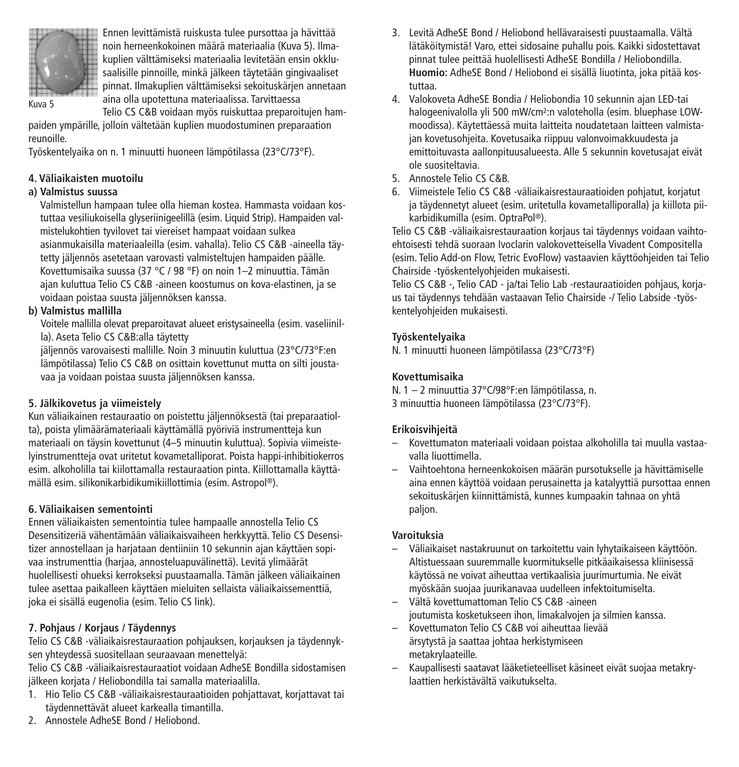Ennen levittämistä ruiskusta tulee pursottaa ja hävittää noin herneenkokoinen määrä materiaalia (Kuva 5). Ilmakuplien välttämiseksi materiaalia levitetään ensin okklusaalisille pinnoille, minkä jälkeen täytetään gingivaaliset pinnat. Ilmakuplien välttämiseksi sekoituskärjen annetaan aina olla upotettuna materiaalissa. Tarvittaessa Telio CS C&B voidaan myös ruiskuttaa preparoitujen hampaiden ympärille, jolloin vältetään kuplien muodostuminen preparaation reunoille.

Kuva 5

Työskentelyaika on n. 1 minuutti huoneen lämpötilassa (23°C/73°F).

#### 4. Väliaikaisten muotoilu

**a) Valmistus suussa**

Valmistellun hampaan tulee olla hieman kostea. Hammasta voidaan kostuttaa vesiliukoisella glyseriinigeelillä (esim. Liquid Strip). Hampaiden valmistelukohtien tyvilovet tai viereiset hampaat voidaan sulkea asianmukaisilla materiaaleilla (esim. vahalla). Telio CS C&B -aineella täytetty jäljennös asetetaan varovasti valmisteltujen hampaiden päälle. Kovettumisaika suussa (37 °C / 98 °F) on noin 1–2 minuuttia. Tämän ajan kuluttua Telio CS C&B -aineen koostumus on kova-elastinen, ja se voidaan poistaa suusta jäljennöksen kanssa.

**b) Valmistus mallilla**

Voitele mallilla olevat preparoitavat alueet eristysaineella (esim. vaseliinilla). Aseta Telio CS C&B:alla täytetty jäljennös varovaisesti mallille. Noin 3 minuutin kuluttua (23°C/73°F:en lämpötilassa) Telio CS C&B on osittain kovettunut mutta on silti joustavaa ja voidaan poistaa suusta jäljennöksen kanssa.

#### 5. Jälkikovetus ja viimeistely

Kun väliaikainen restauraatio on poistettu jäljennöksestä (tai preparaatiolta), poista ylimäärämateriaali käyttämällä pyöriviä instrumentteja kun materiaali on täysin kovettunut (4–5 minuutin kuluttua). Sopivia viimeistelyinstrumentteja ovat uritetut kovametalliporat. Poista happi-inhibitiokerros esim. alkoholilla tai kiillottamalla restauraation pinta. Kiillottamalla käyttämällä esim. silikonikarbidikumikiillottimia (esim. Astropol®).

#### 6. Väliaikaisen sementointi

Ennen väliaikaisten sementointia tulee hampaalle annostella Telio CS Desensitizeriä vähentämään väliaikaisvaiheen herkkyyttä. Telio CS Desensitizer annostellaan ja harjataan dentiiniin 10 sekunnin ajan käyttäen sopivaa instrumenttia (harjaa, annosteluapuvälinettä). Levitä ylimäärät huolellisesti ohueksi kerrokseksi puustaamalla. Tämän jälkeen väliaikainen tulee asettaa paikalleen käyttäen mieluiten sellaista väliaikaissementtiä, joka ei sisällä eugenolia (esim. Telio CS link).

#### 7. Pohjaus / Korjaus / Täydennys

Telio CS C&B -väliaikaisrestauraation pohjauksen, korjauksen ja täydennyksen yhteydessä suositellaan seuraavaa menettelyä:

Telio CS C&B -väliaikaisrestauraatiot voidaan AdheSE Bondilla sidostamisen jälkeen korjata / Heliobondilla tai samalla materiaalilla.

1. Hio Telio CS C&B -väliaikaisrestauraatioiden pohjattavat, korjattavat tai täydennettävät alueet karkealla timantilla.
2. Annostele AdheSE Bond / Heliobond.
3. Levitä AdheSE Bond / Heliobond hellävaraisesti puustaamalla. Vältä lätäköitymistä! Varo, ettei sidosaine puhallu pois. Kaikki sidostettavat pinnat tulee peittää huolellisesti AdheSE Bondilla / Heliobondilla. **Huomio:** AdheSE Bond / Heliobond ei sisällä liuotinta, joka pitää kostuttaa.
4. Valokoveta AdheSE Bondia / Heliobondia 10 sekunnin ajan LED-tai halogeenivalolla yli 500 mW/cm²:n valoteholla (esim. bluephase LOW-moodissa). Käytettäessä muita laitteita noudatetaan laitteen valmistajan kovetusohjeita. Kovetusaika riippuu valonvoimakkuudesta ja emittoituvasta aallonpituusalueesta. Alle 5 sekunnin kovetusajat eivät ole suositeltavia.
5. Annostele Telio CS C&B.
6. Viimeistele Telio CS C&B -väliaikaisrestauraatioiden pohjatut, korjatut ja täydennetyt alueet (esim. uritetulla kovametalliporalla) ja kiillota piikarbidikumilla (esim. OptraPol®).

Telio CS C&B -väliaikaisrestauraation korjaus tai täydennys voidaan vaihtoehtoisesti tehdä suoraan Ivoclarin valokovetteisella Vivadent Compositella (esim. Telio Add-on Flow, Tetric EvoFlow) vastaavien käyttöohjeiden tai Telio Chairside -työskentelyohjeiden mukaisesti.

Telio CS C&B -, Telio CAD - ja/tai Telio Lab -restauraatioiden pohjaus, korjaus tai täydennys tehdään vastaavan Telio Chairside -/ Telio Labside -työskentelyohjeiden mukaisesti.

#### Työskentelyaika

N. 1 minuutti huoneen lämpötilassa (23°C/73°F)

#### Kovettumisaika

N. 1 – 2 minuuttia 37°C/98°F:en lämpötilassa, n.
3 minuuttia huoneen lämpötilassa (23°C/73°F).

#### Erikoisvihjeitä

- Kovettumaton materiaali voidaan poistaa alkoholilla tai muulla vastaavalla liuottimella.
- Vaihtoehtona herneenkokoisen määrän pursotukselle ja hävittämiselle aina ennen käyttöä voidaan perusainetta ja katalyyttiä pursottaa ennen sekoituskärjen kiinnittämistä, kunnes kumpaakin tahnaa on yhtä paljon.

#### Varoituksia

- Väliaikaiset nastakruunut on tarkoitettu vain lyhytaikaiseen käyttöön. Altistuessaan suuremmalle kuormitukselle pitkäaikaisessa kliinisessä käytössä ne voivat aiheuttaa vertikaalisia juurimurtumia. Ne eivät myöskään suojaa juurikanavaa uudelleen infektoitumiselta.
- Vältä kovettumattoman Telio CS C&B -aineen joutumista kosketukseen ihon, limakalvojen ja silmien kanssa.
- Kovettumaton Telio CS C&B voi aiheuttaa lievää ärsytystä ja saattaa johtaa herkistymiseen metakrylaateille.
- Kaupallisesti saatavat lääketieteelliset käsineet eivät suojaa metakrylaattien herkistävältä vaikutukselta.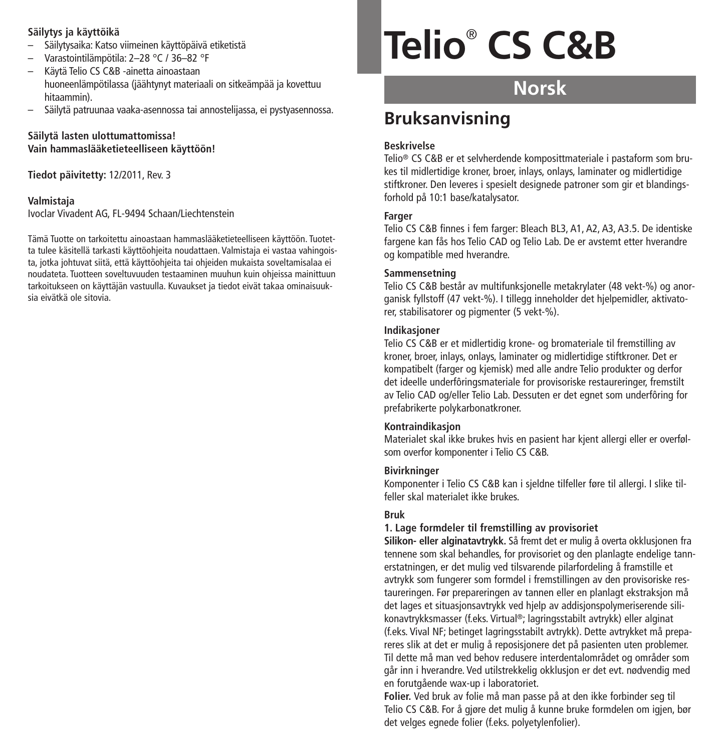**Säilytys ja käyttöikä**

– Säilytysaika: Katso viimeinen käyttöpäivä etiketistä
– Varastointilämpötila: 2–28 °C / 36–82 °F
– Käytä Telio CS C&B -ainetta ainoastaan huoneenlämpötilassa (jäähtynyt materiaali on sitkeämpää ja kovettuu hitaammin).
– Säilytä patruunaa vaaka-asennossa tai annostelijassa, ei pystyasennossa.

**Säilytä lasten ulottumattomissa!**
**Vain hammaslääketieteelliseen käyttöön!**

**Tiedot päivitetty:** 12/2011, Rev. 3

**Valmistaja**
Ivoclar Vivadent AG, FL-9494 Schaan/Liechtenstein

Tämä Tuotte on tarkoitettu ainoastaan hammaslääketieteelliseen käyttöön. Tuotetta tulee käsitellä tarkasti käyttöohjeita noudattaen. Valmistaja ei vastaa vahingoista, jotka johtuvat siitä, että käyttöohjeita tai ohjeiden mukaista soveltamisalaa ei noudateta. Tuotteen soveltuvuuden testaaminen muuhun kuin ohjeissa mainittuun tarkoitukseen on käyttäjän vastuulla. Kuvaukset ja tiedot eivät takaa ominaisuuksia eivätkä ole sitovia.

# Telio® CS C&B

## Norsk

## Bruksanvisning

**Beskrivelse**
Telio® CS C&B er et selvherdende komposittmateriale i pastaform som brukes til midlertidige kroner, broer, inlays, onlays, laminater og midlertidige stiftkroner. Den leveres i spesielt designede patroner som gir et blandingsforhold på 10:1 base/katalysator.

**Farger**
Telio CS C&B finnes i fem farger: Bleach BL3, A1, A2, A3, A3.5. De identiske fargene kan fås hos Telio CAD og Telio Lab. De er avstemt etter hverandre og kompatible med hverandre.

**Sammensetning**
Telio CS C&B består av multifunksjonelle metakrylater (48 vekt-%) og anorganisk fyllstoff (47 vekt-%). I tillegg inneholder det hjelpemidler, aktivatorer, stabilisatorer og pigmenter (5 vekt-%).

**Indikasjoner**
Telio CS C&B er et midlertidig krone- og bromateriale til fremstilling av kroner, broer, inlays, onlays, laminater og midlertidige stiftkroner. Det er kompatibelt (farger og kjemisk) med alle andre Telio produkter og derfor det ideelle underfôringsmateriale for provisoriske restaureringer, fremstilt av Telio CAD og/eller Telio Lab. Dessuten er det egnet som underfôring for prefabrikerte polykarbonatkroner.

**Kontraindikasjon**
Materialet skal ikke brukes hvis en pasient har kjent allergi eller er overfølsom overfor komponenter i Telio CS C&B.

**Bivirkninger**
Komponenter i Telio CS C&B kan i sjeldne tilfeller føre til allergi. I slike tilfeller skal materialet ikke brukes.

**Bruk**

**1. Lage formdeler til fremstilling av provisoriet**

**Silikon- eller alginatavtrykk.** Så fremt det er mulig å overta okklusjonen fra tennene som skal behandles, for provisoriet og den planlagte endelige tannerstatningen, er det mulig ved tilsvarende pilarfordeling å framstille et avtrykk som fungerer som formdel i fremstillingen av den provisoriske restaureringen. Før prepareringen av tannen eller en planlagt ekstraksjon må det lages et situasjonsavtrykk ved hjelp av addisjonspolymeriserende silikonavtrykksmasser (f.eks. Virtual®; lagringsstabilt avtrykk) eller alginat (f.eks. Vival NF; betinget lagringsstabilt avtrykk). Dette avtrykket må prepareres slik at det er mulig å reposisjonere det på pasienten uten problemer. Til dette må man ved behov redusere interdentalområdet og områder som går inn i hverandre. Ved utilstrekkelig okklusjon er det evt. nødvendig med en forutgående wax-up i laboratoriet.

**Folier.** Ved bruk av folie må man passe på at den ikke forbinder seg til Telio CS C&B. For å gjøre det mulig å kunne bruke formdelen om igjen, bør det velges egnede folier (f.eks. polyetylenfolier).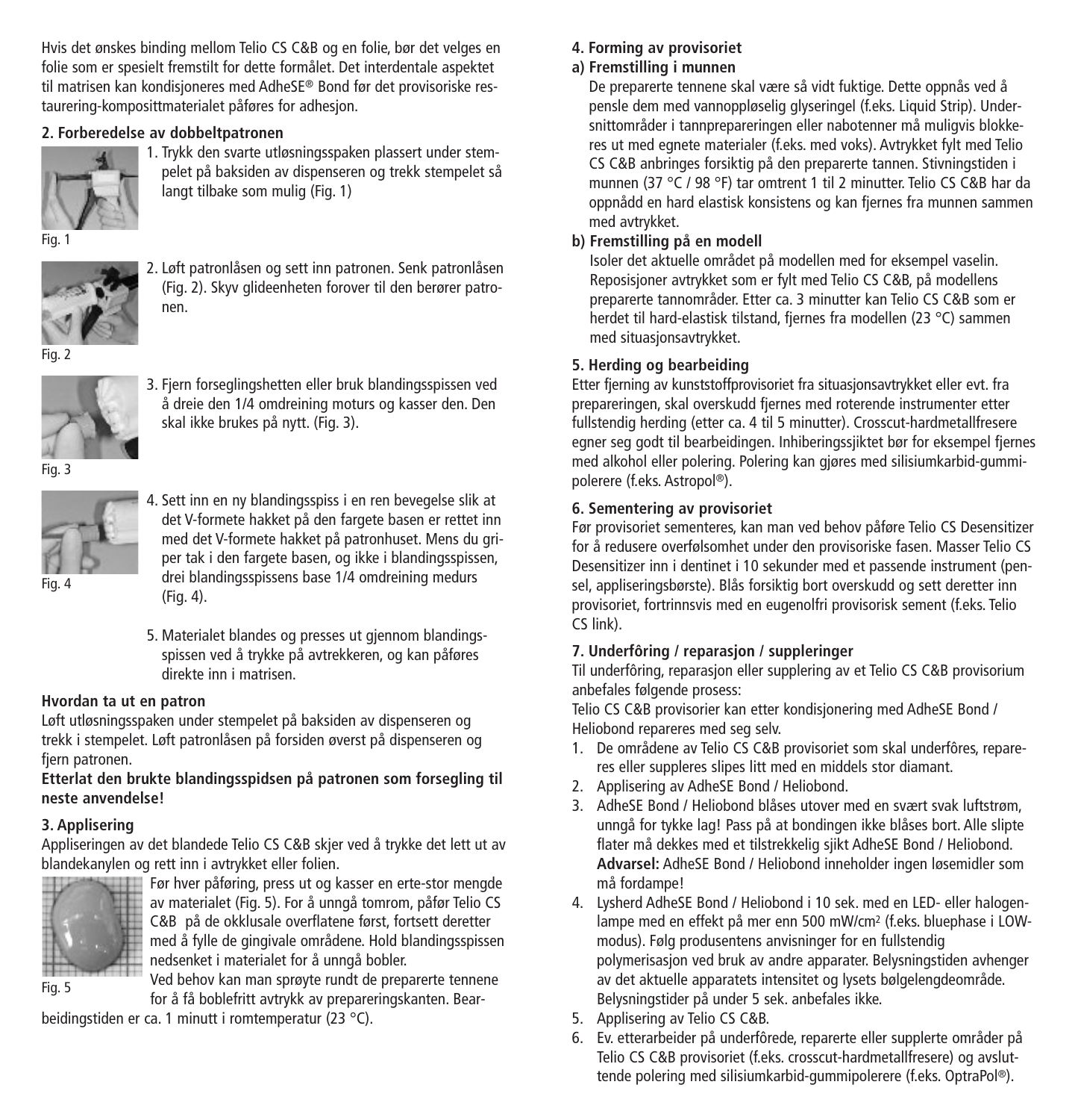Hvis det ønskes binding mellom Telio CS C&B og en folie, bør det velges en folie som er spesielt fremstilt for dette formålet. Det interdentale aspektet til matrisen kan kondisjoneres med AdheSE® Bond før det provisoriske restaurering-komposittmaterialet påføres for adhesjon.

**2. Forberedelse av dobbeltpatronen**

1. Trykk den svarte utløsningsspaken plassert under stempelet på baksiden av dispenseren og trekk stempelet så langt tilbake som mulig (Fig. 1)

Fig. 1

2. Løft patronlåsen og sett inn patronen. Senk patronlåsen (Fig. 2). Skyv glideenheten forover til den berører patronen.

Fig. 2

3. Fjern forseglingshetten eller bruk blandingsspissen ved å dreie den 1/4 omdreining moturs og kasser den. Den skal ikke brukes på nytt. (Fig. 3).

Fig. 3

4. Sett inn en ny blandingsspiss i en ren bevegelse slik at det V-formete hakket på den fargete basen er rettet inn med det V-formete hakket på patronhuset. Mens du griper tak i den fargete basen, og ikke i blandingsspissen, drei blandingsspissens base 1/4 omdreining medurs (Fig. 4).

Fig. 4

5. Materialet blandes og presses ut gjennom blandingsspissen ved å trykke på avtrekkeren, og kan påføres direkte inn i matrisen.

**Hvordan ta ut en patron**

Løft utløsningsspaken under stempelet på baksiden av dispenseren og trekk i stempelet. Løft patronlåsen på forsiden øverst på dispenseren og fjern patronen.

**Etterlat den brukte blandingsspidsen på patronen som forsegling til neste anvendelse!**

**3. Applisering**

Appliseringen av det blandede Telio CS C&B skjer ved å trykke det lett ut av blandekanylen og rett inn i avtrykket eller folien.

Før hver påføring, press ut og kasser en erte-stor mengde av materialet (Fig. 5). For å unngå tomrom, påfør Telio CS C&B på de okklusale overflatene først, fortsett deretter med å fylle de gingivale områdene. Hold blandingsspissen nedsenket i materialet for å unngå bobler.

Fig. 5

Ved behov kan man sprøyte rundt de preparerte tennene for å få boblefritt avtrykk av prepareringskanten. Bearbeidingstiden er ca. 1 minutt i romtemperatur (23 °C).

**4. Forming av provisoriet**

**a) Fremstilling i munnen**

De preparerte tennene skal være så vidt fuktige. Dette oppnås ved å pensle dem med vannoppløselig glyseringel (f.eks. Liquid Strip). Undersnittområder i tannprepareringen eller nabotenner må muligvis blokkeres ut med egnete materialer (f.eks. med voks). Avtrykket fylt med Telio CS C&B anbringes forsiktig på den preparerte tannen. Stivningstiden i munnen (37 °C / 98 °F) tar omtrent 1 til 2 minutter. Telio CS C&B har da oppnådd en hard elastisk konsistens og kan fjernes fra munnen sammen med avtrykket.

**b) Fremstilling på en modell**

Isoler det aktuelle området på modellen med for eksempel vaselin. Reposisjoner avtrykket som er fylt med Telio CS C&B, på modellens preparerte tannområder. Etter ca. 3 minutter kan Telio CS C&B som er herdet til hard-elastisk tilstand, fjernes fra modellen (23 °C) sammen med situasjonsavtrykket.

**5. Herding og bearbeiding**

Etter fjerning av kunststoffprovisoriet fra situasjonsavtrykket eller evt. fra prepareringen, skal overskudd fjernes med roterende instrumenter etter fullstendig herding (etter ca. 4 til 5 minutter). Crosscut-hardmetallfresere egner seg godt til bearbeidingen. Inhiberingssjiktet bør for eksempel fjernes med alkohol eller polering. Polering kan gjøres med silisiumkarbid-gummipolerere (f.eks. Astropol®).

**6. Sementering av provisoriet**

Før provisoriet sementeres, kan man ved behov påføre Telio CS Desensitizer for å redusere overfølsomhet under den provisoriske fasen. Masser Telio CS Desensitizer inn i dentinet i 10 sekunder med et passende instrument (pensel, appliseringsbørste). Blås forsiktig bort overskudd og sett deretter inn provisoriet, fortrinnsvis med en eugenolfri provisorisk sement (f.eks. Telio CS link).

**7. Underføring / reparasjon / suppleringer**

Til underføring, reparasjon eller supplering av et Telio CS C&B provisorium anbefales følgende prosess:

Telio CS C&B provisorier kan etter kondisjonering med AdheSE Bond / Heliobond repareres med seg selv.

1. De områdene av Telio CS C&B provisoriet som skal underføres, repareres eller suppleres slipes litt med en middels stor diamant.
2. Applisering av AdheSE Bond / Heliobond.
3. AdheSE Bond / Heliobond blåses utover med en svært svak luftstrøm, unngå for tykke lag! Pass på at bondingen ikke blåses bort. Alle slipte flater må dekkes med et tilstrekkelig sjikt AdheSE Bond / Heliobond. **Advarsel:** AdheSE Bond / Heliobond inneholder ingen løsemidler som må fordampe!
4. Lysherd AdheSE Bond / Heliobond i 10 sek. med en LED- eller halogenlampe med en effekt på mer enn 500 mW/cm² (f.eks. bluephase i LOW-modus). Følg produsentens anvisninger for en fullstendig polymerisasjon ved bruk av andre apparater. Belysningstiden avhenger av det aktuelle apparatets intensitet og lysets bølgelengdeområde. Belysningstider på under 5 sek. anbefales ikke.
5. Applisering av Telio CS C&B.
6. Ev. etterarbeider på underførede, reparerte eller supplerte områder på Telio CS C&B provisoriet (f.eks. crosscut-hardmetallfresere) og avsluttende polering med silisiumkarbid-gummipolerere (f.eks. OptraPol®).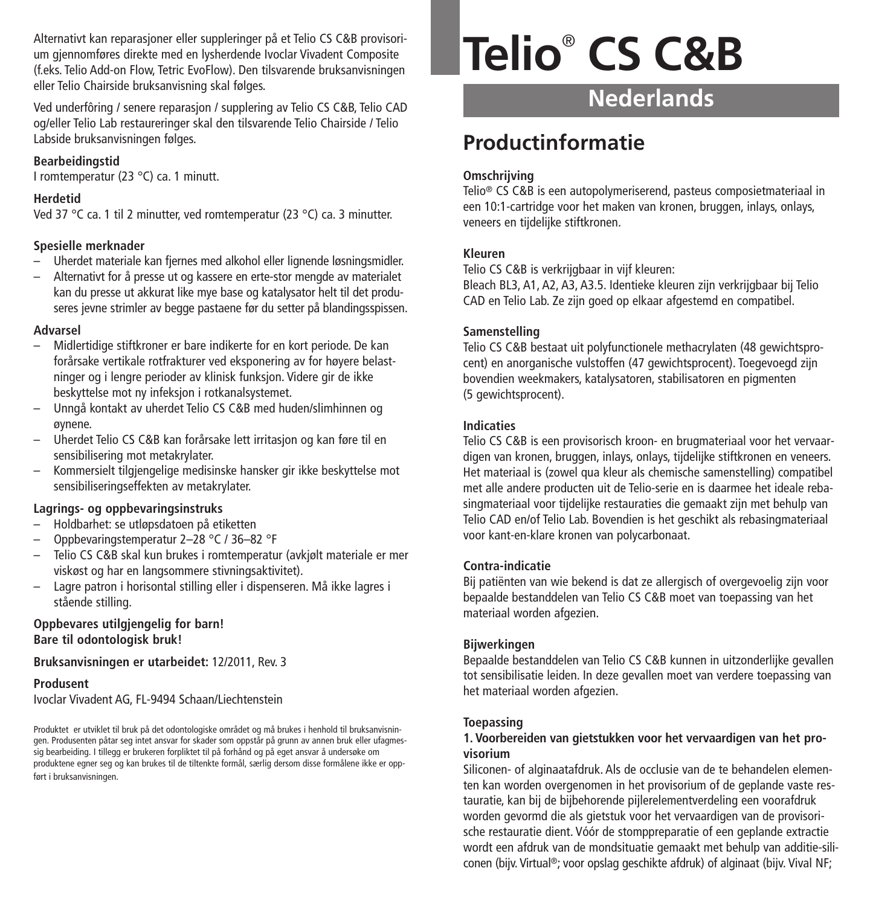Alternativt kan reparasjoner eller suppleringer på et Telio CS C&B provisorium gjennomføres direkte med en lysherdende Ivoclar Vivadent Composite (f.eks. Telio Add-on Flow, Tetric EvoFlow). Den tilsvarende bruksanvisningen eller Telio Chairside bruksanvisning skal følges.

Ved underfôring / senere reparasjon / supplering av Telio CS C&B, Telio CAD og/eller Telio Lab restaureringer skal den tilsvarende Telio Chairside / Telio Labside bruksanvisningen følges.

**Bearbeidingstid**
I romtemperatur (23 °C) ca. 1 minutt.

**Herdetid**
Ved 37 °C ca. 1 til 2 minutter, ved romtemperatur (23 °C) ca. 3 minutter.

**Spesielle merknader**

– Uherdet materiale kan fjernes med alkohol eller lignende løsningsmidler.
– Alternativt for å presse ut og kassere en erte-stor mengde av materialet kan du presse ut akkurat like mye base og katalysator helt til det produseres jevne strimler av begge pastaene før du setter på blandingsspissen.

**Advarsel**

– Midlertidige stiftkroner er bare indikerte for en kort periode. De kan forårsake vertikale rotfrakturer ved eksponering av for høyere belastninger og i lengre perioder av klinisk funksjon. Videre gir de ikke beskyttelse mot ny infeksjon i rotkanalsystemet.
– Unngå kontakt av uherdet Telio CS C&B med huden/slimhinnen og øynene.
– Uherdet Telio CS C&B kan forårsake lett irritasjon og kan føre til en sensibilisering mot metakrylater.
– Kommersielt tilgjengelige medisinske hansker gir ikke beskyttelse mot sensibiliseringseffekten av metakrylater.

**Lagrings- og oppbevaringsinstruks**

– Holdbarhet: se utløpsdatoen på etiketten
– Oppbevaringstemperatur 2–28 °C / 36–82 °F
– Telio CS C&B skal kun brukes i romtemperatur (avkjølt materiale er mer viskøst og har en langsommere stivningsaktivitet).
– Lagre patron i horisontal stilling eller i dispenseren. Må ikke lagres i stående stilling.

**Oppbevares utilgjengelig for barn!**
**Bare til odontologisk bruk!**

**Bruksanvisningen er utarbeidet:** 12/2011, Rev. 3

**Produsent**
Ivoclar Vivadent AG, FL-9494 Schaan/Liechtenstein

Produktet er utviklet til bruk på det odontologiske området og må brukes i henhold til bruksanvisningen. Produsenten påtar seg intet ansvar for skader som oppstår på grunn av annen bruk eller ufagmessig bearbeiding. I tillegg er brukeren forpliktet til på forhånd og på eget ansvar å undersøke om produktene egner seg og kan brukes til de tiltenkte formål, særlig dersom disse formålene ikke er oppført i bruksanvisningen.

# Telio® CS C&B

## Nederlands

## Productinformatie

**Omschrijving**
Telio® CS C&B is een autopolymeriserend, pasteus composietmateriaal in een 10:1-cartridge voor het maken van kronen, bruggen, inlays, onlays, veneers en tijdelijke stiftkronen.

**Kleuren**
Telio CS C&B is verkrijgbaar in vijf kleuren:
Bleach BL3, A1, A2, A3, A3.5. Identieke kleuren zijn verkrijgbaar bij Telio CAD en Telio Lab. Ze zijn goed op elkaar afgestemd en compatibel.

**Samenstelling**
Telio CS C&B bestaat uit polyfunctionele methacrylaten (48 gewichtsprocent) en anorganische vulstoffen (47 gewichtsprocent). Toegevoegd zijn bovendien weekmakers, katalysatoren, stabilisatoren en pigmenten (5 gewichtsprocent).

**Indicaties**
Telio CS C&B is een provisorisch kroon- en brugmateriaal voor het vervaardigen van kronen, bruggen, inlays, onlays, tijdelijke stiftkronen en veneers. Het materiaal is (zowel qua kleur als chemische samenstelling) compatibel met alle andere producten uit de Telio-serie en is daarmee het ideale rebasingmateriaal voor tijdelijke restauraties die gemaakt zijn met behulp van Telio CAD en/of Telio Lab. Bovendien is het geschikt als rebasingmateriaal voor kant-en-klare kronen van polycarbonaat.

**Contra-indicatie**
Bij patiënten van wie bekend is dat ze allergisch of overgevoelig zijn voor bepaalde bestanddelen van Telio CS C&B moet van toepassing van het materiaal worden afgezien.

**Bijwerkingen**
Bepaalde bestanddelen van Telio CS C&B kunnen in uitzonderlijke gevallen tot sensibilisatie leiden. In deze gevallen moet van verdere toepassing van het materiaal worden afgezien.

**Toepassing**

**1. Voorbereiden van gietstukken voor het vervaardigen van het provisorium**

Siliconen- of alginaatafdruk. Als de occlusie van de te behandelen elementen kan worden overgenomen in het provisorium of de geplande vaste restauratie, kan bij de bijbehorende pijlerelementverdeling een voorafdruk worden gevormd die als gietstuk voor het vervaardigen van de provisorische restauratie dient. Vóór de stomppreparatie of een geplande extractie wordt een afdruk van de mondsituatie gemaakt met behulp van additie-siliconen (bijv. Virtual®; voor opslag geschikte afdruk) of alginaat (bijv. Vival NF;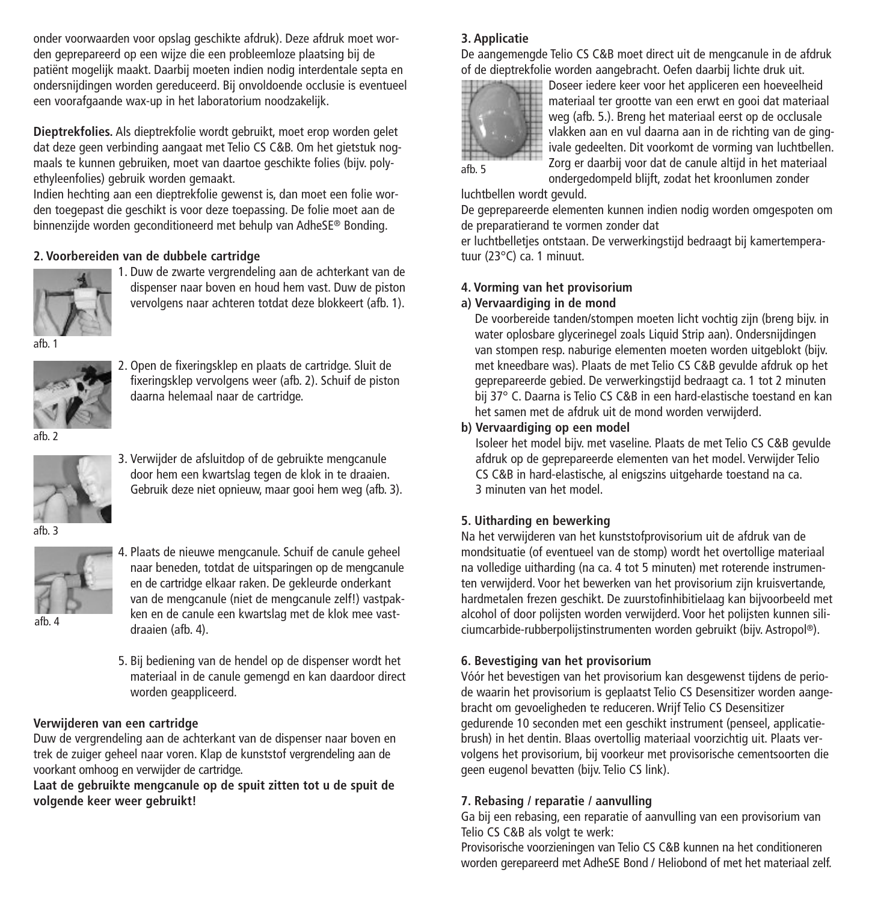onder voorwaarden voor opslag geschikte afdruk). Deze afdruk moet worden geprepareerd op een wijze die een probleemloze plaatsing bij de patiënt mogelijk maakt. Daarbij moeten indien nodig interdentale septa en ondersnijdingen worden gereduceerd. Bij onvoldoende occlusie is eventueel een voorafgaande wax-up in het laboratorium noodzakelijk.

**Dieptrekfolies.** Als dieptrekfolie wordt gebruikt, moet erop worden gelet dat deze geen verbinding aangaat met Telio CS C&B. Om het gietstuk nogmaals te kunnen gebruiken, moet van daartoe geschikte folies (bijv. polyethyleenfolies) gebruik worden gemaakt.
Indien hechting aan een dieptrekfolie gewenst is, dan moet een folie worden toegepast die geschikt is voor deze toepassing. De folie moet aan de binnenzijde worden geconditioneerd met behulp van AdheSE® Bonding.

## 2. Voorbereiden van de dubbele cartridge

1. Duw de zwarte vergrendeling aan de achterkant van de dispenser naar boven en houd hem vast. Duw de piston vervolgens naar achteren totdat deze blokkeert (afb. 1).

afb. 1

2. Open de fixeringsklep en plaats de cartridge. Sluit de fixeringsklep vervolgens weer (afb. 2). Schuif de piston daarna helemaal naar de cartridge.

afb. 2

3. Verwijder de afsluitdop of de gebruikte mengcanule door hem een kwartslag tegen de klok in te draaien. Gebruik deze niet opnieuw, maar gooi hem weg (afb. 3).

afb. 3

4. Plaats de nieuwe mengcanule. Schuif de canule geheel naar beneden, totdat de uitsparingen op de mengcanule en de cartridge elkaar raken. De gekleurde onderkant van de mengcanule (niet de mengcanule zelf!) vastpakken en de canule een kwartslag met de klok mee vastdraaien (afb. 4).

afb. 4

5. Bij bediening van de hendel op de dispenser wordt het materiaal in de canule gemengd en kan daardoor direct worden geappliceerd.

### Verwijderen van een cartridge

Duw de vergrendeling aan de achterkant van de dispenser naar boven en trek de zuiger geheel naar voren. Klap de kunststof vergrendeling aan de voorkant omhoog en verwijder de cartridge.

**Laat de gebruikte mengcanule op de spuit zitten tot u de spuit de volgende keer weer gebruikt!**

## 3. Applicatie

De aangemengde Telio CS C&B moet direct uit de mengcanule in de afdruk of de dieptrekfolie worden aangebracht. Oefen daarbij lichte druk uit.

Doseer iedere keer voor het appliceren een hoeveelheid materiaal ter grootte van een erwt en gooi dat materiaal weg (afb. 5.). Breng het materiaal eerst op de occlusale vlakken aan en vul daarna aan in de richting van de gingivale gedeelten. Dit voorkomt de vorming van luchtbellen. Zorg er daarbij voor dat de canule altijd in het materiaal ondergedompeld blijft, zodat het kroonlumen zonder luchtbellen wordt gevuld.

afb. 5

De geprepareerde elementen kunnen indien nodig worden omgespoten om de preparatierand te vormen zonder dat
er luchtbelletjes ontstaan. De verwerkingstijd bedraagt bij kamertemperatuur (23°C) ca. 1 minuut.

## 4. Vorming van het provisorium

**a) Vervaardiging in de mond**

De voorbereide tanden/stompen moeten licht vochtig zijn (breng bijv. in water oplosbare glycerinegel zoals Liquid Strip aan). Ondersnijdingen van stompen resp. naburige elementen moeten worden uitgeblokt (bijv. met kneedbare was). Plaats de met Telio CS C&B gevulde afdruk op het geprepareerde gebied. De verwerkingstijd bedraagt ca. 1 tot 2 minuten bij 37° C. Daarna is Telio CS C&B in een hard-elastische toestand en kan het samen met de afdruk uit de mond worden verwijderd.

**b) Vervaardiging op een model**

Isoleer het model bijv. met vaseline. Plaats de met Telio CS C&B gevulde afdruk op de geprepareerde elementen van het model. Verwijder Telio CS C&B in hard-elastische, al enigszins uitgeharde toestand na ca. 3 minuten van het model.

## 5. Uitharding en bewerking

Na het verwijderen van het kunststofprovisorium uit de afdruk van de mondsituatie (of eventueel van de stomp) wordt het overtollige materiaal na volledige uitharding (na ca. 4 tot 5 minuten) met roterende instrumenten verwijderd. Voor het bewerken van het provisorium zijn kruisvertande, hardmetalen frezen geschikt. De zuurstofinhibitielaag kan bijvoorbeeld met alcohol of door polijsten worden verwijderd. Voor het polijsten kunnen siliciumcarbide-rubberpolijstinstrumenten worden gebruikt (bijv. Astropol®).

## 6. Bevestiging van het provisorium

Vóór het bevestigen van het provisorium kan desgewenst tijdens de periode waarin het provisorium is geplaatst Telio CS Desensitizer worden aangebracht om gevoeligheden te reduceren. Wrijf Telio CS Desensitizer gedurende 10 seconden met een geschikt instrument (penseel, applicatiebrush) in het dentin. Blaas overtollig materiaal voorzichtig uit. Plaats vervolgens het provisorium, bij voorkeur met provisorische cementsoorten die geen eugenol bevatten (bijv. Telio CS link).

## 7. Rebasing / reparatie / aanvulling

Ga bij een rebasing, een reparatie of aanvulling van een provisorium van Telio CS C&B als volgt te werk:
Provisorische voorzieningen van Telio CS C&B kunnen na het conditioneren worden gerepareerd met AdheSE Bond / Heliobond of met het materiaal zelf.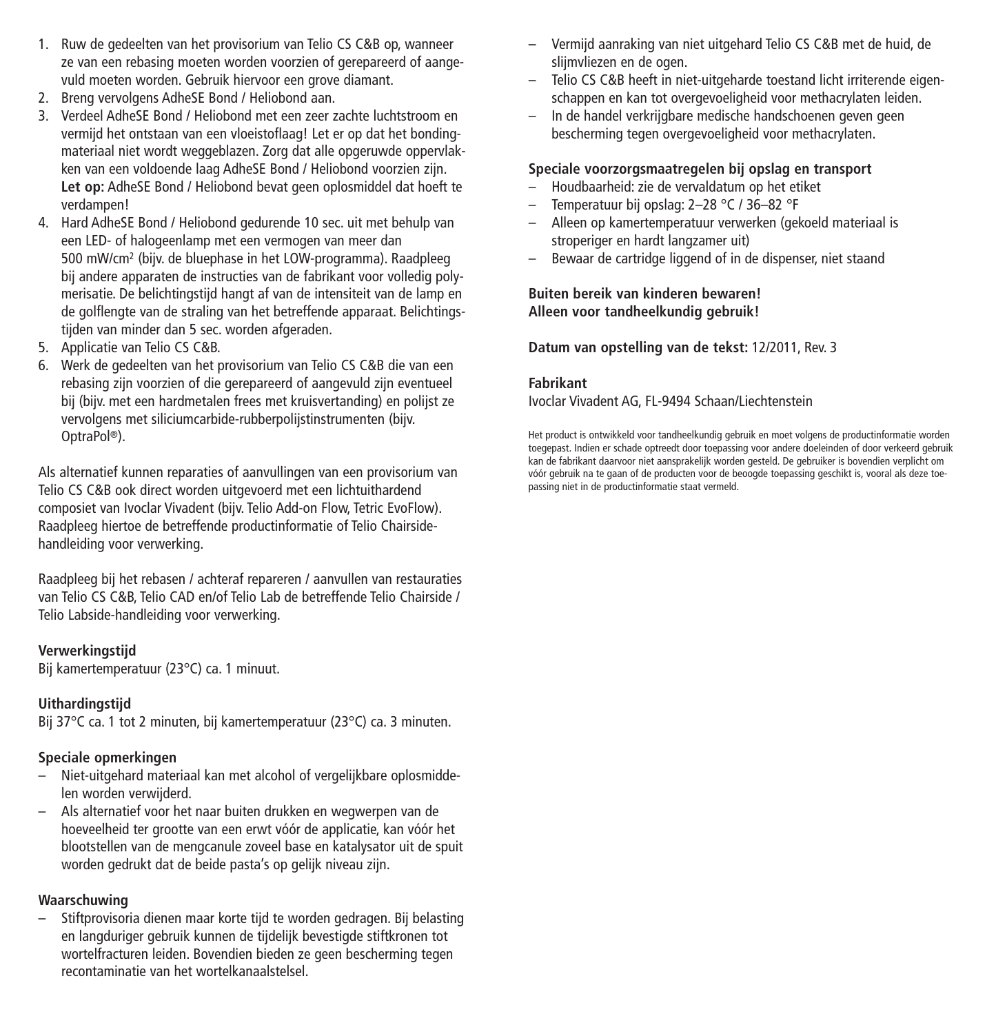1. Ruw de gedeelten van het provisorium van Telio CS C&B op, wanneer ze van een rebasing moeten worden voorzien of gerepareerd of aangevuld moeten worden. Gebruik hiervoor een grove diamant.
2. Breng vervolgens AdheSE Bond / Heliobond aan.
3. Verdeel AdheSE Bond / Heliobond met een zeer zachte luchtstroom en vermijd het ontstaan van een vloeistoflaag! Let er op dat het bondingmateriaal niet wordt weggeblazen. Zorg dat alle opgeruwde oppervlakken van een voldoende laag AdheSE Bond / Heliobond voorzien zijn. **Let op:** AdheSE Bond / Heliobond bevat geen oplosmiddel dat hoeft te verdampen!
4. Hard AdheSE Bond / Heliobond gedurende 10 sec. uit met behulp van een LED- of halogeenlamp met een vermogen van meer dan 500 mW/cm² (bijv. de bluephase in het LOW-programma). Raadpleeg bij andere apparaten de instructies van de fabrikant voor volledig polymerisatie. De belichtingstijd hangt af van de intensiteit van de lamp en de golflengte van de straling van het betreffende apparaat. Belichtingstijden van minder dan 5 sec. worden afgeraden.
5. Applicatie van Telio CS C&B.
6. Werk de gedeelten van het provisorium van Telio CS C&B die van een rebasing zijn voorzien of die gerepareerd of aangevuld zijn eventueel bij (bijv. met een hardmetalen frees met kruisvertanding) en polijst ze vervolgens met siliciumcarbide-rubberpolijstinstrumenten (bijv. OptraPol®).

Als alternatief kunnen reparaties of aanvullingen van een provisorium van Telio CS C&B ook direct worden uitgevoerd met een lichtuithardend composiet van Ivoclar Vivadent (bijv. Telio Add-on Flow, Tetric EvoFlow). Raadpleeg hiertoe de betreffende productinformatie of Telio Chairside-handleiding voor verwerking.

Raadpleeg bij het rebasen / achteraf repareren / aanvullen van restauraties van Telio CS C&B, Telio CAD en/of Telio Lab de betreffende Telio Chairside / Telio Labside-handleiding voor verwerking.

**Verwerkingstijd**

Bij kamertemperatuur (23°C) ca. 1 minuut.

**Uithardingstijd**

Bij 37°C ca. 1 tot 2 minuten, bij kamertemperatuur (23°C) ca. 3 minuten.

**Speciale opmerkingen**

– Niet-uitgehard materiaal kan met alcohol of vergelijkbare oplosmiddelen worden verwijderd.
– Als alternatief voor het naar buiten drukken en wegwerpen van de hoeveelheid ter grootte van een erwt vóór de applicatie, kan vóór het blootstellen van de mengcanule zoveel base en katalysator uit de spuit worden gedrukt dat de beide pasta's op gelijk niveau zijn.

**Waarschuwing**

– Stiftprovisoria dienen maar korte tijd te worden gedragen. Bij belasting en langduriger gebruik kunnen de tijdelijk bevestigde stiftkronen tot wortelfracturen leiden. Bovendien bieden ze geen bescherming tegen recontaminatie van het wortelkanaalstelsel.
– Vermijd aanraking van niet uitgehard Telio CS C&B met de huid, de slijmvliezen en de ogen.
– Telio CS C&B heeft in niet-uitgeharde toestand licht irriterende eigenschappen en kan tot overgevoeligheid voor methacrylaten leiden.
– In de handel verkrijgbare medische handschoenen geven geen bescherming tegen overgevoeligheid voor methacrylaten.

**Speciale voorzorgsmaatregelen bij opslag en transport**

– Houdbaarheid: zie de vervaldatum op het etiket
– Temperatuur bij opslag: 2–28 °C / 36–82 °F
– Alleen op kamertemperatuur verwerken (gekoeld materiaal is stroperiger en hardt langzamer uit)
– Bewaar de cartridge liggend of in de dispenser, niet staand

**Buiten bereik van kinderen bewaren!**
**Alleen voor tandheelkundig gebruik!**

**Datum van opstelling van de tekst:** 12/2011, Rev. 3

**Fabrikant**

Ivoclar Vivadent AG, FL-9494 Schaan/Liechtenstein

Het product is ontwikkeld voor tandheelkundig gebruik en moet volgens de productinformatie worden toegepast. Indien er schade optreedt door toepassing voor andere doeleinden of door verkeerd gebruik kan de fabrikant daarvoor niet aansprakelijk worden gesteld. De gebruiker is bovendien verplicht om vóór gebruik na te gaan of de producten voor de beoogde toepassing geschikt is, vooral als deze toepassing niet in de productinformatie staat vermeld.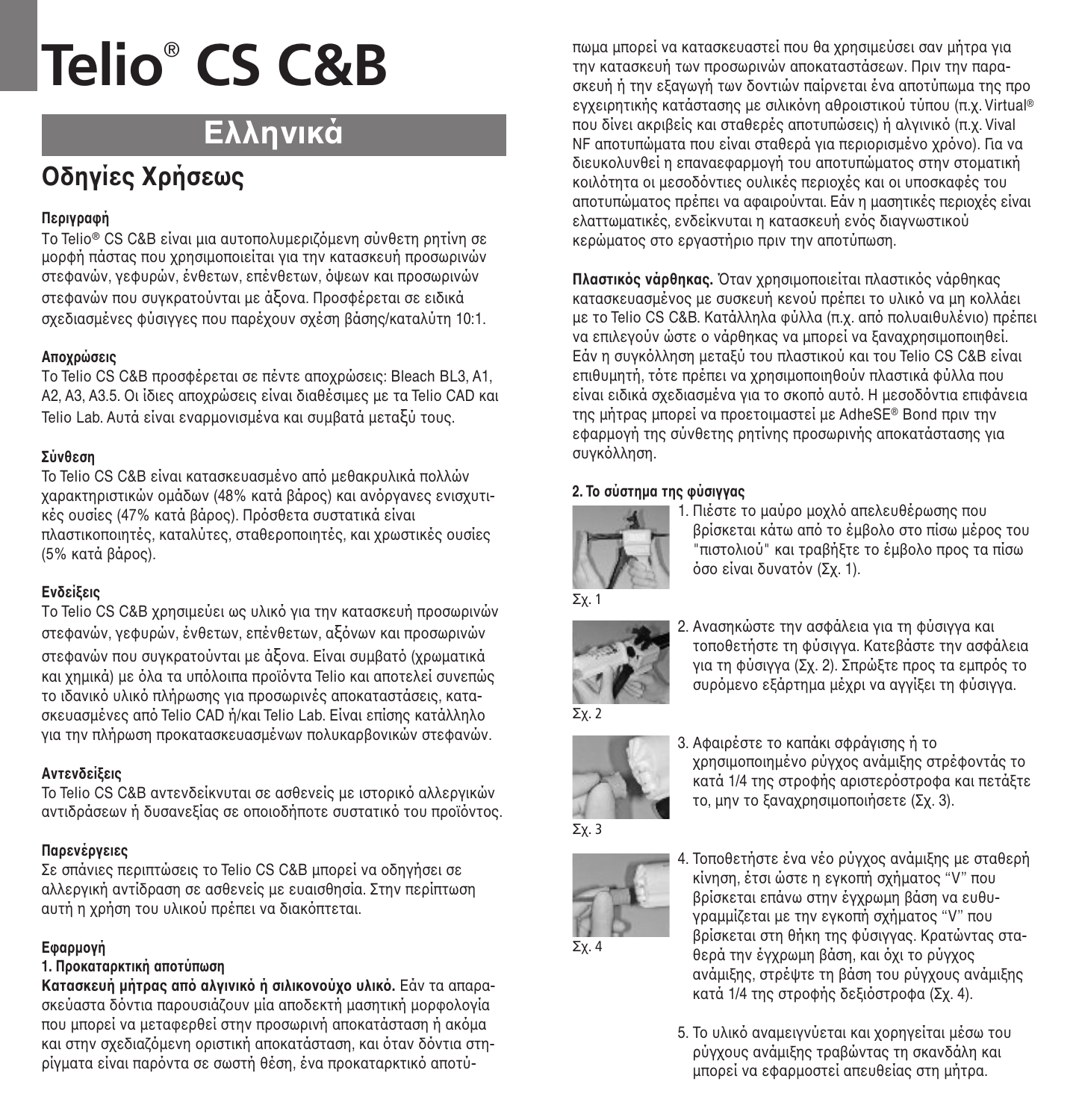# Telio® CS C&B

## Ελληνικά

## Οδηγίες Χρήσεως

**Περιγραφή**

Το Telio® CS C&B είναι μια αυτοπολυμεριζόμενη σύνθετη ρητίνη σε μορφή πάστας που χρησιμοποιείται για την κατασκευή προσωρινών στεφανών, γεφυρών, ένθετων, επένθετων, όψεων και προσωρινών στεφανών που συγκρατούνται με άξονα. Προσφέρεται σε ειδικά σχεδιασμένες φύσιγγες που παρέχουν σχέση βάσης/καταλύτη 10:1.

**Αποχρώσεις**

Το Telio CS C&B προσφέρεται σε πέντε αποχρώσεις: Bleach BL3, A1, A2, A3, A3.5. Οι ίδιες αποχρώσεις είναι διαθέσιμες με τα Telio CAD και Telio Lab. Αυτά είναι εναρμονισμένα και συμβατά μεταξύ τους.

**Σύνθεση**

Το Telio CS C&B είναι κατασκευασμένο από μεθακρυλικά πολλών χαρακτηριστικών ομάδων (48% κατά βάρος) και ανόργανες ενισχυτικές ουσίες (47% κατά βάρος). Πρόσθετα συστατικά είναι πλαστικοποιητές, καταλύτες, σταθεροποιητές, και χρωστικές ουσίες (5% κατά βάρος).

**Ενδείξεις**

Το Telio CS C&B χρησιμεύει ως υλικό για την κατασκευή προσωρινών στεφανών, γεφυρών, ένθετων, επένθετων, αξόνων και προσωρινών στεφανών που συγκρατούνται με άξονα. Είναι συμβατό (χρωματικά και χημικά) με όλα τα υπόλοιπα προϊόντα Telio και αποτελεί συνεπώς το ιδανικό υλικό πλήρωσης για προσωρινές αποκαταστάσεις, κατασκευασμένες από Telio CAD ή/και Telio Lab. Είναι επίσης κατάλληλο για την πλήρωση προκατασκευασμένων πολυκαρβονικών στεφανών.

**Αντενδείξεις**

Το Telio CS C&B αντενδείκνυται σε ασθενείς με ιστορικό αλλεργικών αντιδράσεων ή δυσανεξίας σε οποιοδήποτε συστατικό του προϊόντος.

**Παρενέργειες**

Σε σπάνιες περιπτώσεις το Telio CS C&B μπορεί να οδηγήσει σε αλλεργική αντίδραση σε ασθενείς με ευαισθησία. Στην περίπτωση αυτή η χρήση του υλικού πρέπει να διακόπτεται.

**Εφαρμογή**

**1. Προκαταρκτική αποτύπωση**

**Κατασκευή μήτρας από αλγινικό ή σιλικονούχο υλικό.** Εάν τα απαρασκεύαστα δόντια παρουσιάζουν μία αποδεκτή μασητική μορφολογία που μπορεί να μεταφερθεί στην προσωρινή αποκατάσταση ή ακόμα και στην σχεδιαζόμενη οριστική αποκατάσταση, και όταν δόντια στηρίγματα είναι παρόντα σε σωστή θέση, ένα προκαταρκτικό αποτύπωμα μπορεί να κατασκευαστεί που θα χρησιμεύσει σαν μήτρα για την κατασκευή των προσωρινών αποκαταστάσεων. Πριν την παρασκευή ή την εξαγωγή των δοντιών παίρνεται ένα αποτύπωμα της προ εγχειρητικής κατάστασης με σιλικόνη αθροιστικού τύπου (π.χ. Virtual® που δίνει ακριβείς και σταθερές αποτυπώσεις) ή αλγινικό (π.χ. Vival NF αποτυπώματα που είναι σταθερά για περιορισμένο χρόνο). Για να διευκολυνθεί η επαναεφαρμογή του αποτυπώματος στην στοματική κοιλότητα οι μεσοδόντιες ουλικές περιοχές και οι υποσκαφές του αποτυπώματος πρέπει να αφαιρούνται. Εάν η μασητικές περιοχές είναι ελαττωματικές, ενδείκνυται η κατασκευή ενός διαγνωστικού κερώματος στο εργαστήριο πριν την αποτύπωση.

**Πλαστικός νάρθηκας.** Όταν χρησιμοποιείται πλαστικός νάρθηκας κατασκευασμένος με συσκευή κενού πρέπει το υλικό να μη κολλάει με το Telio CS C&B. Κατάλληλα φύλλα (π.χ. από πολυαιθυλένιο) πρέπει να επιλεγούν ώστε ο νάρθηκας να μπορεί να ξαναχρησιμοποιηθεί. Εάν η συγκόλληση μεταξύ του πλαστικού και του Telio CS C&B είναι επιθυμητή, τότε πρέπει να χρησιμοποιηθούν πλαστικά φύλλα που είναι ειδικά σχεδιασμένα για το σκοπό αυτό. Η μεσοδόντια επιφάνεια της μήτρας μπορεί να προετοιμαστεί με AdheSE® Bond πριν την εφαρμογή της σύνθετης ρητίνης προσωρινής αποκατάστασης για συγκόλληση.

**2. Το σύστημα της φύσιγγας**

1. Πιέστε το μαύρο μοχλό απελευθέρωσης που βρίσκεται κάτω από το έμβολο στο πίσω μέρος του "πιστολιού" και τραβήξτε το έμβολο προς τα πίσω όσο είναι δυνατόν (Σχ. 1).

Σχ. 1

2. Ανασηκώστε την ασφάλεια για τη φύσιγγα και τοποθετήστε τη φύσιγγα. Κατεβάστε την ασφάλεια για τη φύσιγγα (Σχ. 2). Σπρώξτε προς τα εμπρός το συρόμενο εξάρτημα μέχρι να αγγίξει τη φύσιγγα.

Σχ. 2

3. Αφαιρέστε το καπάκι σφράγισης ή το χρησιμοποιημένο ρύγχος ανάμιξης στρέφοντάς το κατά 1/4 της στροφής αριστερόστροφα και πετάξτε το, μην το ξαναχρησιμοποιήσετε (Σχ. 3).

Σχ. 3

4. Τοποθετήστε ένα νέο ρύγχος ανάμιξης με σταθερή κίνηση, έτσι ώστε η εγκοπή σχήματος "V" που βρίσκεται επάνω στην έγχρωμη βάση να ευθυγραμμίζεται με την εγκοπή σχήματος "V" που βρίσκεται στη θήκη της φύσιγγας. Κρατώντας σταθερά την έγχρωμη βάση, και όχι το ρύγχος ανάμιξης, στρέψτε τη βάση του ρύγχους ανάμιξης κατά 1/4 της στροφής δεξιόστροφα (Σχ. 4).

Σχ. 4

5. Το υλικό αναμειγνύεται και χορηγείται μέσω του ρύγχους ανάμιξης τραβώντας τη σκανδάλη και μπορεί να εφαρμοστεί απευθείας στη μήτρα.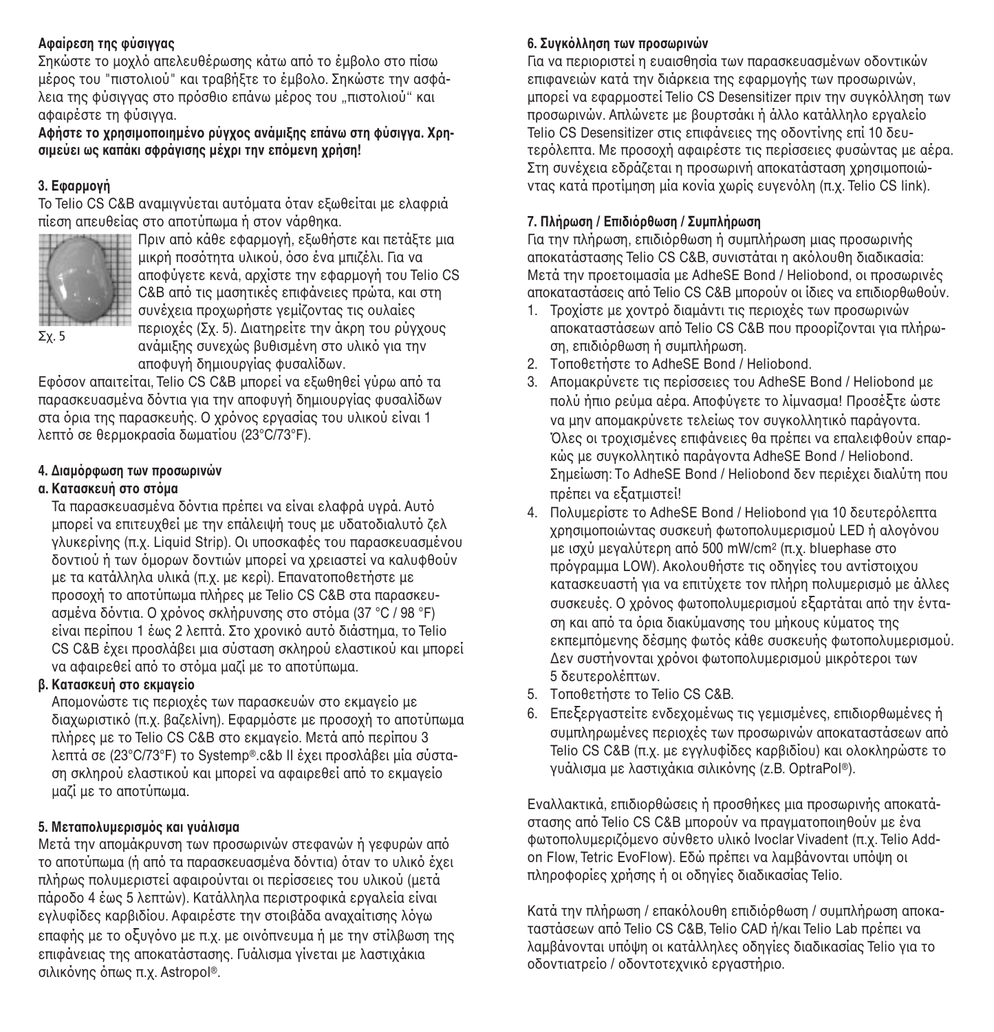**Αφαίρεση της φύσιγγας**

Σηκώστε το μοχλό απελευθέρωσης κάτω από το έμβολο στο πίσω μέρος του "πιστολιού" και τραβήξτε το έμβολο. Σηκώστε την ασφάλεια της φύσιγγας στο πρόσθιο επάνω μέρος του „πιστολιού" και αφαιρέστε τη φύσιγγα.

**Αφήστε το χρησιμοποιημένο ρύγχος ανάμιξης επάνω στη φύσιγγα. Χρησιμεύει ως καπάκι σφράγισης μέχρι την επόμενη χρήση!**

**3. Εφαρμογή**

Το Telio CS C&B αναμιγνύεται αυτόματα όταν εξωθείται με ελαφριά πίεση απευθείας στο αποτύπωμα ή στον νάρθηκα.

Πριν από κάθε εφαρμογή, εξωθήστε και πετάξτε μια μικρή ποσότητα υλικού, όσο ένα μπιζέλι. Για να αποφύγετε κενά, αρχίστε την εφαρμογή του Telio CS C&B από τις μασητικές επιφάνειες πρώτα, και στη συνέχεια προχωρήστε γεμίζοντας τις ουλαίες περιοχές (Σχ. 5). Διατηρείτε την άκρη του ρύγχους ανάμιξης συνεχώς βυθισμένη στο υλικό για την αποφυγή δημιουργίας φυσαλίδων.

Σχ. 5

Εφόσον απαιτείται, Telio CS C&B μπορεί να εξωθηθεί γύρω από τα παρασκευασμένα δόντια για την αποφυγή δημιουργίας φυσαλίδων στα όρια της παρασκευής. Ο χρόνος εργασίας του υλικού είναι 1 λεπτό σε θερμοκρασία δωματίου (23°C/73°F).

**4. Διαμόρφωση των προσωρινών**

**α. Κατασκευή στο στόμα**

Τα παρασκευασμένα δόντια πρέπει να είναι ελαφρά υγρά. Αυτό μπορεί να επιτευχθεί με την επάλειψή τους με υδατοδιαλυτό ζελ γλυκερίνης (π.χ. Liquid Strip). Οι υποσκαφές του παρασκευασμένου δοντιού ή των όμορων δοντιών μπορεί να χρειαστεί να καλυφθούν με τα κατάλληλα υλικά (π.χ. με κερί). Επανατοποθετήστε με προσοχή το αποτύπωμα πλήρες με Telio CS C&B στα παρασκευασμένα δόντια. Ο χρόνος σκλήρυνσης στο στόμα (37 °C / 98 °F) είναι περίπου 1 έως 2 λεπτά. Στο χρονικό αυτό διάστημα, το Telio CS C&B έχει προσλάβει μια σύσταση σκληρού ελαστικού και μπορεί να αφαιρεθεί από το στόμα μαζί με το αποτύπωμα.

**β. Κατασκευή στο εκμαγείο**

Απομονώστε τις περιοχές των παρασκευών στο εκμαγείο με διαχωριστικό (π.χ. βαζελίνη). Εφαρμόστε με προσοχή το αποτύπωμα πλήρες με το Telio CS C&B στο εκμαγείο. Μετά από περίπου 3 λεπτά σε (23°C/73°F) το Systemp®.c&b II έχει προσλάβει μία σύσταση σκληρού ελαστικού και μπορεί να αφαιρεθεί από το εκμαγείο μαζί με το αποτύπωμα.

**5. Μεταπολυμερισμός και γυάλισμα**

Μετά την απομάκρυνση των προσωρινών στεφανών ή γεφυρών από το αποτύπωμα (ή από τα παρασκευασμένα δόντια) όταν το υλικό έχει πλήρως πολυμεριστεί αφαιρούνται οι περίσσειες του υλικού (μετά πάροδο 4 έως 5 λεπτών). Κατάλληλα περιστροφικά εργαλεία είναι εγλυφίδες καρβιδίου. Αφαιρέστε την στοιβάδα αναχαίτισης λόγω επαφής με το οξυγόνο με π.χ. με οινόπνευμα ή με την στίλβωση της επιφάνειας της αποκατάστασης. Γυάλισμα γίνεται με λαστιχάκια σιλικόνης όπως π.χ. Astropol®.

**6. Συγκόλληση των προσωρινών**

Για να περιοριστεί η ευαισθησία των παρασκευασμένων οδοντικών επιφανειών κατά την διάρκεια της εφαρμογής των προσωρινών, μπορεί να εφαρμοστεί Telio CS Desensitizer πριν την συγκόλληση των προσωρινών. Απλώνετε με βουρτσάκι ή άλλο κατάλληλο εργαλείο Telio CS Desensitizer στις επιφάνειες της οδοντίνης επί 10 δευτερόλεπτα. Με προσοχή αφαιρέστε τις περίσσειες φυσώντας με αέρα. Στη συνέχεια εδράζεται η προσωρινή αποκατάσταση χρησιμοποιώντας κατά προτίμηση μία κονία χωρίς ευγενόλη (π.χ. Telio CS link).

**7. Πλήρωση / Επιδιόρθωση / Συμπλήρωση**

Για την πλήρωση, επιδιόρθωση ή συμπλήρωση μιας προσωρινής αποκατάστασης Telio CS C&B, συνιστάται η ακόλουθη διαδικασία: Μετά την προετοιμασία με AdheSE Bond / Heliobond, οι προσωρινές αποκαταστάσεις από Telio CS C&B μπορούν οι ίδιες να επιδιορθωθούν.

1. Τροχίστε με χοντρό διαμάντι τις περιοχές των προσωρινών αποκαταστάσεων από Telio CS C&B που προορίζονται για πλήρωση, επιδιόρθωση ή συμπλήρωση.
2. Τοποθετήστε το AdheSE Bond / Heliobond.
3. Απομακρύνετε τις περίσσειες του AdheSE Bond / Heliobond με πολύ ήπιο ρεύμα αέρα. Αποφύγετε το λίμνασμα! Προσέξτε ώστε να μην απομακρύνετε τελείως τον συγκολλητικό παράγοντα. Όλες οι τροχισμένες επιφάνειες θα πρέπει να επαλειφθούν επαρκώς με συγκολλητικό παράγοντα AdheSE Bond / Heliobond. Σημείωση: Το AdheSE Bond / Heliobond δεν περιέχει διαλύτη που πρέπει να εξατμιστεί!
4. Πολυμερίστε το AdheSE Bond / Heliobond για 10 δευτερόλεπτα χρησιμοποιώντας συσκευή φωτοπολυμερισμού LED ή αλογόνου με ισχύ μεγαλύτερη από 500 mW/cm² (π.χ. bluephase στο πρόγραμμα LOW). Ακολουθήστε τις οδηγίες του αντίστοιχου κατασκευαστή για να επιτύχετε τον πλήρη πολυμερισμό με άλλες συσκευές. Ο χρόνος φωτοπολυμερισμού εξαρτάται από την ένταση και από τα όρια διακύμανσης του μήκους κύματος της εκπεμπόμενης δέσμης φωτός κάθε συσκευής φωτοπολυμερισμού. Δεν συστήνονται χρόνοι φωτοπολυμερισμού μικρότεροι των 5 δευτερολέπτων.
5. Τοποθετήστε το Telio CS C&B.
6. Επεξεργαστείτε ενδεχομένως τις γεμισμένες, επιδιορθωμένες ή συμπληρωμένες περιοχές των προσωρινών αποκαταστάσεων από Telio CS C&B (π.χ. με εγγλυφίδες καρβιδίου) και ολοκληρώστε το γυάλισμα με λαστιχάκια σιλικόνης (z.B. OptraPol®).

Εναλλακτικά, επιδιορθώσεις ή προσθήκες μια προσωρινής αποκατάστασης από Telio CS C&B μπορούν να πραγματοποιηθούν με ένα φωτοπολυμεριζόμενο σύνθετο υλικό Ivoclar Vivadent (π.χ. Telio Add-on Flow, Tetric EvoFlow). Εδώ πρέπει να λαμβάνονται υπόψη οι πληροφορίες χρήσης ή οι οδηγίες διαδικασίας Telio.

Κατά την πλήρωση / επακόλουθη επιδιόρθωση / συμπλήρωση αποκαταστάσεων από Telio CS C&B, Telio CAD ή/και Telio Lab πρέπει να λαμβάνονται υπόψη οι κατάλληλες οδηγίες διαδικασίας Telio για το οδοντιατρείο / οδοντοτεχνικό εργαστήριο.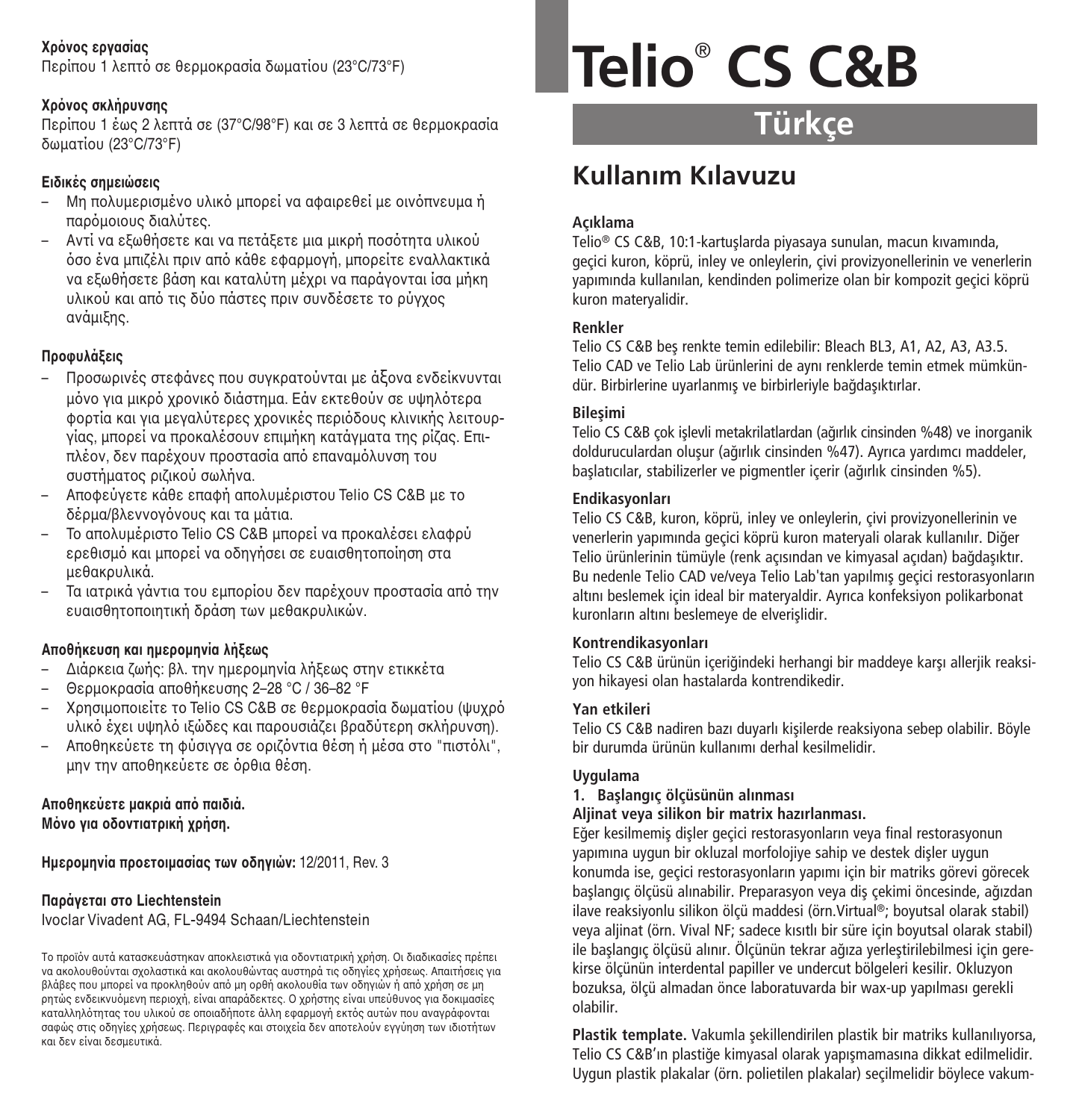#### Χρόνος εργασίας
Περίπου 1 λεπτό σε θερμοκρασία δωματίου (23°C/73°F)

#### Χρόνος σκλήρυνσης
Περίπου 1 έως 2 λεπτά σε (37°C/98°F) και σε 3 λεπτά σε θερμοκρασία δωματίου (23°C/73°F)

#### Ειδικές σημειώσεις
- Μη πολυμερισμένο υλικό μπορεί να αφαιρεθεί με οινόπνευμα ή παρόμοιους διαλύτες.
- Αντί να εξωθήσετε και να πετάξετε μια μικρή ποσότητα υλικού όσο ένα μπιζέλι πριν από κάθε εφαρμογή, μπορείτε εναλλακτικά να εξωθήσετε βάση και καταλύτη μέχρι να παράγονται ίσα μήκη υλικού και από τις δύο πάστες πριν συνδέσετε το ρύγχος ανάμιξης.

#### Προφυλάξεις
- Προσωρινές στεφάνες που συγκρατούνται με άξονα ενδείκνυνται μόνο για μικρό χρονικό διάστημα. Εάν εκτεθούν σε υψηλότερα φορτία και για μεγαλύτερες χρονικές περιόδους κλινικής λειτουργίας, μπορεί να προκαλέσουν επιμήκη κατάγματα της ρίζας. Επιπλέον, δεν παρέχουν προστασία από επαναμόλυνση του συστήματος ριζικού σωλήνα.
- Αποφεύγετε κάθε επαφή απολυμέριστου Telio CS C&B με το δέρμα/βλεννογόνους και τα μάτια.
- Το απολυμέριστο Telio CS C&B μπορεί να προκαλέσει ελαφρύ ερεθισμό και μπορεί να οδηγήσει σε ευαισθητοποίηση στα μεθακρυλικά.
- Τα ιατρικά γάντια του εμπορίου δεν παρέχουν προστασία από την ευαισθητοποιητική δράση των μεθακρυλικών.

#### Αποθήκευση και ημερομηνία λήξεως
- Διάρκεια ζωής: βλ. την ημερομηνία λήξεως στην ετικκέτα
- Θερμοκρασία αποθήκευσης 2–28 °C / 36–82 °F
- Χρησιμοποιείτε το Telio CS C&B σε θερμοκρασία δωματίου (ψυχρό υλικό έχει υψηλό ιξώδες και παρουσιάζει βραδύτερη σκλήρυνση).
- Αποθηκεύετε τη φύσιγγα σε οριζόντια θέση ή μέσα στο "πιστόλι", μην την αποθηκεύετε σε όρθια θέση.

**Αποθηκεύετε μακριά από παιδιά.**
**Μόνο για οδοντιατρική χρήση.**

**Ημερομηνία προετοιμασίας των οδηγιών:** 12/2011, Rev. 3

**Παράγεται στο Liechtenstein**
Ivoclar Vivadent AG, FL-9494 Schaan/Liechtenstein

Το προϊόν αυτά κατασκευάστηκαν αποκλειστικά για οδοντιατρική χρήση. Οι διαδικασίες πρέπει να ακολουθούνται σχολαστικά και ακολουθώντας αυστηρά τις οδηγίες χρήσεως. Απαιτήσεις για βλάβες που μπορεί να προκληθούν από μη ορθή ακολουθία των οδηγιών ή από χρήση σε μη ρητώς ενδεικνυόμενη περιοχή, είναι απαράδεκτες. Ο χρήστης είναι υπεύθυνος για δοκιμασίες καταλληλότητας του υλικού σε οποιαδήποτε άλλη εφαρμογή εκτός αυτών που αναγράφονται σαφώς στις οδηγίες χρήσεως. Περιγραφές και στοιχεία δεν αποτελούν εγγύηση των ιδιοτήτων και δεν είναι δεσμευτικά.

# Telio® CS C&B

## Türkçe

## Kullanım Kılavuzu

#### Açıklama
Telio® CS C&B, 10:1-kartuşlarda piyasaya sunulan, macun kıvamında, geçici kuron, köprü, inley ve onleylerin, çivi provizyonellerinin ve venerlerin yapımında kullanılan, kendinden polimerize olan bir kompozit geçici köprü kuron materyalidir.

#### Renkler
Telio CS C&B beş renkte temin edilebilir: Bleach BL3, A1, A2, A3, A3.5. Telio CAD ve Telio Lab ürünlerini de aynı renklerde temin etmek mümkündür. Birbirlerine uyarlanmış ve birbirleriyle bağdaşıktırlar.

#### Bileşimi
Telio CS C&B çok işlevli metakrilatlardan (ağırlık cinsinden %48) ve inorganik doldurucular dan oluşur (ağırlık cinsinden %47). Ayrıca yardımcı maddeler, başlatıcılar, stabilizerler ve pigmentler içerir (ağırlık cinsinden %5).

#### Endikasyonları
Telio CS C&B, kuron, köprü, inley ve onleylerin, çivi provizyonellerinin ve venerlerin yapımında geçici köprü kuron materyali olarak kullanılır. Diğer Telio ürünlerinin tümüyle (renk açısından ve kimyasal açıdan) bağdaşıktır. Bu nedenle Telio CAD ve/veya Telio Lab'tan yapılmış geçici restorasyonların altını beslemek için ideal bir materyaldir. Ayrıca konfeksiyon polikarbonat kuronların altını beslemeye de elverişlidir.

#### Kontrendikasyonları
Telio CS C&B ürünün içeriğindeki herhangi bir maddeye karşı allerjik reaksiyon hikayesi olan hastalarda kontrendikedir.

#### Yan etkileri
Telio CS C&B nadiren bazı duyarlı kişilerde reaksiyona sebep olabilir. Böyle bir durumda ürünün kullanımı derhal kesilmelidir.

#### Uygulama
**1. Başlangıç ölçüsünün alınması**
**Aljinat veya silikon bir matrix hazırlanması.**
Eğer kesilmemiş dişler geçici restorasyonların veya final restorasyonun yapımına uygun bir okluzal morfolojiye sahip ve destek dişler uygun konumda ise, geçici restorasyonların yapımı için bir matriks görevi görecek başlangıç ölçüsü alınabilir. Preparasyon veya diş çekimi öncesinde, ağızdan ilave reaksiyonlu silikon ölçü maddesi (örn.Virtual®; boyutsal olarak stabil) veya aljinat (örn. Vival NF; sadece kısıtlı bir süre için boyutsal olarak stabil) ile başlangıç ölçüsü alınır. Ölçünün tekrar ağıza yerleştirilebilmesi için gerekirse ölçünün interdental papiller ve undercut bölgeleri kesilir. Okluzyon bozuksa, ölçü almadan önce laboratuvarda bir wax-up yapılması gerekli olabilir.

**Plastik template.** Vakumla şekillendirilen plastik bir matriks kullanılıyorsa, Telio CS C&B'ın plastiğe kimyasal olarak yapışmamasına dikkat edilmelidir. Uygun plastik plakalar (örn. polietilen plakalar) seçilmelidir böylece vakum-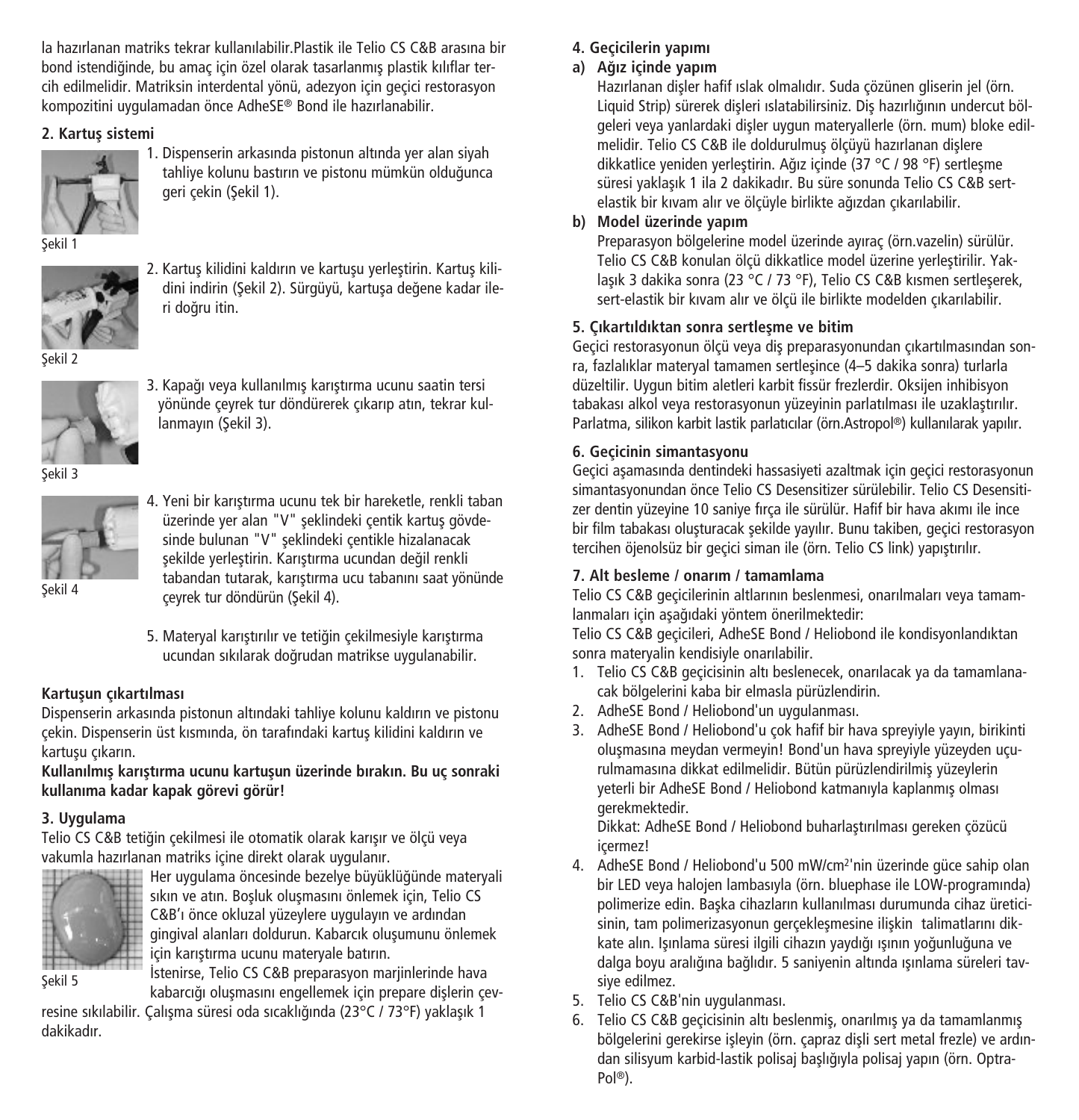la hazırlanan matriks tekrar kullanılabilir.Plastik ile Telio CS C&B arasına bir bond istendiğinde, bu amaç için özel olarak tasarlanmış plastik kılıflar tercih edilmelidir. Matriksin interdental yönü, adezyon için geçici restorasyon kompozitini uygulamadan önce AdheSE® Bond ile hazırlanabilir.

**2. Kartuş sistemi**

1. Dispenserin arkasında pistonun altında yer alan siyah tahliye kolunu bastırın ve pistonu mümkün olduğunca geri çekin (Şekil 1).

Şekil 1

2. Kartuş kilidini kaldırın ve kartuşu yerleştirin. Kartuş kilidini indirin (Şekil 2). Sürgüyü, kartuşa değene kadar ileri doğru itin.

Şekil 2

3. Kapağı veya kullanılmış karıştırma ucunu saatin tersi yönünde çeyrek tur döndürerek çıkarıp atın, tekrar kullanmayın (Şekil 3).

Şekil 3

4. Yeni bir karıştırma ucunu tek bir hareketle, renkli taban üzerinde yer alan "V" şeklindeki çentik kartuş gövdesinde bulunan "V" şeklindeki çentikle hizalanacak şekilde yerleştirin. Karıştırma ucundan değil renkli tabandan tutarak, karıştırma ucu tabanını saat yönünde çeyrek tur döndürün (Şekil 4).

Şekil 4

5. Materyal karıştırılır ve tetiğin çekilmesiyle karıştırma ucundan sıkılarak doğrudan matrikse uygulanabilir.

**Kartuşun çıkartılması**

Dispenserin arkasında pistonun altındaki tahliye kolunu kaldırın ve pistonu çekin. Dispenserin üst kısmında, ön tarafındaki kartuş kilidini kaldırın ve kartuşu çıkarın.

**Kullanılmış karıştırma ucunu kartuşun üzerinde bırakın. Bu uç sonraki kullanıma kadar kapak görevi görür!**

**3. Uygulama**

Telio CS C&B tetiğin çekilmesi ile otomatik olarak karışır ve ölçü veya vakumla hazırlanan matriks içine direkt olarak uygulanır.

Her uygulama öncesinde bezelye büyüklüğünde materyali sıkın ve atın. Boşluk oluşmasını önlemek için, Telio CS C&B'ı önce okluzal yüzeylere uygulayın ve ardından gingival alanları doldurun. Kabarcık oluşumunu önlemek için karıştırma ucunu materyale batırın.

Şekil 5

İstenirse, Telio CS C&B preparasyon marjinlerinde hava kabarcığı oluşmasını engellemek için prepare dişlerin çevresine sıkılabilir. Çalışma süresi oda sıcaklığında (23°C / 73°F) yaklaşık 1 dakikadır.

**4. Geçicilerin yapımı**

**a) Ağız içinde yapım**

Hazırlanan dişler hafif ıslak olmalıdır. Suda çözünen gliserin jel (örn. Liquid Strip) sürerek dişleri ıslatabilirsiniz. Diş hazırlığının undercut bölgeleri veya yanlardaki dişler uygun materyallerle (örn. mum) bloke edilmelidir. Telio CS C&B ile doldurulmuş ölçüyü hazırlanan dişlere dikkatlice yeniden yerleştirin. Ağız içinde (37 °C / 98 °F) sertleşme süresi yaklaşık 1 ila 2 dakikadır. Bu süre sonunda Telio CS C&B sert-elastik bir kıvam alır ve ölçüyle birlikte ağızdan çıkarılabilir.

**b) Model üzerinde yapım**

Preparasyon bölgelerine model üzerinde ayıraç (örn.vazelin) sürülür. Telio CS C&B konulan ölçü dikkatlice model üzerine yerleştirilir. Yaklaşık 3 dakika sonra (23 °C / 73 °F), Telio CS C&B kısmen sertleşerek, sert-elastik bir kıvam alır ve ölçü ile birlikte modelden çıkarılabilir.

**5. Çıkartıldıktan sonra sertleşme ve bitim**

Geçici restorasyonun ölçü veya diş preparasyonundan çıkartılmasından sonra, fazlalıklar materyal tamamen sertleşince (4–5 dakika sonra) turlarla düzeltilir. Uygun bitim aletleri karbit fissür frezlerdir. Oksijen inhibisyon tabakası alkol veya restorasyonun yüzeyinin parlatılması ile uzaklaştırılır. Parlatma, silikon karbit lastik parlatıcılar (örn.Astropol®) kullanılarak yapılır.

**6. Geçicinin simantasyonu**

Geçici aşamasında dentindeki hassasiyeti azaltmak için geçici restorasyonun simantasyonundan önce Telio CS Desensitizer sürülebilir. Telio CS Desensitizer dentin yüzeyine 10 saniye fırça ile sürülür. Hafif bir hava akımı ile ince bir film tabakası oluşturacak şekilde yayılır. Bunu takiben, geçici restorasyon tercihen öjenolsüz bir geçici siman ile (örn. Telio CS link) yapıştırılır.

**7. Alt besleme / onarım / tamamlama**

Telio CS C&B geçicilerinin altlarının beslenmesi, onarılmaları veya tamamlanmaları için aşağıdaki yöntem önerilmektedir:

Telio CS C&B geçicileri, AdheSE Bond / Heliobond ile kondisyonlandıktan sonra materyalin kendisiyle onarılabilir.

1. Telio CS C&B geçicisinin altı beslenecek, onarılacak ya da tamamlanacak bölgelerini kaba bir elmasla pürüzlendirin.
2. AdheSE Bond / Heliobond'un uygulanması.
3. AdheSE Bond / Heliobond'u çok hafif bir hava spreyiyle yayın, birikinti oluşmasına meydan vermeyin! Bond'un hava spreyiyle yüzeyden uçurulmamasına dikkat edilmelidir. Bütün pürüzlendirilmiş yüzeylerin yeterli bir AdheSE Bond / Heliobond katmanıyla kaplanmış olması gerekmektedir.
   Dikkat: AdheSE Bond / Heliobond buharlaştırılması gereken çözücü içermez!
4. AdheSE Bond / Heliobond'u 500 mW/cm²'nin üzerinde güce sahip olan bir LED veya halojen lambasıyla (örn. bluephase ile LOW-programında) polimerize edin. Başka cihazların kullanılması durumunda cihaz üreticisinin, tam polimerizasyonun gerçekleşmesine ilişkin talimatlarını dikkate alın. Işınlama süresi ilgili cihazın yaydığı ışının yoğunluğuna ve dalga boyu aralığına bağlıdır. 5 saniyenin altında ışınlama süreleri tavsiye edilmez.
5. Telio CS C&B'nin uygulanması.
6. Telio CS C&B geçicisinin altı beslenmiş, onarılmış ya da tamamlanmış bölgelerini gerekirse işleyin (örn. çapraz dişli sert metal frezle) ve ardından silisyum karbid-lastik polisaj başlığıyla polisaj yapın (örn. OptraPol®).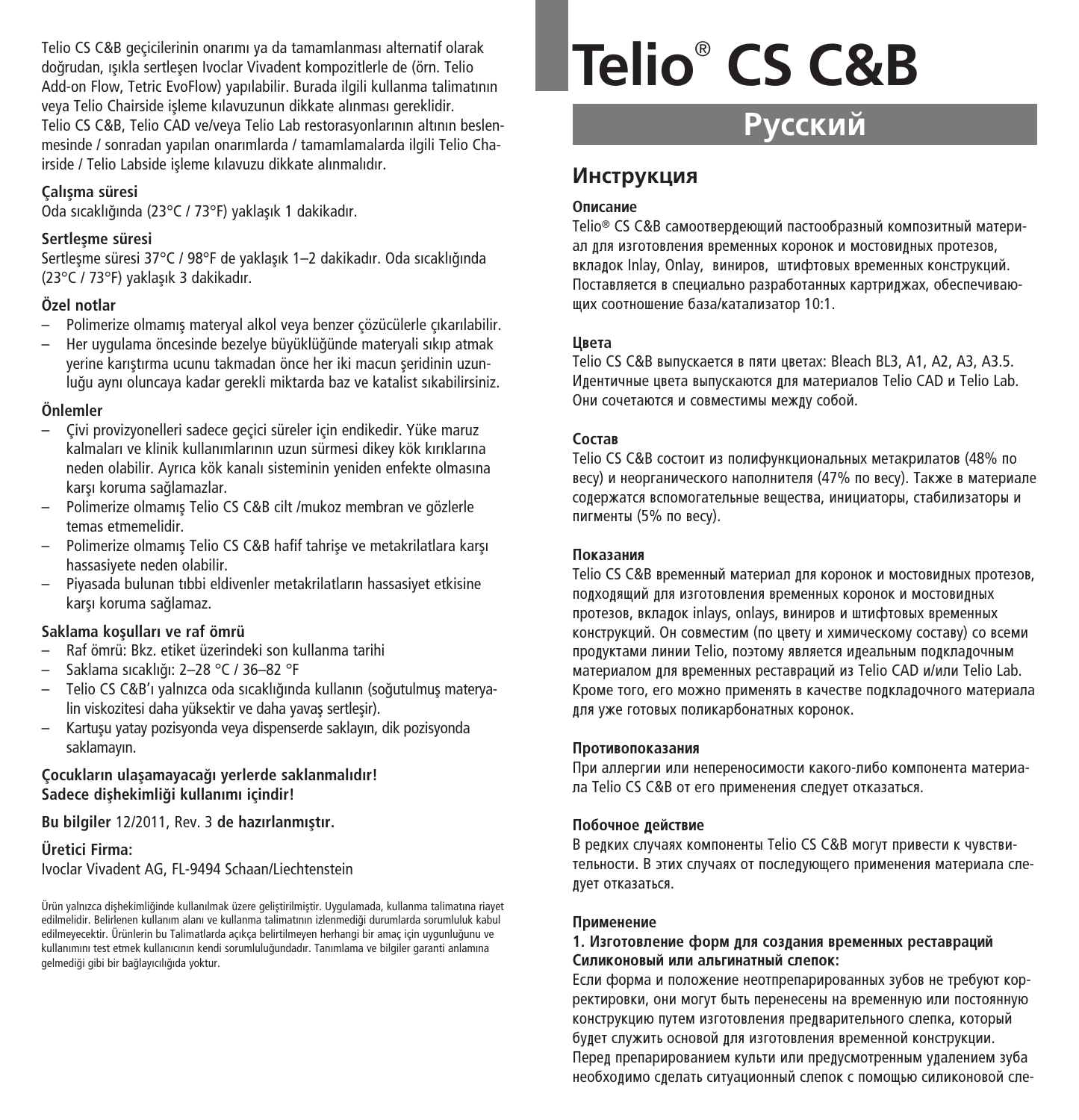Telio CS C&B geçicilerinin onarımı ya da tamamlanması alternatif olarak doğrudan, ışıkla sertleşen Ivoclar Vivadent kompozitlerle de (örn. Telio Add-on Flow, Tetric EvoFlow) yapılabilir. Burada ilgili kullanma talimatının veya Telio Chairside işleme kılavuzunun dikkate alınması gereklidir.
Telio CS C&B, Telio CAD ve/veya Telio Lab restorasyonlarının altının beslenmesinde / sonradan yapılan onarımlarda / tamamlamalarda ilgili Telio Chairside / Telio Labside işleme kılavuzu dikkate alınmalıdır.

**Çalışma süresi**
Oda sıcaklığında (23°C / 73°F) yaklaşık 1 dakikadır.

**Sertleşme süresi**
Sertleşme süresi 37°C / 98°F de yaklaşık 1–2 dakikadır. Oda sıcaklığında (23°C / 73°F) yaklaşık 3 dakikadır.

**Özel notlar**

- Polimerize olmamış materyal alkol veya benzer çözücülerle çıkarılabilir.
- Her uygulama öncesinde bezelye büyüklüğünde materyali sıkıp atmak yerine karıştırma ucunu takmadan önce her iki macun şeridinin uzunluğu aynı oluncaya kadar gerekli miktarda baz ve katalist sıkabilirsiniz.

**Önlemler**

- Çivi provizyonelleri sadece geçici süreler için endikedir. Yüke maruz kalmaları ve klinik kullanımlarının uzun sürmesi dikey kök kırıklarına neden olabilir. Ayrıca kök kanalı sisteminin yeniden enfekte olmasına karşı koruma sağlamazlar.
- Polimerize olmamış Telio CS C&B cilt /mukoz membran ve gözlerle temas etmemelidir.
- Polimerize olmamış Telio CS C&B hafif tahrişe ve metakrilatlara karşı hassasiyete neden olabilir.
- Piyasada bulunan tıbbi eldivenler metakrilatların hassasiyet etkisine karşı koruma sağlamaz.

**Saklama koşulları ve raf ömrü**

- Raf ömrü: Bkz. etiket üzerindeki son kullanma tarihi
- Saklama sıcaklığı: 2–28 °C / 36–82 °F
- Telio CS C&B'ı yalnızca oda sıcaklığında kullanın (soğutulmuş materyalin viskozitesi daha yüksektir ve daha yavaş sertleşir).
- Kartuşu yatay pozisyonda veya dispenserde saklayın, dik pozisyonda saklamayın.

**Çocukların ulaşamayacağı yerlerde saklanmalıdır!**
**Sadece dişhekimliği kullanımı içindir!**

**Bu bilgiler** 12/2011, Rev. 3 **de hazırlanmıştır.**

**Üretici Firma:**
Ivoclar Vivadent AG, FL-9494 Schaan/Liechtenstein

Ürün yalnızca dişhekimliğinde kullanılmak üzere geliştirilmiştir. Uygulamada, kullanma talimatına riayet edilmelidir. Belirlenen kullanım alanı ve kullanma talimatının izlenmediği durumlarda sorumluluk kabul edilmeyecektir. Ürünlerin bu Talimatlarda açıkça belirtilmeyen herhangi bir amaç için uygunluğunu ve kullanımını test etmek kullanıcının kendi sorumluluğundadır. Tanımlama ve bilgiler garanti anlamına gelmediği gibi bir bağlayıcılığıda yoktur.

# Telio® CS C&B

## Русский

## Инструкция

**Описание**
Telio® CS C&B самоотвердеющий пастообразный композитный материал для изготовления временных коронок и мостовидных протезов, вкладок Inlay, Onlay, виниров, штифтовых временных конструкций. Поставляется в специально разработанных картриджах, обеспечивающих соотношение база/катализатор 10:1.

**Цвета**
Telio CS C&B выпускается в пяти цветах: Bleach BL3, A1, A2, A3, A3.5. Идентичные цвета выпускаются для материалов Telio CAD и Telio Lab. Они сочетаются и совместимы между собой.

**Состав**
Telio CS C&B состоит из полифункциональных метакрилатов (48% по весу) и неорганического наполнителя (47% по весу). Также в материале содержатся вспомогательные вещества, инициаторы, стабилизаторы и пигменты (5% по весу).

**Показания**
Telio CS C&B временный материал для коронок и мостовидных протезов, подходящий для изготовления временных коронок и мостовидных протезов, вкладок inlays, onlays, виниров и штифтовых временных конструкций. Он совместим (по цвету и химическому составу) со всеми продуктами линии Telio, поэтому является идеальным подкладочным материалом для временных реставраций из Telio CAD и/или Telio Lab. Кроме того, его можно применять в качестве подкладочного материала для уже готовых поликарбонатных коронок.

**Противопоказания**
При аллергии или непереносимости какого-либо компонента материала Telio CS C&B от его применения следует отказаться.

**Побочное действие**
В редких случаях компоненты Telio CS C&B могут привести к чувствительности. В этих случаях от последующего применения материала следует отказаться.

**Применение**

**1. Изготовление форм для создания временных реставраций**
**Силиконовый или альгинатный слепок:**
Если форма и положение неотпрепарированных зубов не требуют корректировки, они могут быть перенесены на временную или постоянную конструкцию путем изготовления предварительного слепка, который будет служить основой для изготовления временной конструкции. Перед препарированием культи или предусмотренным удалением зуба необходимо сделать ситуационный слепок с помощью силиконовой сле-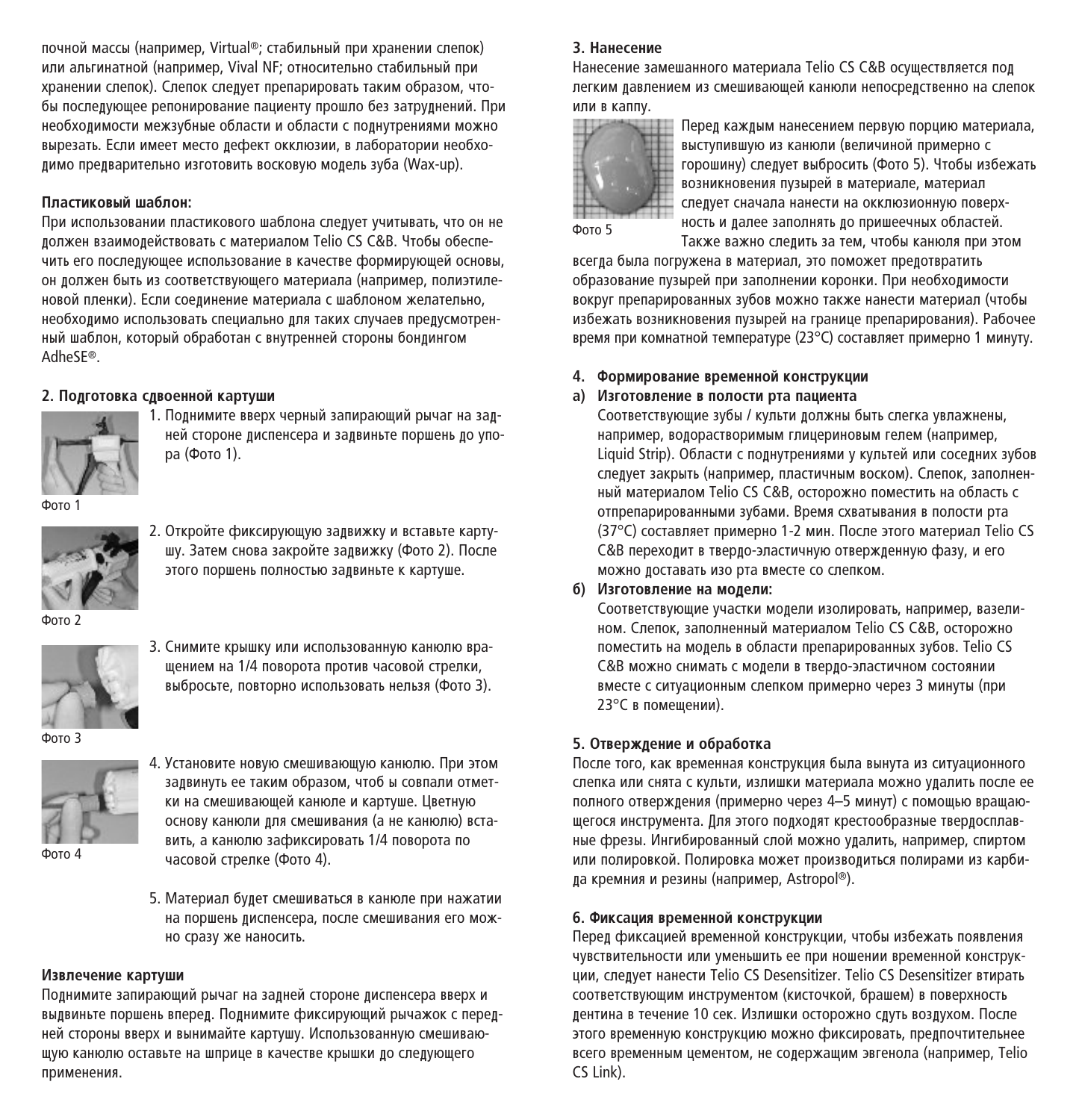почной массы (например, Virtual®; стабильный при хранении слепок) или альгинатной (например, Vival NF; относительно стабильный при хранении слепок). Слепок следует препарировать таким образом, чтобы последующее репонирование пациенту прошло без затруднений. При необходимости межзубные области и области с поднутрениями можно вырезать. Если имеет место дефект окклюзии, в лаборатории необходимо предварительно изготовить восковую модель зуба (Wax-up).

**Пластиковый шаблон:**
При использовании пластикового шаблона следует учитывать, что он не должен взаимодействовать с материалом Telio CS C&B. Чтобы обеспечить его последующее использование в качестве формирующей основы, он должен быть из соответствующего материала (например, полиэтиленовой пленки). Если соединение материала с шаблоном желательно, необходимо использовать специально для таких случаев предусмотренный шаблон, который обработан с внутренней стороны бондингом AdheSE®.

**2. Подготовка сдвоенной картуши**

1. Поднимите вверх черный запирающий рычаг на задней стороне диспенсера и задвиньте поршень до упора (Фото 1).

Фото 1

2. Откройте фиксирующую задвижку и вставьте картушу. Затем снова закройте задвижку (Фото 2). После этого поршень полностью задвиньте к картуше.

Фото 2

3. Снимите крышку или использованную канюлю вращением на 1/4 поворота против часовой стрелки, выбросьте, повторно использовать нельзя (Фото 3).

Фото 3

4. Установите новую смешивающую канюлю. При этом задвинуть ее таким образом, чтоб ы совпали отметки на смешивающей канюле и картуше. Цветную основу канюли для смешивания (а не канюлю) вставить, а канюлю зафиксировать 1/4 поворота по часовой стрелке (Фото 4).

Фото 4

5. Материал будет смешиваться в канюле при нажатии на поршень диспенсера, после смешивания его можно сразу же наносить.

**Извлечение картуши**
Поднимите запирающий рычаг на задней стороне диспенсера вверх и выдвиньте поршень вперед. Поднимите фиксирующий рычажок с передней стороны вверх и вынимайте картушу. Использованную смешивающую канюлю оставьте на шприце в качестве крышки до следующего применения.

**3. Нанесение**
Нанесение замешанного материала Telio CS C&B осуществляется под легким давлением из смешивающей канюли непосредственно на слепок или в каппу.

Перед каждым нанесением первую порцию материала, выступившую из канюли (величиной примерно с горошину) следует выбросить (Фото 5). Чтобы избежать возникновения пузырей в материале, материал следует сначала нанести на окклюзионную поверхность и далее заполнять до пришеечных областей. Также важно следить за тем, чтобы канюля при этом всегда была погружена в материал, это поможет предотвратить образование пузырей при заполнении коронки. При необходимости вокруг препарированных зубов можно также нанести материал (чтобы избежать возникновения пузырей на границе препарирования). Рабочее время при комнатной температуре (23°C) составляет примерно 1 минуту.

Фото 5

**4. Формирование временной конструкции**

**а) Изготовление в полости рта пациента**
Соответствующие зубы / культи должны быть слегка увлажнены, например, водорастворимым глицериновым гелем (например, Liquid Strip). Области с поднутрениями у культей или соседних зубов следует закрыть (например, пластичным воском). Слепок, заполненный материалом Telio CS C&B, осторожно поместить на область с отпрепарированными зубами. Время схватывания в полости рта (37°C) составляет примерно 1-2 мин. После этого материал Telio CS C&B переходит в твердо-эластичную отвержденную фазу, и его можно доставать изо рта вместе со слепком.

**б) Изготовление на модели:**
Соответствующие участки модели изолировать, например, вазелином. Слепок, заполненный материалом Telio CS C&B, осторожно поместить на модель в области препарированных зубов. Telio CS C&B можно снимать с модели в твердо-эластичном состоянии вместе с ситуационным слепком примерно через 3 минуты (при 23°C в помещении).

**5. Отверждение и обработка**
После того, как временная конструкция была вынута из ситуационного слепка или снята с культи, излишки материала можно удалить после ее полного отверждения (примерно через 4–5 минут) с помощью вращающегося инструмента. Для этого подходят крестообразные твердосплавные фрезы. Ингибированный слой можно удалить, например, спиртом или полировкой. Полировка может производиться полирами из карбида кремния и резины (например, Astropol®).

**6. Фиксация временной конструкции**
Перед фиксацией временной конструкции, чтобы избежать появления чувствительности или уменьшить ее при ношении временной конструкции, следует нанести Telio CS Desensitizer. Telio CS Desensitizer втирать соответствующим инструментом (кисточкой, брашем) в поверхность дентина в течение 10 сек. Излишки осторожно сдуть воздухом. После этого временную конструкцию можно фиксировать, предпочтительнее всего временным цементом, не содержащим эвгенола (например, Telio CS Link).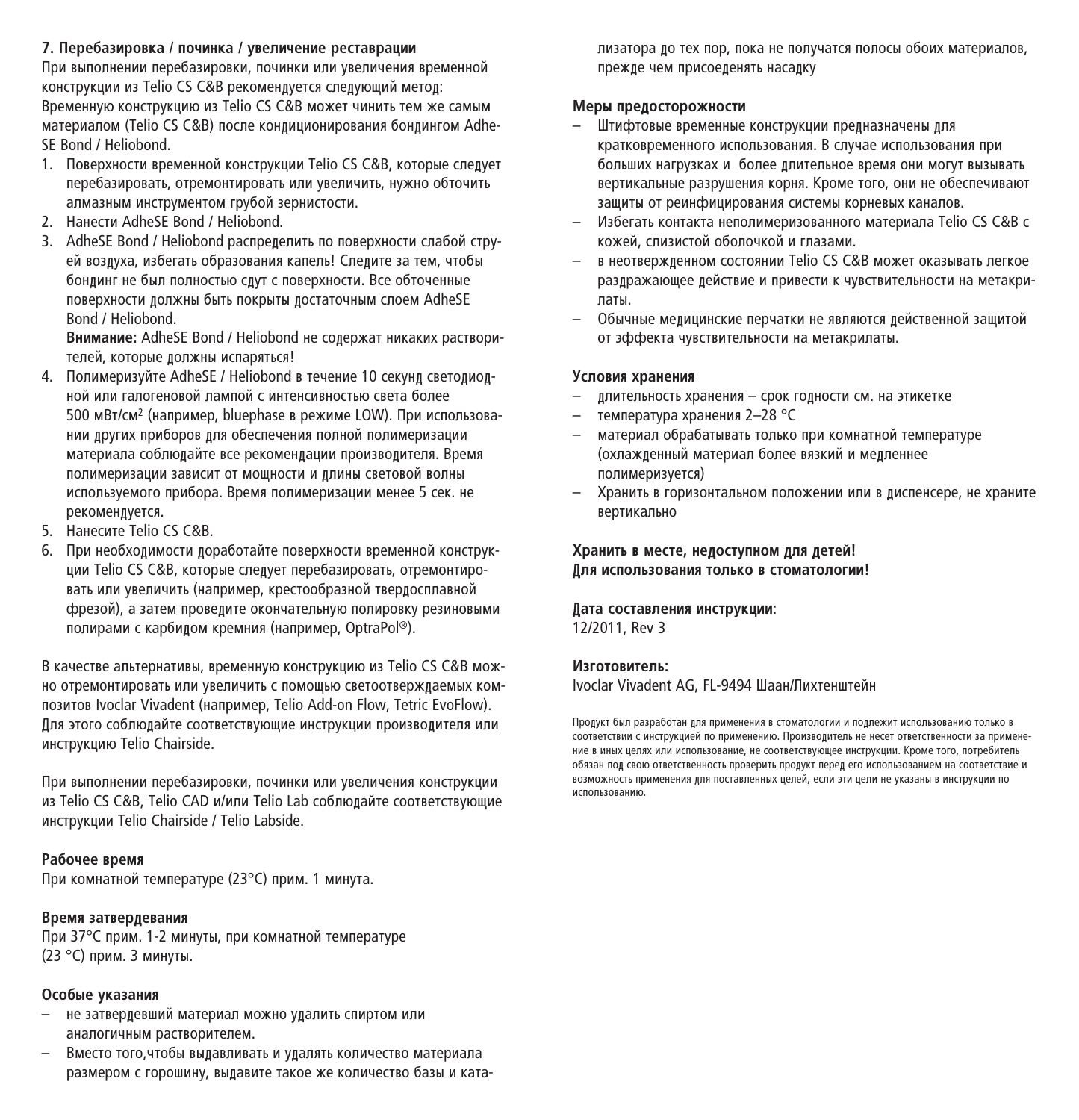## 7. Перебазировка / починка / увеличение реставрации

При выполнении перебазировки, починки или увеличения временной конструкции из Telio CS C&B рекомендуется следующий метод: Временную конструкцию из Telio CS C&B может чинить тем же самым материалом (Telio CS C&B) после кондиционирования бондингом AdheSE Bond / Heliobond.

1. Поверхности временной конструкции Telio CS C&B, которые следует перебазировать, отремонтировать или увеличить, нужно обточить алмазным инструментом грубой зернистости.
2. Нанести AdheSE Bond / Heliobond.
3. AdheSE Bond / Heliobond распределить по поверхности слабой струей воздуха, избегать образования капель! Следите за тем, чтобы бондинг не был полностью сдут с поверхности. Все обточенные поверхности должны быть покрыты достаточным слоем AdheSE Bond / Heliobond.

   **Внимание:** AdheSE Bond / Heliobond не содержат никаких растворителей, которые должны испаряться!
4. Полимеризуйте AdheSE / Heliobond в течение 10 секунд светодиодной или галогеновой лампой с интенсивностью света более 500 мВт/см$^2$ (например, bluephase в режиме LOW). При использовании других приборов для обеспечения полной полимеризации материала соблюдайте все рекомендации производителя. Время полимеризации зависит от мощности и длины световой волны используемого прибора. Время полимеризации менее 5 сек. не рекомендуется.
5. Нанесите Telio CS C&B.
6. При необходимости доработайте поверхности временной конструкции Telio CS C&B, которые следует перебазировать, отремонтировать или увеличить (например, крестообразной твердосплавной фрезой), а затем проведите окончательную полировку резиновыми полирами с карбидом кремния (например, OptraPol®).

В качестве альтернативы, временную конструкцию из Telio CS C&B можно отремонтировать или увеличить с помощью светоотверждаемых композитов Ivoclar Vivadent (например, Telio Add-on Flow, Tetric EvoFlow). Для этого соблюдайте соответствующие инструкции производителя или инструкцию Telio Chairside.

При выполнении перебазировки, починки или увеличения конструкции из Telio CS C&B, Telio CAD и/или Telio Lab соблюдайте соответствующие инструкции Telio Chairside / Telio Labside.

### Рабочее время

При комнатной температуре (23°C) прим. 1 минута.

### Время затвердевания

При 37°C прим. 1-2 минуты, при комнатной температуре (23 °C) прим. 3 минуты.

### Особые указания

– не затвердевший материал можно удалить спиртом или аналогичным растворителем.
– Вместо того,чтобы выдавливать и удалять количество материала размером с горошину, выдавите такое же количество базы и катализатора до тех пор, пока не получатся полосы обоих материалов, прежде чем присоеденять насадку

### Меры предосторожности

– Штифтовые временные конструкции предназначены для кратковременного использования. В случае использования при больших нагрузках и более длительное время они могут вызывать вертикальные разрушения корня. Кроме того, они не обеспечивают защиты от реинфицирования системы корневых каналов.
– Избегать контакта неполимеризованного материала Telio CS C&B с кожей, слизистой оболочкой и глазами.
– в неотвержденном состоянии Telio CS C&B может оказывать легкое раздражающее действие и привести к чувствительности на метакрилаты.
– Обычные медицинские перчатки не являются действенной защитой от эффекта чувствительности на метакрилаты.

### Условия хранения

– длительность хранения – срок годности см. на этикетке
– температура хранения 2–28 °C
– материал обрабатывать только при комнатной температуре (охлажденный материал более вязкий и медленнее полимеризуется)
– Хранить в горизонтальном положении или в диспенсере, не храните вертикально

**Хранить в месте, недоступном для детей!**
**Для использования только в стоматологии!**

**Дата составления инструкции:**
12/2011, Rev 3

**Изготовитель:**
Ivoclar Vivadent AG, FL-9494 Шаан/Лихтенштейн

Продукт был разработан для применения в стоматологии и подлежит использованию только в соответствии с инструкцией по применению. Производитель не несет ответственности за применение в иных целях или использование, не соответствующее инструкции. Кроме того, потребитель обязан под свою ответственность проверить продукт перед его использованием на соответствие и возможность применения для поставленных целей, если эти цели не указаны в инструкции по использованию.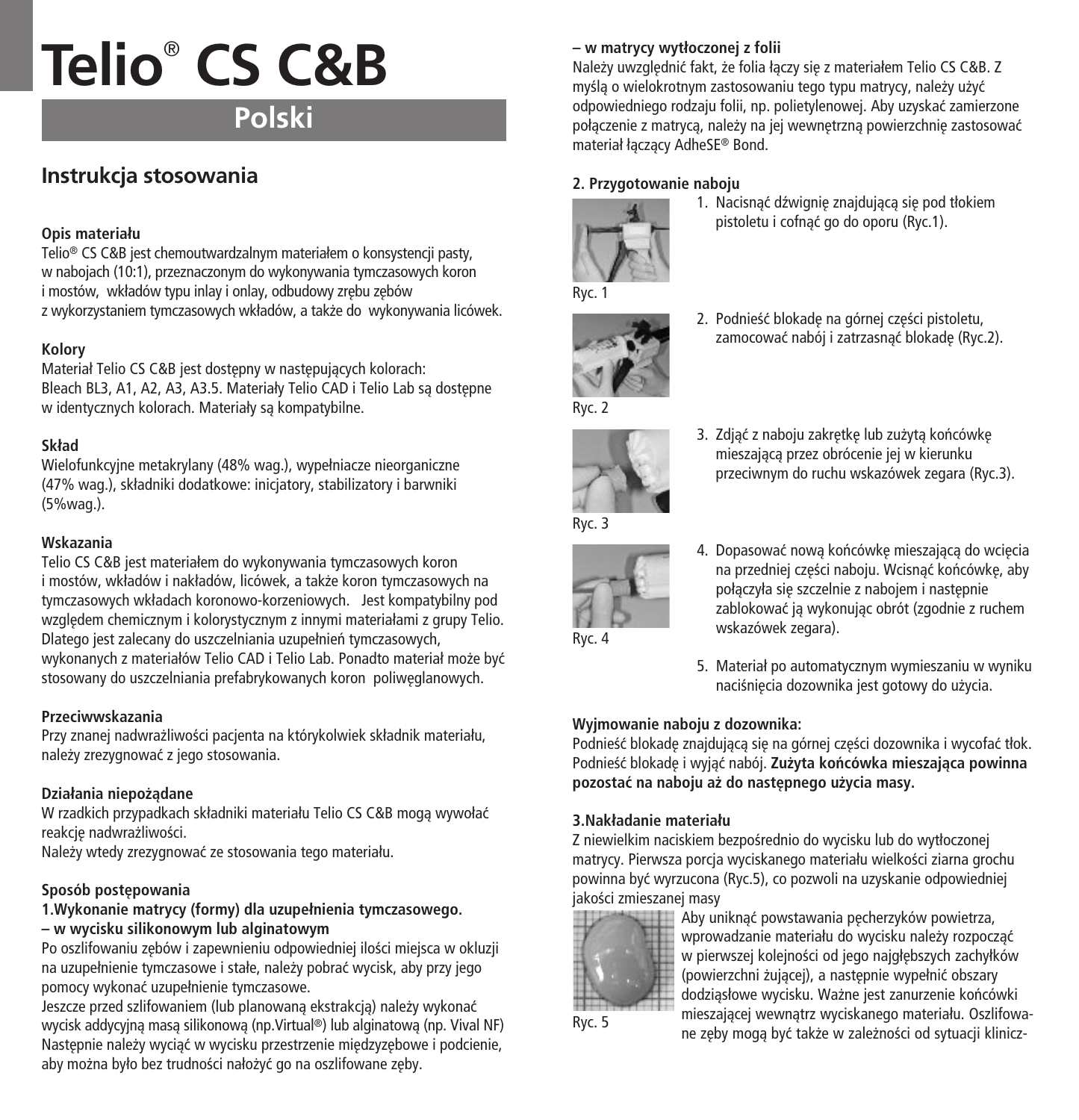# Telio® CS C&B

## Polski

## Instrukcja stosowania

### Opis materiału

Telio® CS C&B jest chemoutwardzalnym materiałem o konsystencji pasty, w nabojach (10:1), przeznaczonym do wykonywania tymczasowych koron i mostów, wkładów typu inlay i onlay, odbudowy zrębu zębów z wykorzystaniem tymczasowych wkładów, a także do wykonywania licówek.

### Kolory

Materiał Telio CS C&B jest dostępny w następujących kolorach: Bleach BL3, A1, A2, A3, A3.5. Materiały Telio CAD i Telio Lab są dostępne w identycznych kolorach. Materiały są kompatybilne.

### Skład

Wielofunkcyjne metakrylany (48% wag.), wypełniacze nieorganiczne (47% wag.), składniki dodatkowe: inicjatory, stabilizatory i barwniki (5%wag.).

### Wskazania

Telio CS C&B jest materiałem do wykonywania tymczasowych koron i mostów, wkładów i nakładów, licówek, a także koron tymczasowych na tymczasowych wkładach koronowo-korzeniowych. Jest kompatybilny pod względem chemicznym i kolorystycznym z innymi materiałami z grupy Telio. Dlatego jest zalecany do uszczelniania uzupełnień tymczasowych, wykonanych z materiałów Telio CAD i Telio Lab. Ponadto materiał może być stosowany do uszczelniania prefabrykowanych koron poliwęglanowych.

### Przeciwwskazania

Przy znanej nadwrażliwości pacjenta na którykolwiek składnik materiału, należy zrezygnować z jego stosowania.

### Działania niepożądane

W rzadkich przypadkach składniki materiału Telio CS C&B mogą wywołać reakcję nadwrażliwości.
Należy wtedy zrezygnować ze stosowania tego materiału.

### Sposób postępowania

**1.Wykonanie matrycy (formy) dla uzupełnienia tymczasowego.**

**– w wycisku silikonowym lub alginatowym**

Po oszlifowaniu zębów i zapewnieniu odpowiedniej ilości miejsca w okluzji na uzupełnienie tymczasowe i stałe, należy pobrać wycisk, aby przy jego pomocy wykonać uzupełnienie tymczasowe.

Jeszcze przed szlifowaniem (lub planowaną ekstrakcją) należy wykonać wycisk addycyjną masą silikonową (np.Virtual®) lub alginatową (np. Vival NF) Następnie należy wyciąć w wycisku przestrzenie międzyzębowe i podcienie, aby można było bez trudności nałożyć go na oszlifowane zęby.

**– w matrycy wytłoczonej z folii**

Należy uwzględnić fakt, że folia łączy się z materiałem Telio CS C&B. Z myślą o wielokrotnym zastosowaniu tego typu matrycy, należy użyć odpowiedniego rodzaju folii, np. polietylenowej. Aby uzyskać zamierzone połączenie z matrycą, należy na jej wewnętrzną powierzchnię zastosować materiał łączący AdheSE® Bond.

**2. Przygotowanie naboju**

1. Nacisnąć dźwignię znajdującą się pod tłokiem pistoletu i cofnąć go do oporu (Ryc.1).

Ryc. 1

2. Podnieść blokadę na górnej części pistoletu, zamocować nabój i zatrzasnąć blokadę (Ryc.2).

Ryc. 2

3. Zdjąć z naboju zakrętkę lub zużytą końcówkę mieszającą przez obrócenie jej w kierunku przeciwnym do ruchu wskazówek zegara (Ryc.3).

Ryc. 3

4. Dopasować nową końcówkę mieszającą do wcięcia na przedniej części naboju. Wcisnąć końcówkę, aby połączyła się szczelnie z nabojem i następnie zablokować ją wykonując obrót (zgodnie z ruchem wskazówek zegara).

Ryc. 4

5. Materiał po automatycznym wymieszaniu w wyniku naciśnięcia dozownika jest gotowy do użycia.

**Wyjmowanie naboju z dozownika:**

Podnieść blokadę znajdującą się na górnej części dozownika i wycofać tłok. Podnieść blokadę i wyjąć nabój. **Zużyta końcówka mieszająca powinna pozostać na naboju aż do następnego użycia masy.**

**3.Nakładanie materiału**

Z niewielkim naciskiem bezpośrednio do wycisku lub do wytłoczonej matrycy. Pierwsza porcja wyciskanego materiału wielkości ziarna grochu powinna być wyrzucona (Ryc.5), co pozwoli na uzyskanie odpowiedniej jakości zmieszanej masy

Ryc. 5

Aby uniknąć powstawania pęcherzyków powietrza, wprowadzanie materiału do wycisku należy rozpocząć w pierwszej kolejności od jego najgłębszych zachyłków (powierzchni żującej), a następnie wypełnić obszary dodziąsłowe wycisku. Ważne jest zanurzenie końcówki mieszającej wewnątrz wyciskanego materiału. Oszlifowane zęby mogą być także w zależności od sytuacji klinicz-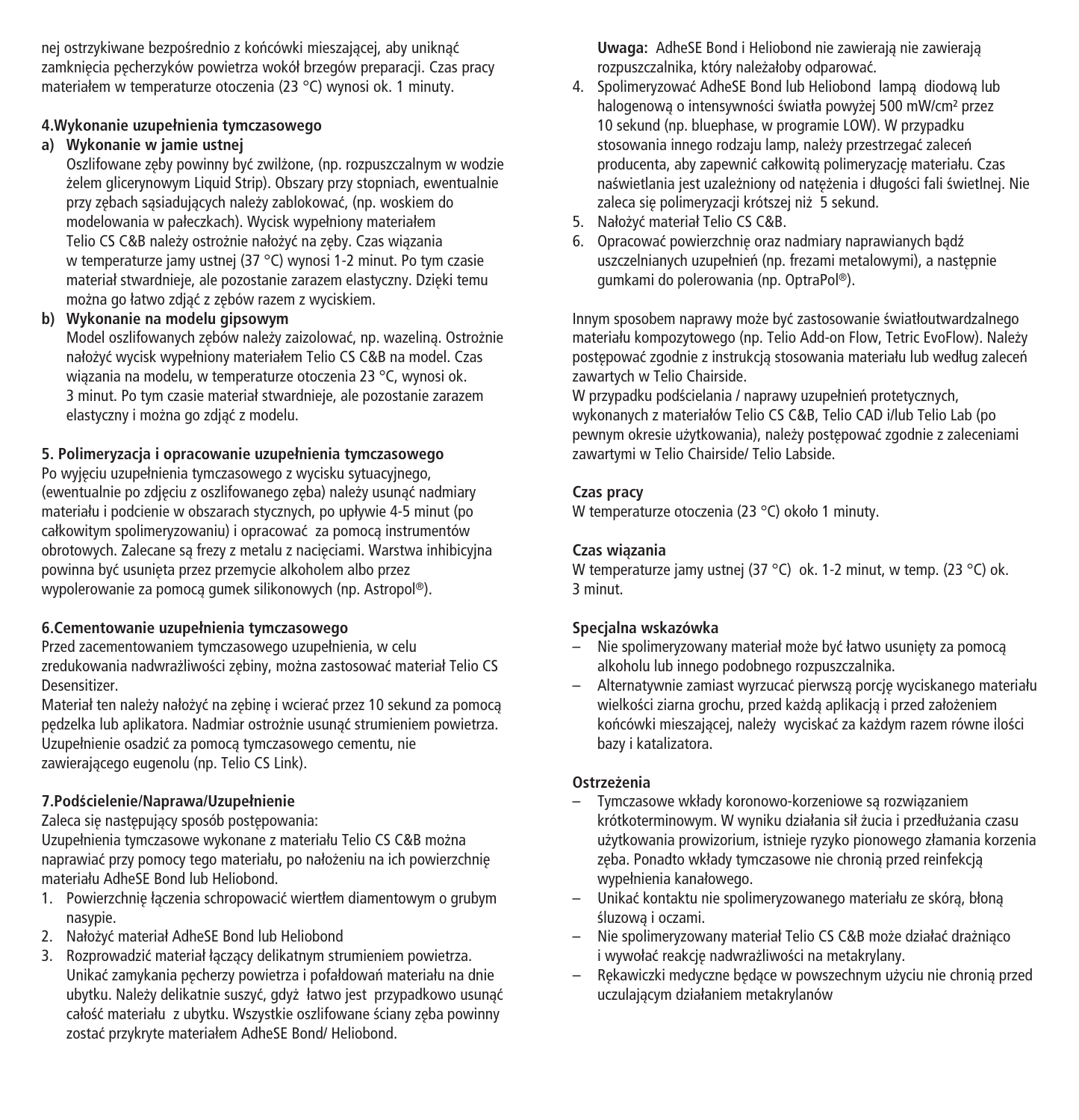nej ostrzykiwane bezpośrednio z końcówki mieszającej, aby uniknąć zamknięcia pęcherzyków powietrza wokół brzegów preparacji. Czas pracy materiałem w temperaturze otoczenia (23 °C) wynosi ok. 1 minuty.

**4.Wykonanie uzupełnienia tymczasowego**

**a) Wykonanie w jamie ustnej**

Oszlifowane zęby powinny być zwilżone, (np. rozpuszczalnym w wodzie żelem glicerynowym Liquid Strip). Obszary przy stopniach, ewentualnie przy zębach sąsiadujących należy zablokować, (np. woskiem do modelowania w pałeczkach). Wycisk wypełniony materiałem Telio CS C&B należy ostrożnie nałożyć na zęby. Czas wiązania w temperaturze jamy ustnej (37 °C) wynosi 1-2 minut. Po tym czasie materiał stwardnieje, ale pozostanie zarazem elastyczny. Dzięki temu można go łatwo zdjąć z zębów razem z wyciskiem.

**b) Wykonanie na modelu gipsowym**

Model oszlifowanych zębów należy zaizolować, np. wazeliną. Ostrożnie nałożyć wycisk wypełniony materiałem Telio CS C&B na model. Czas wiązania na modelu, w temperaturze otoczenia 23 °C, wynosi ok. 3 minut. Po tym czasie materiał stwardnieje, ale pozostanie zarazem elastyczny i można go zdjąć z modelu.

**5. Polimeryzacja i opracowanie uzupełnienia tymczasowego**

Po wyjęciu uzupełnienia tymczasowego z wycisku sytuacyjnego, (ewentualnie po zdjęciu z oszlifowanego zęba) należy usunąć nadmiary materiału i podcienie w obszarach stycznych, po upływie 4-5 minut (po całkowitym spolimeryzowaniu) i opracować za pomocą instrumentów obrotowych. Zalecane są frezy z metalu z nacięciami. Warstwa inhibicyjna powinna być usunięta przez przemycie alkoholem albo przez wypolerowanie za pomocą gumek silikonowych (np. Astropol®).

**6.Cementowanie uzupełnienia tymczasowego**

Przed zacementowaniem tymczasowego uzupełnienia, w celu zredukowania nadwrażliwości zębiny, można zastosować materiał Telio CS Desensitizer.

Materiał ten należy nałożyć na zębinę i wcierać przez 10 sekund za pomocą pędzelka lub aplikatora. Nadmiar ostrożnie usunąć strumieniem powietrza. Uzupełnienie osadzić za pomocą tymczasowego cementu, nie zawierającego eugenolu (np. Telio CS Link).

**7.Podścielenie/Naprawa/Uzupełnienie**

Zaleca się następujący sposób postępowania:

Uzupełnienia tymczasowe wykonane z materiału Telio CS C&B można naprawiać przy pomocy tego materiału, po nałożeniu na ich powierzchnię materiału AdheSE Bond lub Heliobond.

1. Powierzchnię łączenia schropowacić wiertłem diamentowym o grubym nasypie.
2. Nałożyć materiał AdheSE Bond lub Heliobond
3. Rozprowadzić materiał łączący delikatnym strumieniem powietrza. Unikać zamykania pęcherzy powietrza i pofałdowań materiału na dnie ubytku. Należy delikatnie suszyć, gdyż łatwo jest przypadkowo usunąć całość materiału z ubytku. Wszystkie oszlifowane ściany zęba powinny zostać przykryte materiałem AdheSE Bond/ Heliobond.

   **Uwaga:** AdheSE Bond i Heliobond nie zawierają nie zawierają rozpuszczalnika, który należałoby odparować.
4. Spolimeryzować AdheSE Bond lub Heliobond lampą diodową lub halogenową o intensywności światła powyżej 500 mW/cm² przez 10 sekund (np. bluephase, w programie LOW). W przypadku stosowania innego rodzaju lamp, należy przestrzegać zaleceń producenta, aby zapewnić całkowitą polimeryzację materiału. Czas naświetlania jest uzależniony od natężenia i długości fali świetlnej. Nie zaleca się polimeryzacji krótszej niż 5 sekund.
5. Nałożyć materiał Telio CS C&B.
6. Opracować powierzchnię oraz nadmiary naprawianych bądź uszczelnianych uzupełnień (np. frezami metalowymi), a następnie gumkami do polerowania (np. OptraPol®).

Innym sposobem naprawy może być zastosowanie światłoutwardzalnego materiału kompozytowego (np. Telio Add-on Flow, Tetric EvoFlow). Należy postępować zgodnie z instrukcją stosowania materiału lub według zaleceń zawartych w Telio Chairside.

W przypadku podścielania / naprawy uzupełnień protetycznych, wykonanych z materiałów Telio CS C&B, Telio CAD i/lub Telio Lab (po pewnym okresie użytkowania), należy postępować zgodnie z zaleceniami zawartymi w Telio Chairside/ Telio Labside.

**Czas pracy**

W temperaturze otoczenia (23 °C) około 1 minuty.

**Czas wiązania**

W temperaturze jamy ustnej (37 °C) ok. 1-2 minut, w temp. (23 °C) ok. 3 minut.

**Specjalna wskazówka**

- Nie spolimeryzowany materiał może być łatwo usunięty za pomocą alkoholu lub innego podobnego rozpuszczalnika.
- Alternatywnie zamiast wyrzucać pierwszą porcję wyciskanego materiału wielkości ziarna grochu, przed każdą aplikacją i przed założeniem końcówki mieszającej, należy wyciskać za każdym razem równe ilości bazy i katalizatora.

**Ostrzeżenia**

- Tymczasowe wkłady koronowo-korzeniowe są rozwiązaniem krótkoterminowym. W wyniku działania sił żucia i przedłużania czasu użytkowania prowizorium, istnieje ryzyko pionowego złamania korzenia zęba. Ponadto wkłady tymczasowe nie chronią przed reinfekcją wypełnienia kanałowego.
- Unikać kontaktu nie spolimeryzowanego materiału ze skórą, błoną śluzową i oczami.
- Nie spolimeryzowany materiał Telio CS C&B może działać drażniąco i wywołać reakcję nadwrażliwości na metakrylany.
- Rękawiczki medyczne będące w powszechnym użyciu nie chronią przed uczulającym działaniem metakrylanów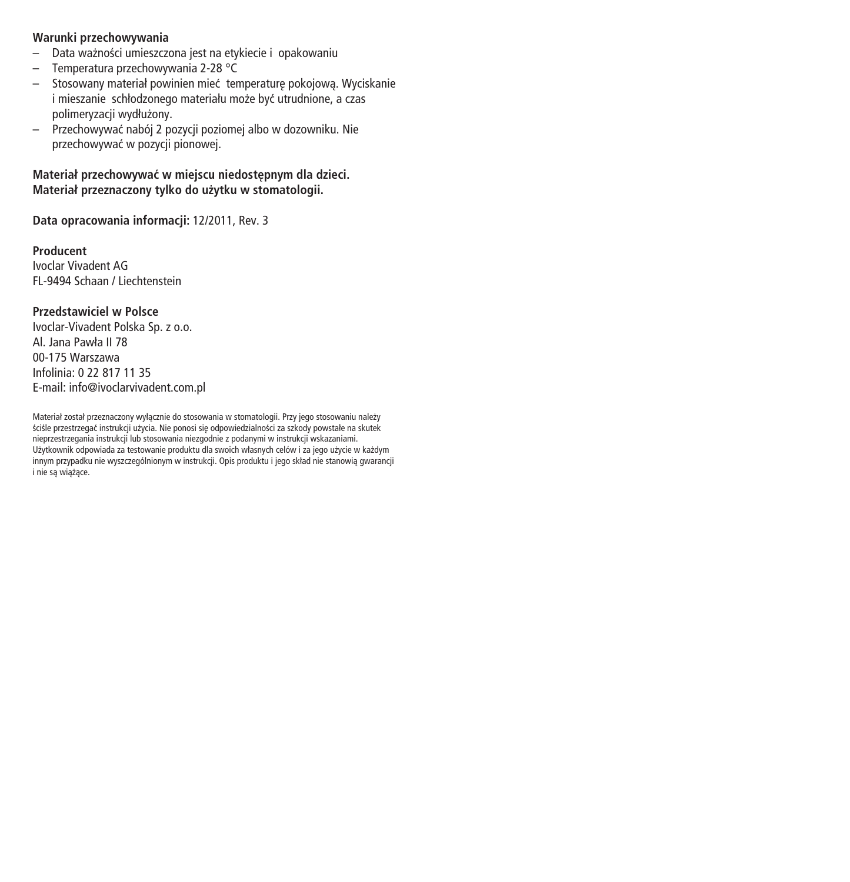**Warunki przechowywania**

– Data ważności umieszczona jest na etykiecie i opakowaniu
– Temperatura przechowywania 2-28 °C
– Stosowany materiał powinien mieć temperaturę pokojową. Wyciskanie i mieszanie schłodzonego materiału może być utrudnione, a czas polimeryzacji wydłużony.
– Przechowywać nabój 2 pozycji poziomej albo w dozowniku. Nie przechowywać w pozycji pionowej.

**Materiał przechowywać w miejscu niedostępnym dla dzieci.**
**Materiał przeznaczony tylko do użytku w stomatologii.**

**Data opracowania informacji:** 12/2011, Rev. 3

**Producent**
Ivoclar Vivadent AG
FL-9494 Schaan / Liechtenstein

**Przedstawiciel w Polsce**
Ivoclar-Vivadent Polska Sp. z o.o.
Al. Jana Pawła II 78
00-175 Warszawa
Infolinia: 0 22 817 11 35
E-mail: info@ivoclarvivadent.com.pl

Materiał został przeznaczony wyłącznie do stosowania w stomatologii. Przy jego stosowaniu należy ściśle przestrzegać instrukcji użycia. Nie ponosi się odpowiedzialności za szkody powstałe na skutek nieprzestrzegania instrukcji lub stosowania niezgodnie z podanymi w instrukcji wskazaniami. Użytkownik odpowiada za testowanie produktu dla swoich własnych celów i za jego użycie w każdym innym przypadku nie wyszczególnionym w instrukcji. Opis produktu i jego skład nie stanowią gwarancji i nie są wiążące.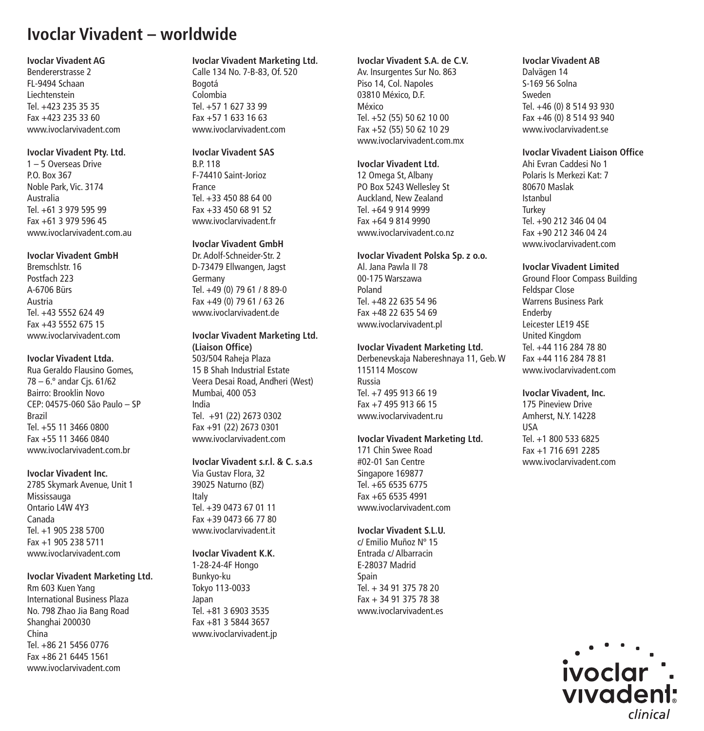# Ivoclar Vivadent – worldwide

**Ivoclar Vivadent AG**
Bendererstrasse 2
FL-9494 Schaan
Liechtenstein
Tel. +423 235 35 35
Fax +423 235 33 60
www.ivoclarvivadent.com

**Ivoclar Vivadent Pty. Ltd.**
1 – 5 Overseas Drive
P.O. Box 367
Noble Park, Vic. 3174
Australia
Tel. +61 3 979 595 99
Fax +61 3 979 596 45
www.ivoclarvivadent.com.au

**Ivoclar Vivadent GmbH**
Bremschlstr. 16
Postfach 223
A-6706 Bürs
Austria
Tel. +43 5552 624 49
Fax +43 5552 675 15
www.ivoclarvivadent.com

**Ivoclar Vivadent Ltda.**
Rua Geraldo Flausino Gomes,
78 – 6.º andar Cjs. 61/62
Bairro: Brooklin Novo
CEP: 04575-060 São Paulo – SP
Brazil
Tel. +55 11 3466 0800
Fax +55 11 3466 0840
www.ivoclarvivadent.com.br

**Ivoclar Vivadent Inc.**
2785 Skymark Avenue, Unit 1
Mississauga
Ontario L4W 4Y3
Canada
Tel. +1 905 238 5700
Fax +1 905 238 5711
www.ivoclarvivadent.com

**Ivoclar Vivadent Marketing Ltd.**
Rm 603 Kuen Yang
International Business Plaza
No. 798 Zhao Jia Bang Road
Shanghai 200030
China
Tel. +86 21 5456 0776
Fax +86 21 6445 1561
www.ivoclarvivadent.com

**Ivoclar Vivadent Marketing Ltd.**
Calle 134 No. 7-B-83, Of. 520
Bogotá
Colombia
Tel. +57 1 627 33 99
Fax +57 1 633 16 63
www.ivoclarvivadent.com

**Ivoclar Vivadent SAS**
B.P. 118
F-74410 Saint-Jorioz
France
Tel. +33 450 88 64 00
Fax +33 450 68 91 52
www.ivoclarvivadent.fr

**Ivoclar Vivadent GmbH**
Dr. Adolf-Schneider-Str. 2
D-73479 Ellwangen, Jagst
Germany
Tel. +49 (0) 79 61 / 8 89-0
Fax +49 (0) 79 61 / 63 26
www.ivoclarvivadent.de

**Ivoclar Vivadent Marketing Ltd. (Liaison Office)**
503/504 Raheja Plaza
15 B Shah Industrial Estate
Veera Desai Road, Andheri (West)
Mumbai, 400 053
India
Tel. +91 (22) 2673 0302
Fax +91 (22) 2673 0301
www.ivoclarvivadent.com

**Ivoclar Vivadent s.r.l. & C. s.a.s**
Via Gustav Flora, 32
39025 Naturno (BZ)
Italy
Tel. +39 0473 67 01 11
Fax +39 0473 66 77 80
www.ivoclarvivadent.it

**Ivoclar Vivadent K.K.**
1-28-24-4F Hongo
Bunkyo-ku
Tokyo 113-0033
Japan
Tel. +81 3 6903 3535
Fax +81 3 5844 3657
www.ivoclarvivadent.jp

**Ivoclar Vivadent S.A. de C.V.**
Av. Insurgentes Sur No. 863
Piso 14, Col. Napoles
03810 México, D.F.
México
Tel. +52 (55) 50 62 10 00
Fax +52 (55) 50 62 10 29
www.ivoclarvivadent.com.mx

**Ivoclar Vivadent Ltd.**
12 Omega St, Albany
PO Box 5243 Wellesley St
Auckland, New Zealand
Tel. +64 9 914 9999
Fax +64 9 814 9990
www.ivoclarvivadent.co.nz

**Ivoclar Vivadent Polska Sp. z o.o.**
Al. Jana Pawla II 78
00-175 Warszawa
Poland
Tel. +48 22 635 54 96
Fax +48 22 635 54 69
www.ivoclarvivadent.pl

**Ivoclar Vivadent Marketing Ltd.**
Derbenevskaja Nabereshnaya 11, Geb. W
115114 Moscow
Russia
Tel. +7 495 913 66 19
Fax +7 495 913 66 15
www.ivoclarvivadent.ru

**Ivoclar Vivadent Marketing Ltd.**
171 Chin Swee Road
#02-01 San Centre
Singapore 169877
Tel. +65 6535 6775
Fax +65 6535 4991
www.ivoclarvivadent.com

**Ivoclar Vivadent S.L.U.**
c/ Emilio Muñoz Nº 15
Entrada c/ Albarracin
E-28037 Madrid
Spain
Tel. + 34 91 375 78 20
Fax + 34 91 375 78 38
www.ivoclarvivadent.es

**Ivoclar Vivadent AB**
Dalvägen 14
S-169 56 Solna
Sweden
Tel. +46 (0) 8 514 93 930
Fax +46 (0) 8 514 93 940
www.ivoclarvivadent.se

**Ivoclar Vivadent Liaison Office**
Ahi Evran Caddesi No 1
Polaris Is Merkezi Kat: 7
80670 Maslak
Istanbul
Turkey
Tel. +90 212 346 04 04
Fax +90 212 346 04 24
www.ivoclarvivadent.com

**Ivoclar Vivadent Limited**
Ground Floor Compass Building
Feldspar Close
Warrens Business Park
Enderby
Leicester LE19 4SE
United Kingdom
Tel. +44 116 284 78 80
Fax +44 116 284 78 81
www.ivoclarvivadent.com

**Ivoclar Vivadent, Inc.**
175 Pineview Drive
Amherst, N.Y. 14228
USA
Tel. +1 800 533 6825
Fax +1 716 691 2285
www.ivoclarvivadent.com

ivoclar vivadent® clinical